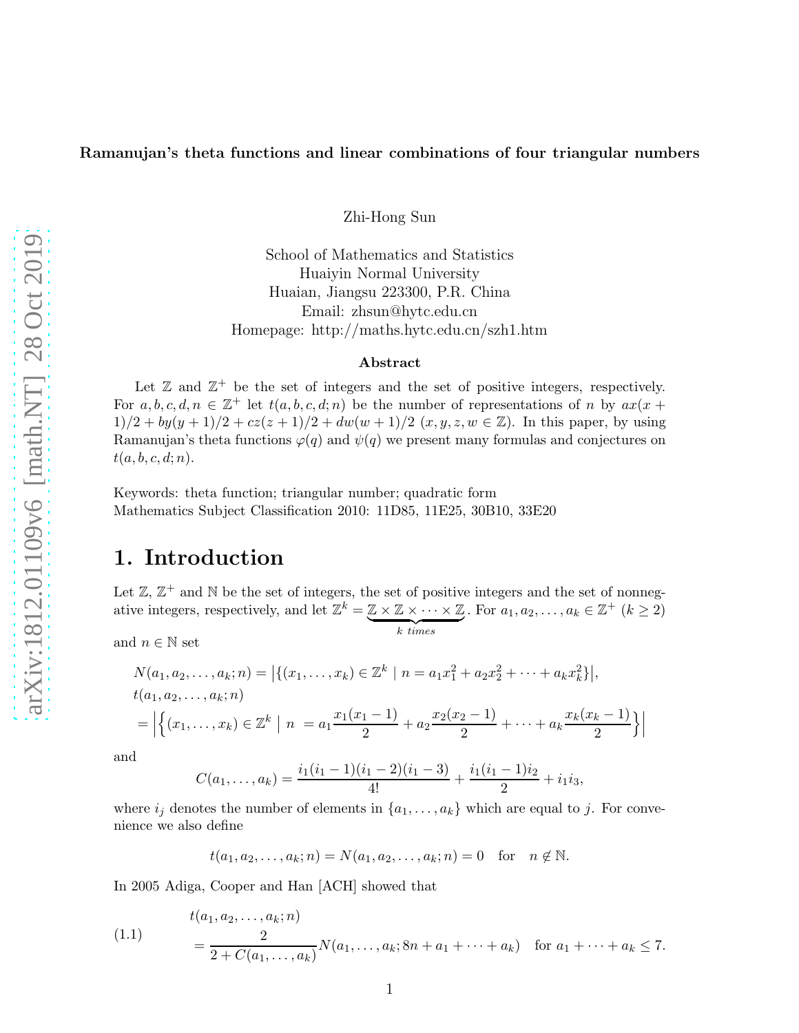# Ramanujan's theta functions and linear combinations of four triangular numbers

Zhi-Hong Sun

School of Mathematics and Statistics
Huaiyin Normal University
Huaian, Jiangsu 223300, P.R. China
Email: zhsun@hytc.edu.cn
Homepage: http://maths.hytc.edu.cn/szh1.htm

**Abstract**

Let $\mathbb{Z}$ and $\mathbb{Z}^+$ be the set of integers and the set of positive integers, respectively. For $a, b, c, d, n \in \mathbb{Z}^+$ let $t(a, b, c, d; n)$ be the number of representations of $n$ by $ax(x+1)/2 + by(y+1)/2 + cz(z+1)/2 + dw(w+1)/2$ $(x, y, z, w \in \mathbb{Z})$. In this paper, by using Ramanujan's theta functions $\varphi(q)$ and $\psi(q)$ we present many formulas and conjectures on $t(a, b, c, d; n)$.

Keywords: theta function; triangular number; quadratic form
Mathematics Subject Classification 2010: 11D85, 11E25, 30B10, 33E20

## 1. Introduction

Let $\mathbb{Z}$, $\mathbb{Z}^+$ and $\mathbb{N}$ be the set of integers, the set of positive integers and the set of nonnegative integers, respectively, and let $\mathbb{Z}^k = \underbrace{\mathbb{Z} \times \mathbb{Z} \times \cdots \times \mathbb{Z}}_{k\ times}$. For $a_1, a_2, \ldots, a_k \in \mathbb{Z}^+$ $(k \geq 2)$ and $n \in \mathbb{N}$ set

$$
\begin{aligned}
&N(a_1, a_2, \ldots, a_k; n) = \left|\{(x_1, \ldots, x_k) \in \mathbb{Z}^k \mid n = a_1x_1^2 + a_2x_2^2 + \cdots + a_kx_k^2\}\right|, \\
&t(a_1, a_2, \ldots, a_k; n) \\
&= \left|\left\{(x_1, \ldots, x_k) \in \mathbb{Z}^k \mid n = a_1\frac{x_1(x_1-1)}{2} + a_2\frac{x_2(x_2-1)}{2} + \cdots + a_k\frac{x_k(x_k-1)}{2}\right\}\right|
\end{aligned}
$$

and

$$C(a_1, \ldots, a_k) = \frac{i_1(i_1-1)(i_1-2)(i_1-3)}{4!} + \frac{i_1(i_1-1)i_2}{2} + i_1i_3,$$

where $i_j$ denotes the number of elements in $\{a_1, \ldots, a_k\}$ which are equal to $j$. For convenience we also define

$$t(a_1, a_2, \ldots, a_k; n) = N(a_1, a_2, \ldots, a_k; n) = 0 \quad \text{for} \quad n \notin \mathbb{N}.$$

In 2005 Adiga, Cooper and Han [ACH] showed that

$$
\begin{aligned}
(1.1) \qquad &t(a_1, a_2, \ldots, a_k; n) \\
&= \frac{2}{2 + C(a_1, \ldots, a_k)} N(a_1, \ldots, a_k; 8n + a_1 + \cdots + a_k) \quad \text{for } a_1 + \cdots + a_k \leq 7.
\end{aligned}
$$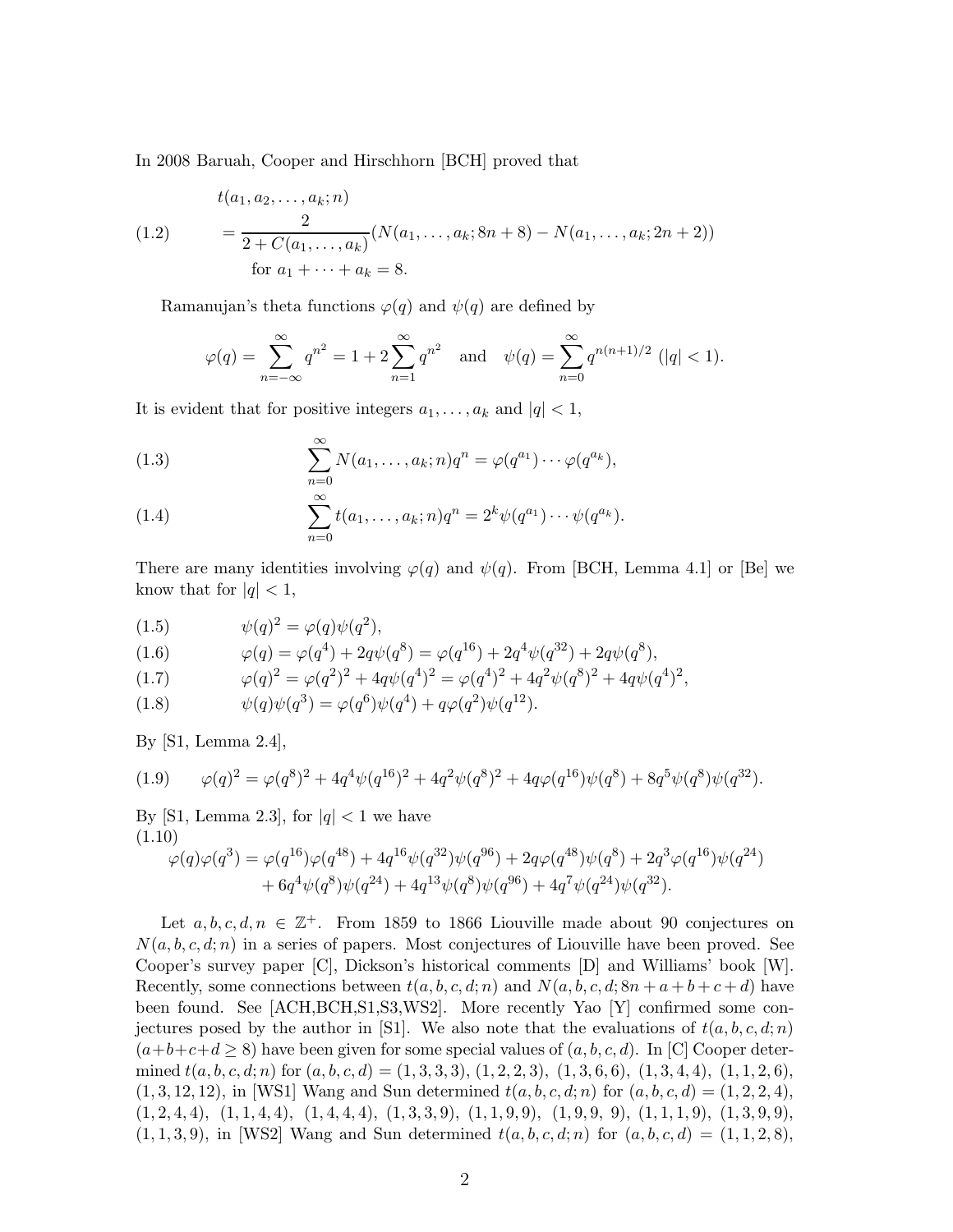In 2008 Baruah, Cooper and Hirschhorn [BCH] proved that

$$\begin{aligned} &t(a_1,a_2,\ldots,a_k;n)\\ &= \frac{2}{2+C(a_1,\ldots,a_k)}(N(a_1,\ldots,a_k;8n+8)-N(a_1,\ldots,a_k;2n+2))\\ &\quad \text{for } a_1+\cdots+a_k=8. \end{aligned} \tag{1.2}$$

Ramanujan's theta functions $\varphi(q)$ and $\psi(q)$ are defined by

$$\varphi(q)=\sum_{n=-\infty}^{\infty}q^{n^2}=1+2\sum_{n=1}^{\infty}q^{n^2}\quad\text{and}\quad \psi(q)=\sum_{n=0}^{\infty}q^{n(n+1)/2}\ (|q|<1).$$

It is evident that for positive integers $a_1,\ldots,a_k$ and $|q|<1$,

$$\sum_{n=0}^{\infty}N(a_1,\ldots,a_k;n)q^n=\varphi(q^{a_1})\cdots\varphi(q^{a_k}), \tag{1.3}$$

$$\sum_{n=0}^{\infty}t(a_1,\ldots,a_k;n)q^n=2^k\psi(q^{a_1})\cdots\psi(q^{a_k}). \tag{1.4}$$

There are many identities involving $\varphi(q)$ and $\psi(q)$. From [BCH, Lemma 4.1] or [Be] we know that for $|q|<1$,

$$\psi(q)^2=\varphi(q)\psi(q^2), \tag{1.5}$$

$$\varphi(q)=\varphi(q^4)+2q\psi(q^8)=\varphi(q^{16})+2q^4\psi(q^{32})+2q\psi(q^8), \tag{1.6}$$

$$\varphi(q)^2=\varphi(q^2)^2+4q\psi(q^4)^2=\varphi(q^4)^2+4q^2\psi(q^8)^2+4q\psi(q^4)^2, \tag{1.7}$$

$$\psi(q)\psi(q^3)=\varphi(q^6)\psi(q^4)+q\varphi(q^2)\psi(q^{12}). \tag{1.8}$$

By [S1, Lemma 2.4],

$$\varphi(q)^2=\varphi(q^8)^2+4q^4\psi(q^{16})^2+4q^2\psi(q^8)^2+4q\varphi(q^{16})\psi(q^8)+8q^5\psi(q^8)\psi(q^{32}). \tag{1.9}$$

By [S1, Lemma 2.3], for $|q|<1$ we have

$$\begin{aligned} \varphi(q)\varphi(q^3)&=\varphi(q^{16})\varphi(q^{48})+4q^{16}\psi(q^{32})\psi(q^{96})+2q\varphi(q^{48})\psi(q^8)+2q^3\varphi(q^{16})\psi(q^{24})\\ &\quad+6q^4\psi(q^8)\psi(q^{24})+4q^{13}\psi(q^8)\psi(q^{96})+4q^7\psi(q^{24})\psi(q^{32}). \end{aligned} \tag{1.10}$$

Let $a,b,c,d,n\in\mathbb{Z}^+$. From 1859 to 1866 Liouville made about 90 conjectures on $N(a,b,c,d;n)$ in a series of papers. Most conjectures of Liouville have been proved. See Cooper's survey paper [C], Dickson's historical comments [D] and Williams' book [W]. Recently, some connections between $t(a,b,c,d;n)$ and $N(a,b,c,d;8n+a+b+c+d)$ have been found. See [ACH,BCH,S1,S3,WS2]. More recently Yao [Y] confirmed some conjectures posed by the author in [S1]. We also note that the evaluations of $t(a,b,c,d;n)$ $(a+b+c+d\ge 8)$ have been given for some special values of $(a,b,c,d)$. In [C] Cooper determined $t(a,b,c,d;n)$ for $(a,b,c,d)=(1,3,3,3)$, $(1,2,2,3)$, $(1,3,6,6)$, $(1,3,4,4)$, $(1,1,2,6)$, $(1,3,12,12)$, in [WS1] Wang and Sun determined $t(a,b,c,d;n)$ for $(a,b,c,d)=(1,2,2,4)$, $(1,2,4,4)$, $(1,1,4,4)$, $(1,4,4,4)$, $(1,3,3,9)$, $(1,1,9,9)$, $(1,9,9,9)$, $(1,1,1,9)$, $(1,3,9,9)$, $(1,1,3,9)$, in [WS2] Wang and Sun determined $t(a,b,c,d;n)$ for $(a,b,c,d)=(1,1,2,8)$,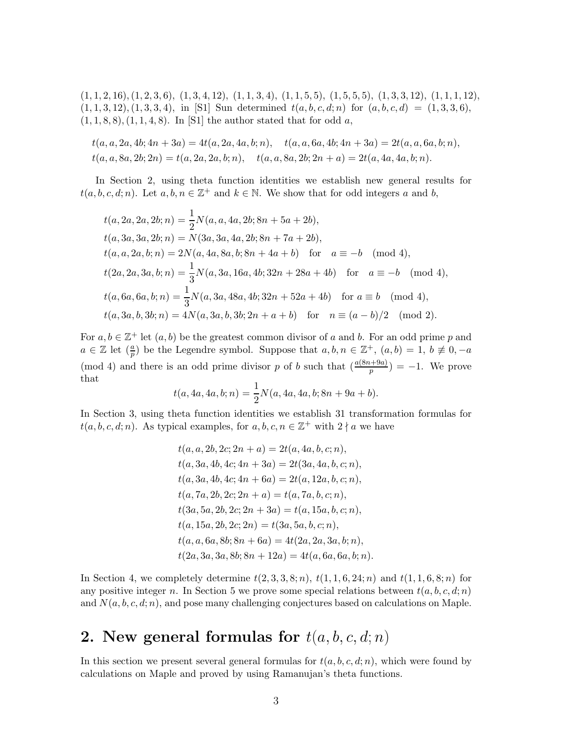$(1,1,2,16),(1,2,3,6)$, $(1,3,4,12)$, $(1,1,3,4)$, $(1,1,5,5)$, $(1,5,5,5)$, $(1,3,3,12)$, $(1,1,1,12)$, $(1,1,3,12),(1,3,3,4)$, in [S1] Sun determined $t(a,b,c,d;n)$ for $(a,b,c,d) = (1,3,3,6)$, $(1,1,8,8),(1,1,4,8)$. In [S1] the author stated that for odd $a$,

$$\begin{aligned}
&t(a,a,2a,4b;4n+3a) = 4t(a,2a,4a,b;n), \quad t(a,a,6a,4b;4n+3a) = 2t(a,a,6a,b;n),\\
&t(a,a,8a,2b;2n) = t(a,2a,2a,b;n), \quad t(a,a,8a,2b;2n+a) = 2t(a,4a,4a,b;n).
\end{aligned}$$

In Section 2, using theta function identities we establish new general results for $t(a,b,c,d;n)$. Let $a,b,n \in \mathbb{Z}^+$ and $k \in \mathbb{N}$. We show that for odd integers $a$ and $b$,

$$\begin{aligned}
&t(a,2a,2a,2b;n) = \frac{1}{2}N(a,a,4a,2b;8n+5a+2b),\\
&t(a,3a,3a,2b;n) = N(3a,3a,4a,2b;8n+7a+2b),\\
&t(a,a,2a,b;n) = 2N(a,4a,8a,b;8n+4a+b) \quad \text{for} \quad a \equiv -b \pmod 4,\\
&t(2a,2a,3a,b;n) = \frac{1}{3}N(a,3a,16a,4b;32n+28a+4b) \quad \text{for} \quad a \equiv -b \pmod 4,\\
&t(a,6a,6a,b;n) = \frac{1}{3}N(a,3a,48a,4b;32n+52a+4b) \quad \text{for } a \equiv b \pmod 4,\\
&t(a,3a,b,3b;n) = 4N(a,3a,b,3b;2n+a+b) \quad \text{for} \quad n \equiv (a-b)/2 \pmod 2.
\end{aligned}$$

For $a,b \in \mathbb{Z}^+$ let $(a,b)$ be the greatest common divisor of $a$ and $b$. For an odd prime $p$ and $a \in \mathbb{Z}$ let $(\frac{a}{p})$ be the Legendre symbol. Suppose that $a,b,n \in \mathbb{Z}^+$, $(a,b)=1$, $b \not\equiv 0,-a \pmod 4$ and there is an odd prime divisor $p$ of $b$ such that $(\frac{a(8n+9a)}{p}) = -1$. We prove that

$$t(a,4a,4a,b;n) = \frac{1}{2}N(a,4a,4a,b;8n+9a+b).$$

In Section 3, using theta function identities we establish 31 transformation formulas for $t(a,b,c,d;n)$. As typical examples, for $a,b,c,n \in \mathbb{Z}^+$ with $2 \nmid a$ we have

$$\begin{aligned}
&t(a,a,2b,2c;2n+a) = 2t(a,4a,b,c;n),\\
&t(a,3a,4b,4c;4n+3a) = 2t(3a,4a,b,c;n),\\
&t(a,3a,4b,4c;4n+6a) = 2t(a,12a,b,c;n),\\
&t(a,7a,2b,2c;2n+a) = t(a,7a,b,c;n),\\
&t(3a,5a,2b,2c;2n+3a) = t(a,15a,b,c;n),\\
&t(a,15a,2b,2c;2n) = t(3a,5a,b,c;n),\\
&t(a,a,6a,8b;8n+6a) = 4t(2a,2a,3a,b;n),\\
&t(2a,3a,3a,8b;8n+12a) = 4t(a,6a,6a,b;n).
\end{aligned}$$

In Section 4, we completely determine $t(2,3,3,8;n)$, $t(1,1,6,24;n)$ and $t(1,1,6,8;n)$ for any positive integer $n$. In Section 5 we prove some special relations between $t(a,b,c,d;n)$ and $N(a,b,c,d;n)$, and pose many challenging conjectures based on calculations on Maple.

## 2. New general formulas for $t(a,b,c,d;n)$

In this section we present several general formulas for $t(a,b,c,d;n)$, which were found by calculations on Maple and proved by using Ramanujan's theta functions.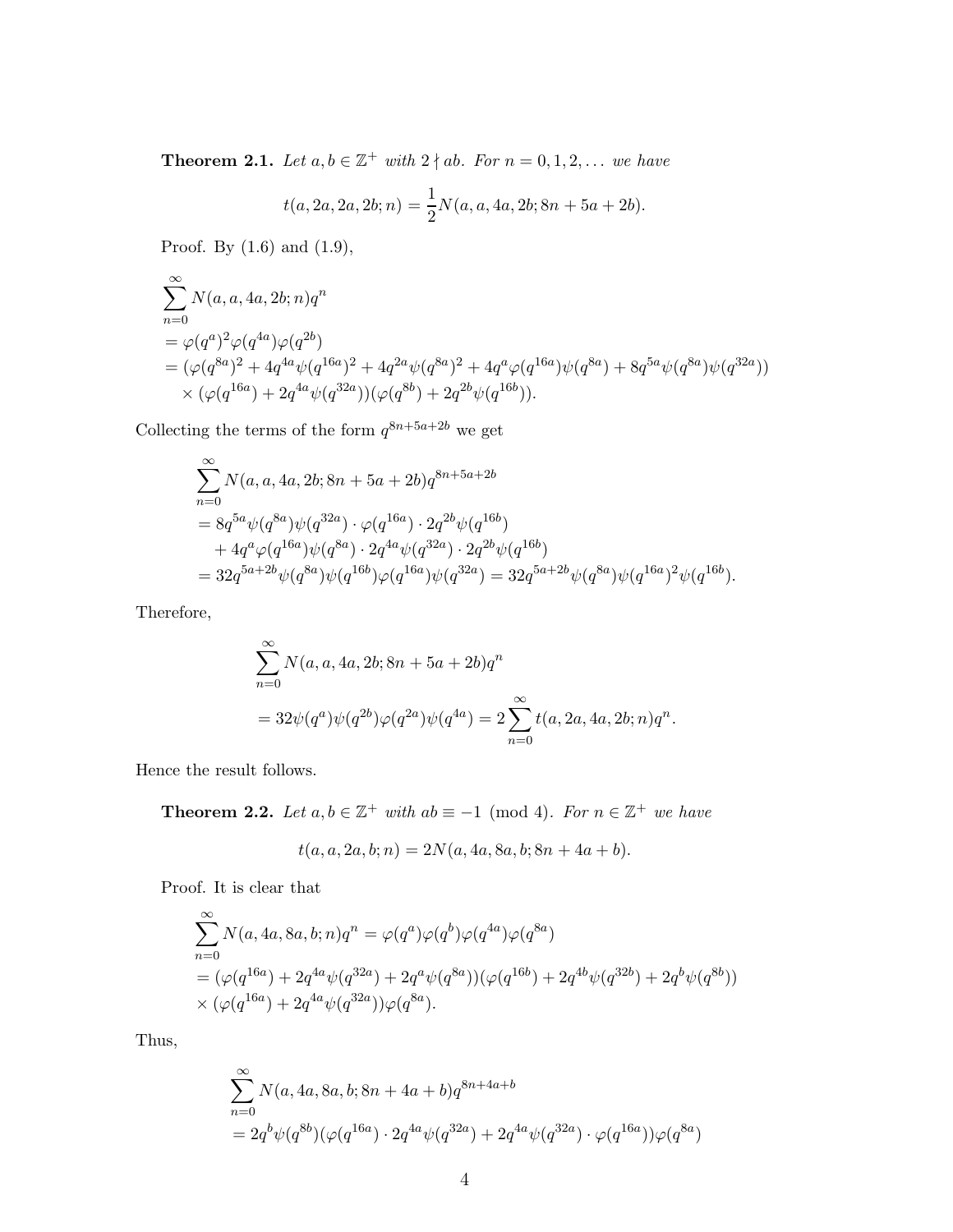**Theorem 2.1.** *Let $a, b \in \mathbb{Z}^+$ with $2 \nmid ab$. For $n = 0, 1, 2, \ldots$ we have*

$$t(a, 2a, 2a, 2b; n) = \frac{1}{2} N(a, a, 4a, 2b; 8n + 5a + 2b).$$

*Proof.* By (1.6) and (1.9),

$$\begin{aligned}
&\sum_{n=0}^{\infty} N(a, a, 4a, 2b; n) q^n \\
&= \varphi(q^a)^2 \varphi(q^{4a}) \varphi(q^{2b}) \\
&= (\varphi(q^{8a})^2 + 4q^{4a}\psi(q^{16a})^2 + 4q^{2a}\psi(q^{8a})^2 + 4q^a\varphi(q^{16a})\psi(q^{8a}) + 8q^{5a}\psi(q^{8a})\psi(q^{32a})) \\
&\quad \times (\varphi(q^{16a}) + 2q^{4a}\psi(q^{32a}))(\varphi(q^{8b}) + 2q^{2b}\psi(q^{16b})).
\end{aligned}$$

Collecting the terms of the form $q^{8n+5a+2b}$ we get

$$\begin{aligned}
&\sum_{n=0}^{\infty} N(a, a, 4a, 2b; 8n + 5a + 2b) q^{8n+5a+2b} \\
&= 8q^{5a}\psi(q^{8a})\psi(q^{32a}) \cdot \varphi(q^{16a}) \cdot 2q^{2b}\psi(q^{16b}) \\
&\quad + 4q^a\varphi(q^{16a})\psi(q^{8a}) \cdot 2q^{4a}\psi(q^{32a}) \cdot 2q^{2b}\psi(q^{16b}) \\
&= 32q^{5a+2b}\psi(q^{8a})\psi(q^{16b})\varphi(q^{16a})\psi(q^{32a}) = 32q^{5a+2b}\psi(q^{8a})\psi(q^{16a})^2\psi(q^{16b}).
\end{aligned}$$

Therefore,

$$\begin{aligned}
&\sum_{n=0}^{\infty} N(a, a, 4a, 2b; 8n + 5a + 2b) q^n \\
&= 32\psi(q^a)\psi(q^{2b})\varphi(q^{2a})\psi(q^{4a}) = 2\sum_{n=0}^{\infty} t(a, 2a, 4a, 2b; n) q^n.
\end{aligned}$$

Hence the result follows.

**Theorem 2.2.** *Let $a, b \in \mathbb{Z}^+$ with $ab \equiv -1 \pmod 4$. For $n \in \mathbb{Z}^+$ we have*

$$t(a, a, 2a, b; n) = 2N(a, 4a, 8a, b; 8n + 4a + b).$$

*Proof.* It is clear that

$$\begin{aligned}
&\sum_{n=0}^{\infty} N(a, 4a, 8a, b; n) q^n = \varphi(q^a)\varphi(q^b)\varphi(q^{4a})\varphi(q^{8a}) \\
&= (\varphi(q^{16a}) + 2q^{4a}\psi(q^{32a}) + 2q^a\psi(q^{8a}))(\varphi(q^{16b}) + 2q^{4b}\psi(q^{32b}) + 2q^b\psi(q^{8b})) \\
&\times (\varphi(q^{16a}) + 2q^{4a}\psi(q^{32a}))\varphi(q^{8a}).
\end{aligned}$$

Thus,

$$\begin{aligned}
&\sum_{n=0}^{\infty} N(a, 4a, 8a, b; 8n + 4a + b) q^{8n+4a+b} \\
&= 2q^b\psi(q^{8b})(\varphi(q^{16a}) \cdot 2q^{4a}\psi(q^{32a}) + 2q^{4a}\psi(q^{32a}) \cdot \varphi(q^{16a}))\varphi(q^{8a})
\end{aligned}$$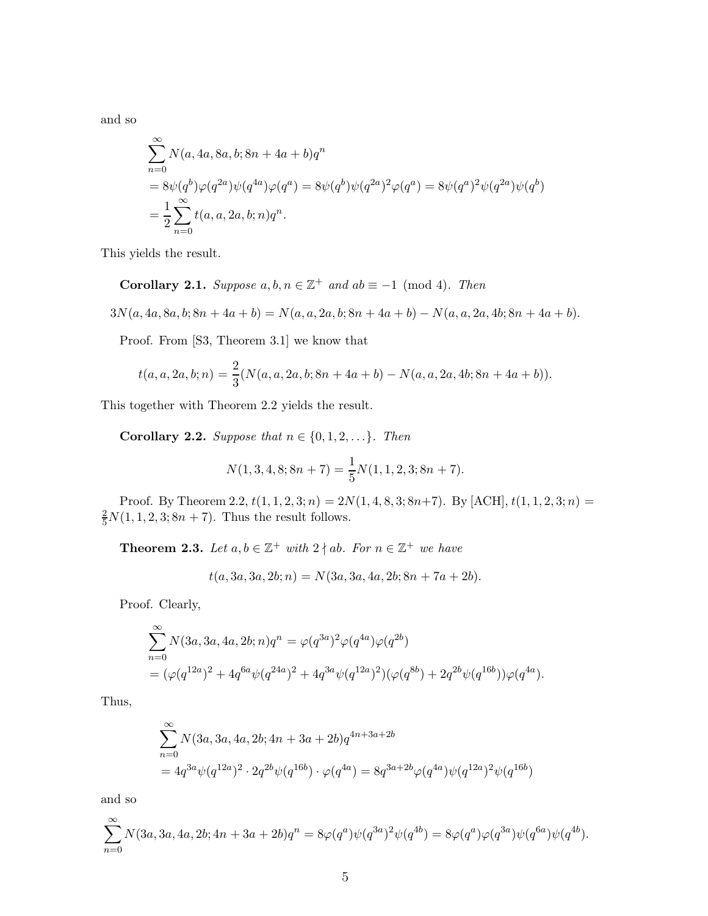and so

$$\begin{aligned}
&\sum_{n=0}^{\infty} N(a,4a,8a,b;8n+4a+b)q^n \\
&= 8\psi(q^b)\varphi(q^{2a})\psi(q^{4a})\varphi(q^a) = 8\psi(q^b)\psi(q^{2a})^2\varphi(q^a) = 8\psi(q^a)^2\psi(q^{2a})\psi(q^b) \\
&= \frac{1}{2}\sum_{n=0}^{\infty} t(a,a,2a,b;n)q^n.
\end{aligned}$$

This yields the result.

**Corollary 2.1.** *Suppose $a,b,n \in \mathbb{Z}^+$ and $ab \equiv -1 \pmod 4$. Then*

$$3N(a,4a,8a,b;8n+4a+b) = N(a,a,2a,b;8n+4a+b) - N(a,a,2a,4b;8n+4a+b).$$

Proof. From [S3, Theorem 3.1] we know that

$$t(a,a,2a,b;n) = \frac{2}{3}(N(a,a,2a,b;8n+4a+b) - N(a,a,2a,4b;8n+4a+b)).$$

This together with Theorem 2.2 yields the result.

**Corollary 2.2.** *Suppose that $n \in \{0,1,2,\dots\}$. Then*

$$N(1,3,4,8;8n+7) = \frac{1}{5}N(1,1,2,3;8n+7).$$

Proof. By Theorem 2.2, $t(1,1,2,3;n) = 2N(1,4,8,3;8n+7)$. By [ACH], $t(1,1,2,3;n) = \frac{2}{5}N(1,1,2,3;8n+7)$. Thus the result follows.

**Theorem 2.3.** *Let $a,b \in \mathbb{Z}^+$ with $2 \nmid ab$. For $n \in \mathbb{Z}^+$ we have*

$$t(a,3a,3a,2b;n) = N(3a,3a,4a,2b;8n+7a+2b).$$

Proof. Clearly,

$$\begin{aligned}
&\sum_{n=0}^{\infty} N(3a,3a,4a,2b;n)q^n = \varphi(q^{3a})^2\varphi(q^{4a})\varphi(q^{2b}) \\
&= (\varphi(q^{12a})^2 + 4q^{6a}\psi(q^{24a})^2 + 4q^{3a}\psi(q^{12a})^2)(\varphi(q^{8b}) + 2q^{2b}\psi(q^{16b}))\varphi(q^{4a}).
\end{aligned}$$

Thus,

$$\begin{aligned}
&\sum_{n=0}^{\infty} N(3a,3a,4a,2b;4n+3a+2b)q^{4n+3a+2b} \\
&= 4q^{3a}\psi(q^{12a})^2 \cdot 2q^{2b}\psi(q^{16b}) \cdot \varphi(q^{4a}) = 8q^{3a+2b}\varphi(q^{4a})\psi(q^{12a})^2\psi(q^{16b})
\end{aligned}$$

and so

$$\sum_{n=0}^{\infty} N(3a,3a,4a,2b;4n+3a+2b)q^n = 8\varphi(q^a)\psi(q^{3a})^2\psi(q^{4b}) = 8\varphi(q^a)\varphi(q^{3a})\psi(q^{6a})\psi(q^{4b}).$$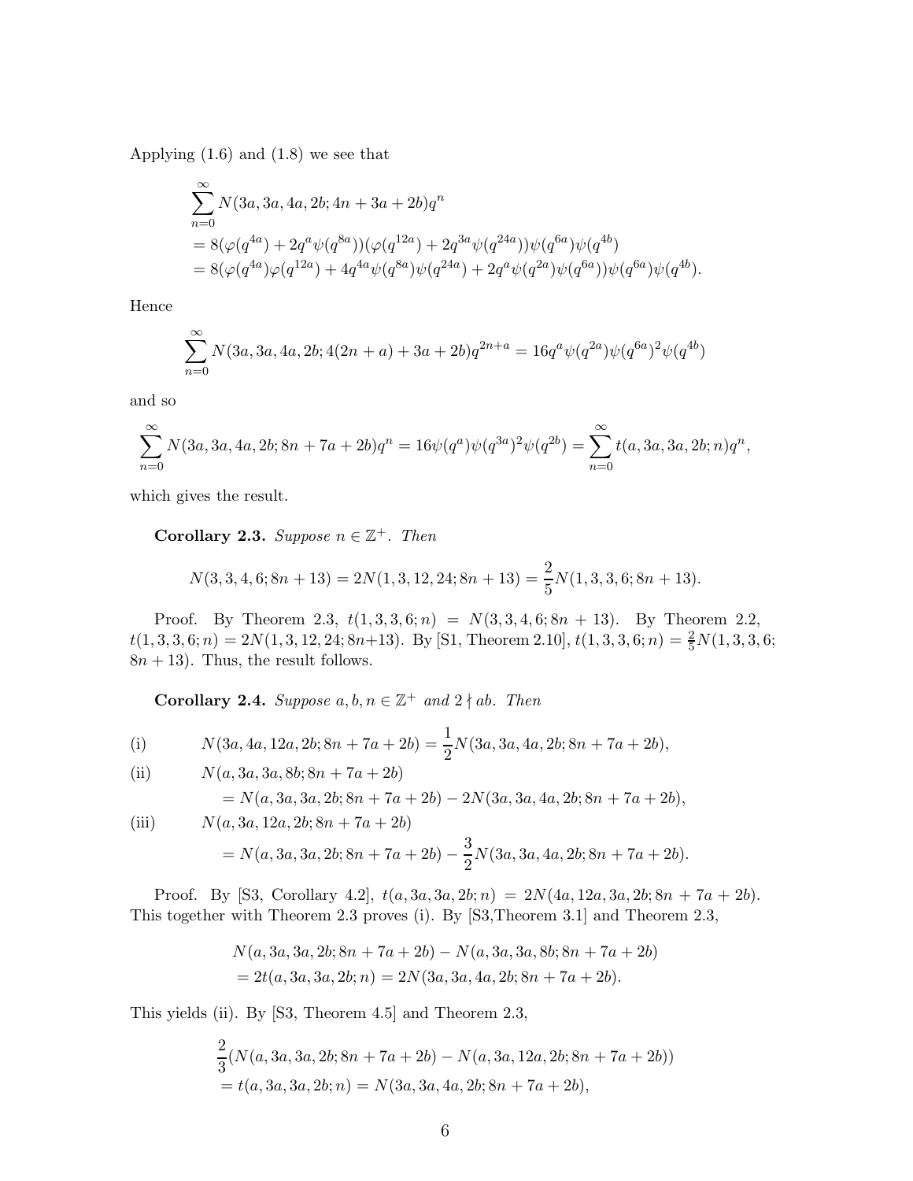Applying (1.6) and (1.8) we see that

$$\begin{aligned}
&\sum_{n=0}^{\infty} N(3a,3a,4a,2b;4n+3a+2b)q^n \\
&= 8(\varphi(q^{4a})+2q^a\psi(q^{8a}))(\varphi(q^{12a})+2q^{3a}\psi(q^{24a}))\psi(q^{6a})\psi(q^{4b}) \\
&= 8(\varphi(q^{4a})\varphi(q^{12a})+4q^{4a}\psi(q^{8a})\psi(q^{24a})+2q^a\psi(q^{2a})\psi(q^{6a}))\psi(q^{6a})\psi(q^{4b}).
\end{aligned}$$

Hence

$$\sum_{n=0}^{\infty} N(3a,3a,4a,2b;4(2n+a)+3a+2b)q^{2n+a} = 16q^a\psi(q^{2a})\psi(q^{6a})^2\psi(q^{4b})$$

and so

$$\sum_{n=0}^{\infty} N(3a,3a,4a,2b;8n+7a+2b)q^n = 16\psi(q^a)\psi(q^{3a})^2\psi(q^{2b}) = \sum_{n=0}^{\infty} t(a,3a,3a,2b;n)q^n,$$

which gives the result.

**Corollary 2.3.** *Suppose $n \in \mathbb{Z}^+$. Then*

$$N(3,3,4,6;8n+13) = 2N(1,3,12,24;8n+13) = \frac{2}{5}N(1,3,3,6;8n+13).$$

Proof. By Theorem 2.3, $t(1,3,3,6;n) = N(3,3,4,6;8n+13)$. By Theorem 2.2, $t(1,3,3,6;n) = 2N(1,3,12,24;8n+13)$. By [S1, Theorem 2.10], $t(1,3,3,6;n) = \frac{2}{5}N(1,3,3,6;8n+13)$. Thus, the result follows.

**Corollary 2.4.** *Suppose $a,b,n \in \mathbb{Z}^+$ and $2 \nmid ab$. Then*

(i) $$N(3a,4a,12a,2b;8n+7a+2b) = \frac{1}{2}N(3a,3a,4a,2b;8n+7a+2b),$$

(ii) $$\begin{aligned}&N(a,3a,3a,8b;8n+7a+2b) \\ &\quad = N(a,3a,3a,2b;8n+7a+2b) - 2N(3a,3a,4a,2b;8n+7a+2b),\end{aligned}$$

(iii) $$\begin{aligned}&N(a,3a,12a,2b;8n+7a+2b) \\ &\quad = N(a,3a,3a,2b;8n+7a+2b) - \frac{3}{2}N(3a,3a,4a,2b;8n+7a+2b).\end{aligned}$$

Proof. By [S3, Corollary 4.2], $t(a,3a,3a,2b;n) = 2N(4a,12a,3a,2b;8n+7a+2b)$. This together with Theorem 2.3 proves (i). By [S3,Theorem 3.1] and Theorem 2.3,

$$\begin{aligned}
&N(a,3a,3a,2b;8n+7a+2b) - N(a,3a,3a,8b;8n+7a+2b) \\
&= 2t(a,3a,3a,2b;n) = 2N(3a,3a,4a,2b;8n+7a+2b).
\end{aligned}$$

This yields (ii). By [S3, Theorem 4.5] and Theorem 2.3,

$$\begin{aligned}
&\frac{2}{3}(N(a,3a,3a,2b;8n+7a+2b) - N(a,3a,12a,2b;8n+7a+2b)) \\
&= t(a,3a,3a,2b;n) = N(3a,3a,4a,2b;8n+7a+2b),
\end{aligned}$$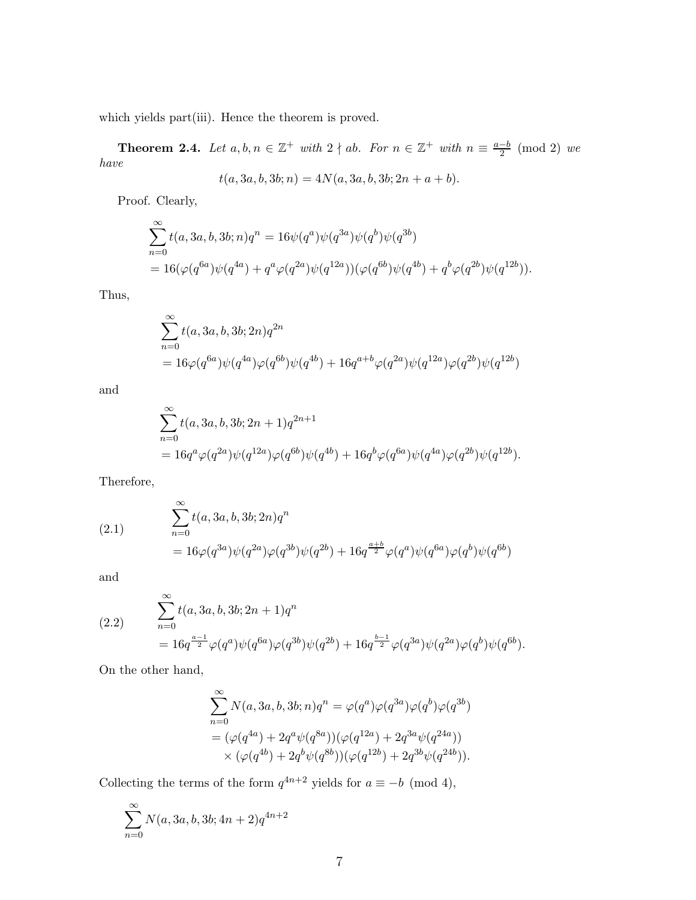which yields part(iii). Hence the theorem is proved.

**Theorem 2.4.** *Let $a, b, n \in \mathbb{Z}^+$ with $2 \nmid ab$. For $n \in \mathbb{Z}^+$ with $n \equiv \frac{a-b}{2} \pmod 2$ we have*

$$t(a, 3a, b, 3b; n) = 4N(a, 3a, b, 3b; 2n + a + b).$$

Proof. Clearly,

$$\begin{aligned}
&\sum_{n=0}^{\infty} t(a, 3a, b, 3b; n)q^n = 16\psi(q^a)\psi(q^{3a})\psi(q^b)\psi(q^{3b}) \\
&= 16(\varphi(q^{6a})\psi(q^{4a}) + q^a\varphi(q^{2a})\psi(q^{12a}))(\varphi(q^{6b})\psi(q^{4b}) + q^b\varphi(q^{2b})\psi(q^{12b})).
\end{aligned}$$

Thus,

$$\begin{aligned}
&\sum_{n=0}^{\infty} t(a, 3a, b, 3b; 2n)q^{2n} \\
&= 16\varphi(q^{6a})\psi(q^{4a})\varphi(q^{6b})\psi(q^{4b}) + 16q^{a+b}\varphi(q^{2a})\psi(q^{12a})\varphi(q^{2b})\psi(q^{12b})
\end{aligned}$$

and

$$\begin{aligned}
&\sum_{n=0}^{\infty} t(a, 3a, b, 3b; 2n + 1)q^{2n+1} \\
&= 16q^a\varphi(q^{2a})\psi(q^{12a})\varphi(q^{6b})\psi(q^{4b}) + 16q^b\varphi(q^{6a})\psi(q^{4a})\varphi(q^{2b})\psi(q^{12b}).
\end{aligned}$$

Therefore,

$$\begin{aligned}
&\sum_{n=0}^{\infty} t(a, 3a, b, 3b; 2n)q^n \\
&= 16\varphi(q^{3a})\psi(q^{2a})\varphi(q^{3b})\psi(q^{2b}) + 16q^{\frac{a+b}{2}}\varphi(q^a)\psi(q^{6a})\varphi(q^b)\psi(q^{6b})
\end{aligned} \tag{2.1}$$

and

$$\begin{aligned}
&\sum_{n=0}^{\infty} t(a, 3a, b, 3b; 2n + 1)q^n \\
&= 16q^{\frac{a-1}{2}}\varphi(q^a)\psi(q^{6a})\varphi(q^{3b})\psi(q^{2b}) + 16q^{\frac{b-1}{2}}\varphi(q^{3a})\psi(q^{2a})\varphi(q^b)\psi(q^{6b}).
\end{aligned} \tag{2.2}$$

On the other hand,

$$\begin{aligned}
&\sum_{n=0}^{\infty} N(a, 3a, b, 3b; n)q^n = \varphi(q^a)\varphi(q^{3a})\varphi(q^b)\varphi(q^{3b}) \\
&= (\varphi(q^{4a}) + 2q^a\psi(q^{8a}))(\varphi(q^{12a}) + 2q^{3a}\psi(q^{24a})) \\
&\quad \times (\varphi(q^{4b}) + 2q^b\psi(q^{8b}))(\varphi(q^{12b}) + 2q^{3b}\psi(q^{24b})).
\end{aligned}$$

Collecting the terms of the form $q^{4n+2}$ yields for $a \equiv -b \pmod 4$,

$$\sum_{n=0}^{\infty} N(a, 3a, b, 3b; 4n + 2)q^{4n+2}$$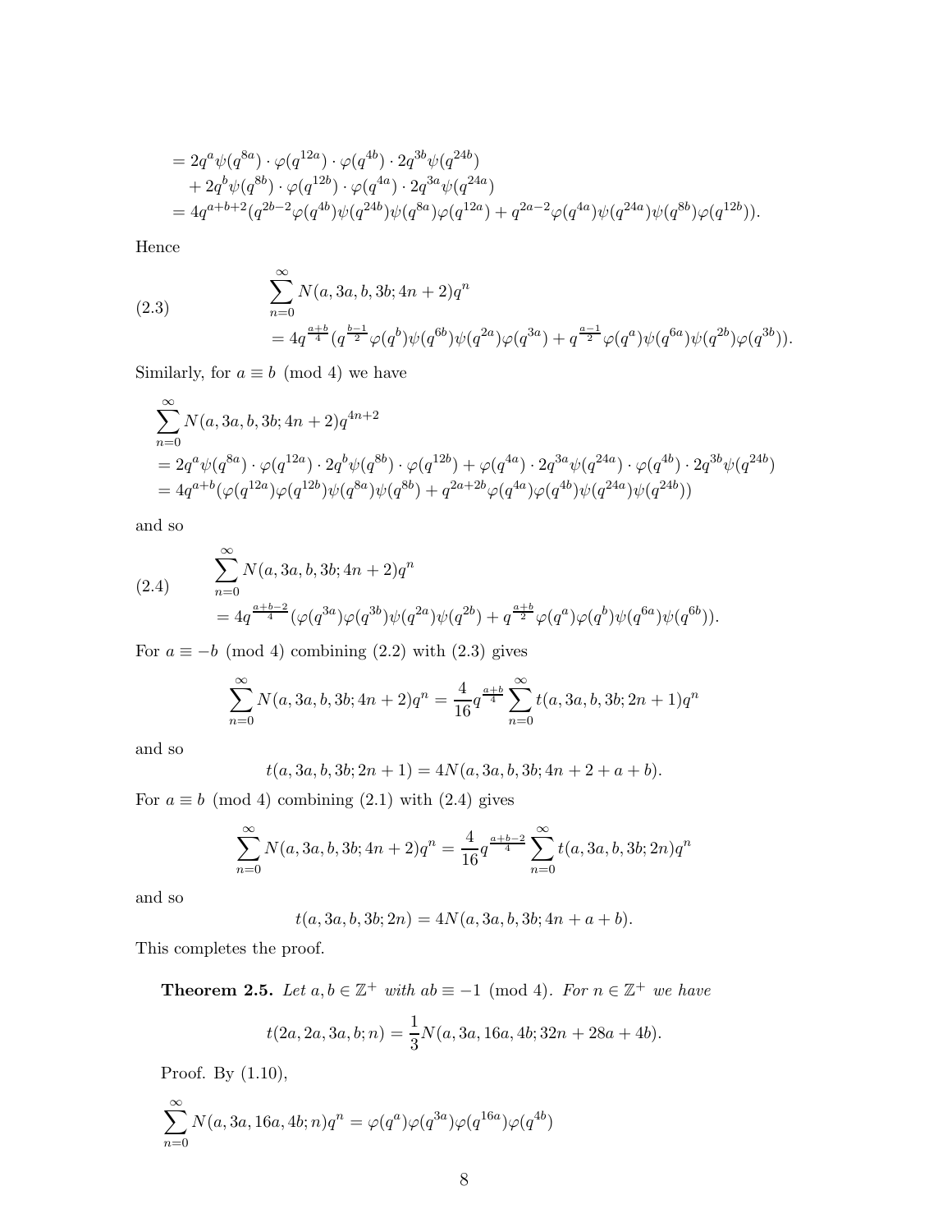$$
\begin{aligned}
&= 2q^a\psi(q^{8a})\cdot\varphi(q^{12a})\cdot\varphi(q^{4b})\cdot 2q^{3b}\psi(q^{24b}) \\
&\quad + 2q^b\psi(q^{8b})\cdot\varphi(q^{12b})\cdot\varphi(q^{4a})\cdot 2q^{3a}\psi(q^{24a}) \\
&= 4q^{a+b+2}(q^{2b-2}\varphi(q^{4b})\psi(q^{24b})\psi(q^{8a})\varphi(q^{12a}) + q^{2a-2}\varphi(q^{4a})\psi(q^{24a})\psi(q^{8b})\varphi(q^{12b})).
\end{aligned}
$$

Hence

$$
\tag{2.3}
\begin{aligned}
&\sum_{n=0}^{\infty} N(a,3a,b,3b;4n+2)q^n \\
&= 4q^{\frac{a+b}{4}}(q^{\frac{b-1}{2}}\varphi(q^b)\psi(q^{6b})\psi(q^{2a})\varphi(q^{3a}) + q^{\frac{a-1}{2}}\varphi(q^a)\psi(q^{6a})\psi(q^{2b})\varphi(q^{3b})).
\end{aligned}
$$

Similarly, for $a \equiv b \pmod 4$ we have

$$
\begin{aligned}
&\sum_{n=0}^{\infty} N(a,3a,b,3b;4n+2)q^{4n+2} \\
&= 2q^a\psi(q^{8a})\cdot\varphi(q^{12a})\cdot 2q^b\psi(q^{8b})\cdot\varphi(q^{12b}) + \varphi(q^{4a})\cdot 2q^{3a}\psi(q^{24a})\cdot\varphi(q^{4b})\cdot 2q^{3b}\psi(q^{24b}) \\
&= 4q^{a+b}(\varphi(q^{12a})\varphi(q^{12b})\psi(q^{8a})\psi(q^{8b}) + q^{2a+2b}\varphi(q^{4a})\varphi(q^{4b})\psi(q^{24a})\psi(q^{24b}))
\end{aligned}
$$

and so

$$
\tag{2.4}
\begin{aligned}
&\sum_{n=0}^{\infty} N(a,3a,b,3b;4n+2)q^n \\
&= 4q^{\frac{a+b-2}{4}}(\varphi(q^{3a})\varphi(q^{3b})\psi(q^{2a})\psi(q^{2b}) + q^{\frac{a+b}{2}}\varphi(q^a)\varphi(q^b)\psi(q^{6a})\psi(q^{6b})).
\end{aligned}
$$

For $a \equiv -b \pmod 4$ combining (2.2) with (2.3) gives

$$
\sum_{n=0}^{\infty} N(a,3a,b,3b;4n+2)q^n = \frac{4}{16}q^{\frac{a+b}{4}}\sum_{n=0}^{\infty} t(a,3a,b,3b;2n+1)q^n
$$

and so

$$
t(a,3a,b,3b;2n+1) = 4N(a,3a,b,3b;4n+2+a+b).
$$

For $a \equiv b \pmod 4$ combining (2.1) with (2.4) gives

$$
\sum_{n=0}^{\infty} N(a,3a,b,3b;4n+2)q^n = \frac{4}{16}q^{\frac{a+b-2}{4}}\sum_{n=0}^{\infty} t(a,3a,b,3b;2n)q^n
$$

and so

$$
t(a,3a,b,3b;2n) = 4N(a,3a,b,3b;4n+a+b).
$$

This completes the proof.

**Theorem 2.5.** *Let $a,b \in \mathbb{Z}^+$ with $ab \equiv -1 \pmod 4$. For $n \in \mathbb{Z}^+$ we have*

$$
t(2a,2a,3a,b;n) = \frac{1}{3}N(a,3a,16a,4b;32n+28a+4b).
$$

Proof. By (1.10),

$$
\sum_{n=0}^{\infty} N(a,3a,16a,4b;n)q^n = \varphi(q^a)\varphi(q^{3a})\varphi(q^{16a})\varphi(q^{4b})
$$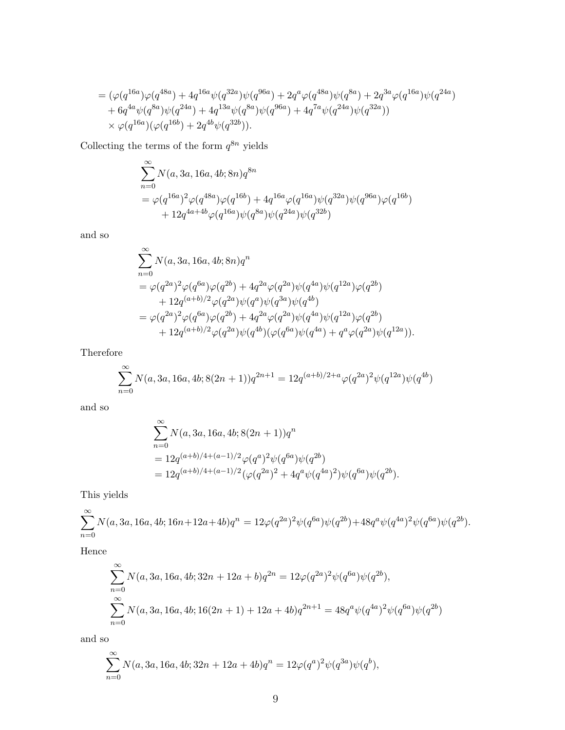$$
\begin{aligned}
&= (\varphi(q^{16a})\varphi(q^{48a}) + 4q^{16a}\psi(q^{32a})\psi(q^{96a}) + 2q^{a}\varphi(q^{48a})\psi(q^{8a}) + 2q^{3a}\varphi(q^{16a})\psi(q^{24a}) \\
&\quad + 6q^{4a}\psi(q^{8a})\psi(q^{24a}) + 4q^{13a}\psi(q^{8a})\psi(q^{96a}) + 4q^{7a}\psi(q^{24a})\psi(q^{32a})) \\
&\quad \times \varphi(q^{16a})(\varphi(q^{16b}) + 2q^{4b}\psi(q^{32b})).
\end{aligned}
$$

Collecting the terms of the form $q^{8n}$ yields

$$
\begin{aligned}
&\sum_{n=0}^{\infty} N(a,3a,16a,4b;8n)q^{8n} \\
&= \varphi(q^{16a})^2\varphi(q^{48a})\varphi(q^{16b}) + 4q^{16a}\varphi(q^{16a})\psi(q^{32a})\psi(q^{96a})\varphi(q^{16b}) \\
&\quad + 12q^{4a+4b}\varphi(q^{16a})\psi(q^{8a})\psi(q^{24a})\psi(q^{32b})
\end{aligned}
$$

and so

$$
\begin{aligned}
&\sum_{n=0}^{\infty} N(a,3a,16a,4b;8n)q^{n} \\
&= \varphi(q^{2a})^2\varphi(q^{6a})\varphi(q^{2b}) + 4q^{2a}\varphi(q^{2a})\psi(q^{4a})\psi(q^{12a})\varphi(q^{2b}) \\
&\quad + 12q^{(a+b)/2}\varphi(q^{2a})\psi(q^{a})\psi(q^{3a})\psi(q^{4b}) \\
&= \varphi(q^{2a})^2\varphi(q^{6a})\varphi(q^{2b}) + 4q^{2a}\varphi(q^{2a})\psi(q^{4a})\psi(q^{12a})\varphi(q^{2b}) \\
&\quad + 12q^{(a+b)/2}\varphi(q^{2a})\psi(q^{4b})(\varphi(q^{6a})\psi(q^{4a}) + q^{a}\varphi(q^{2a})\psi(q^{12a})).
\end{aligned}
$$

Therefore

$$
\sum_{n=0}^{\infty} N(a,3a,16a,4b;8(2n+1))q^{2n+1} = 12q^{(a+b)/2+a}\varphi(q^{2a})^2\psi(q^{12a})\psi(q^{4b})
$$

and so

$$
\begin{aligned}
&\sum_{n=0}^{\infty} N(a,3a,16a,4b;8(2n+1))q^{n} \\
&= 12q^{(a+b)/4+(a-1)/2}\varphi(q^{a})^2\psi(q^{6a})\psi(q^{2b}) \\
&= 12q^{(a+b)/4+(a-1)/2}(\varphi(q^{2a})^2 + 4q^{a}\psi(q^{4a})^2)\psi(q^{6a})\psi(q^{2b}).
\end{aligned}
$$

This yields

$$
\sum_{n=0}^{\infty} N(a,3a,16a,4b;16n+12a+4b)q^{n} = 12\varphi(q^{2a})^2\psi(q^{6a})\psi(q^{2b}) + 48q^{a}\psi(q^{4a})^2\psi(q^{6a})\psi(q^{2b}).
$$

Hence

$$
\begin{aligned}
&\sum_{n=0}^{\infty} N(a,3a,16a,4b;32n+12a+b)q^{2n} = 12\varphi(q^{2a})^2\psi(q^{6a})\psi(q^{2b}), \\
&\sum_{n=0}^{\infty} N(a,3a,16a,4b;16(2n+1)+12a+4b)q^{2n+1} = 48q^{a}\psi(q^{4a})^2\psi(q^{6a})\psi(q^{2b})
\end{aligned}
$$

and so

$$
\sum_{n=0}^{\infty} N(a,3a,16a,4b;32n+12a+4b)q^{n} = 12\varphi(q^{a})^2\psi(q^{3a})\psi(q^{b}),
$$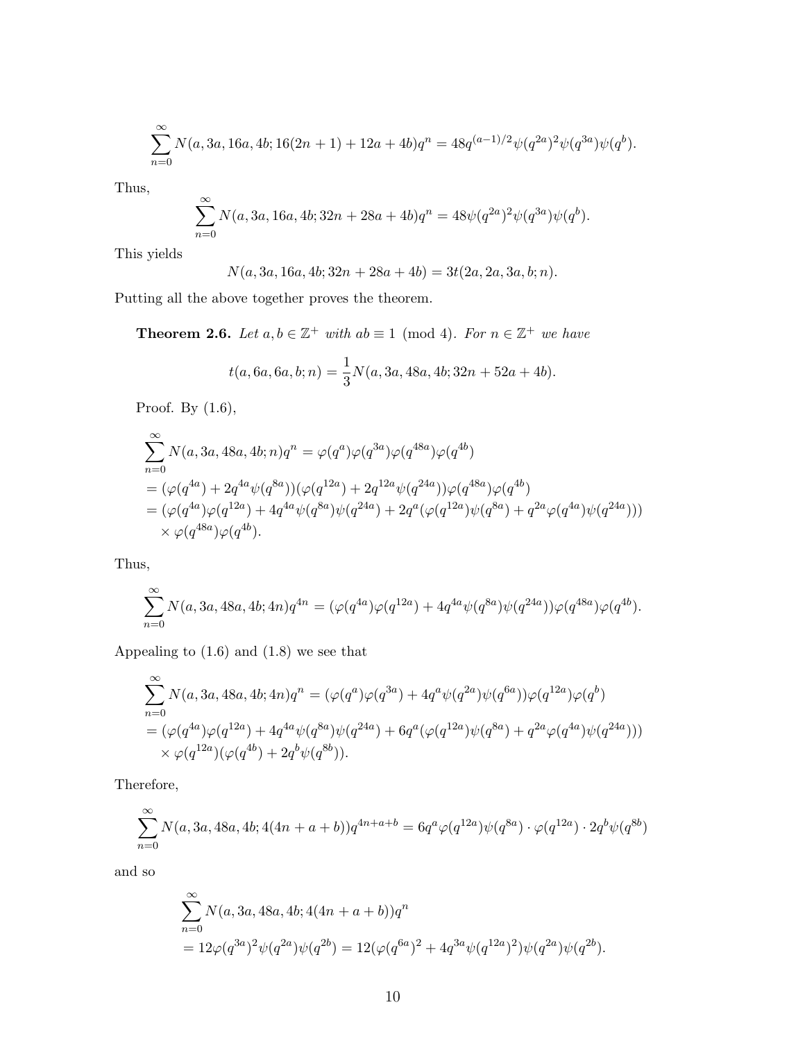$$\sum_{n=0}^{\infty} N(a,3a,16a,4b;16(2n+1)+12a+4b)q^n = 48q^{(a-1)/2}\psi(q^{2a})^2\psi(q^{3a})\psi(q^b).$$

Thus,

$$\sum_{n=0}^{\infty} N(a,3a,16a,4b;32n+28a+4b)q^n = 48\psi(q^{2a})^2\psi(q^{3a})\psi(q^b).$$

This yields

$$N(a,3a,16a,4b;32n+28a+4b) = 3t(2a,2a,3a,b;n).$$

Putting all the above together proves the theorem.

**Theorem 2.6.** *Let $a,b \in \mathbb{Z}^+$ with $ab \equiv 1 \pmod 4$. For $n \in \mathbb{Z}^+$ we have*

$$t(a,6a,6a,b;n) = \frac{1}{3}N(a,3a,48a,4b;32n+52a+4b).$$

Proof. By (1.6),

$$\begin{aligned}
&\sum_{n=0}^{\infty} N(a,3a,48a,4b;n)q^n = \varphi(q^a)\varphi(q^{3a})\varphi(q^{48a})\varphi(q^{4b}) \\
&= (\varphi(q^{4a}) + 2q^{4a}\psi(q^{8a}))(\varphi(q^{12a}) + 2q^{12a}\psi(q^{24a}))\varphi(q^{48a})\varphi(q^{4b}) \\
&= (\varphi(q^{4a})\varphi(q^{12a}) + 4q^{4a}\psi(q^{8a})\psi(q^{24a}) + 2q^a(\varphi(q^{12a})\psi(q^{8a}) + q^{2a}\varphi(q^{4a})\psi(q^{24a}))) \\
&\quad \times \varphi(q^{48a})\varphi(q^{4b}).
\end{aligned}$$

Thus,

$$\sum_{n=0}^{\infty} N(a,3a,48a,4b;4n)q^{4n} = (\varphi(q^{4a})\varphi(q^{12a}) + 4q^{4a}\psi(q^{8a})\psi(q^{24a}))\varphi(q^{48a})\varphi(q^{4b}).$$

Appealing to (1.6) and (1.8) we see that

$$\begin{aligned}
&\sum_{n=0}^{\infty} N(a,3a,48a,4b;4n)q^n = (\varphi(q^a)\varphi(q^{3a}) + 4q^a\psi(q^{2a})\psi(q^{6a}))\varphi(q^{12a})\varphi(q^b) \\
&= (\varphi(q^{4a})\varphi(q^{12a}) + 4q^{4a}\psi(q^{8a})\psi(q^{24a}) + 6q^a(\varphi(q^{12a})\psi(q^{8a}) + q^{2a}\varphi(q^{4a})\psi(q^{24a}))) \\
&\quad \times \varphi(q^{12a})(\varphi(q^{4b}) + 2q^b\psi(q^{8b})).
\end{aligned}$$

Therefore,

$$\sum_{n=0}^{\infty} N(a,3a,48a,4b;4(4n+a+b))q^{4n+a+b} = 6q^a\varphi(q^{12a})\psi(q^{8a}) \cdot \varphi(q^{12a}) \cdot 2q^b\psi(q^{8b})$$

and so

$$\begin{aligned}
&\sum_{n=0}^{\infty} N(a,3a,48a,4b;4(4n+a+b))q^n \\
&= 12\varphi(q^{3a})^2\psi(q^{2a})\psi(q^{2b}) = 12(\varphi(q^{6a})^2 + 4q^{3a}\psi(q^{12a})^2)\psi(q^{2a})\psi(q^{2b}).
\end{aligned}$$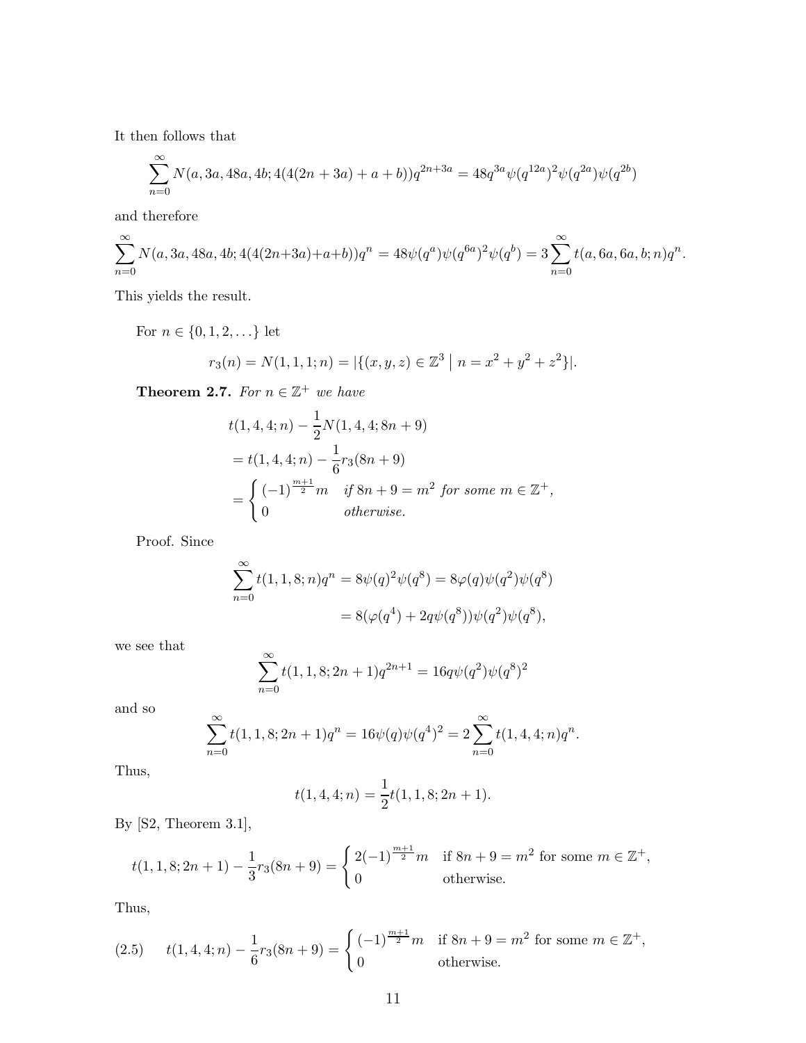It then follows that

$$\sum_{n=0}^{\infty} N(a,3a,48a,4b;4(4(2n+3a)+a+b))q^{2n+3a} = 48q^{3a}\psi(q^{12a})^2\psi(q^{2a})\psi(q^{2b})$$

and therefore

$$\sum_{n=0}^{\infty} N(a,3a,48a,4b;4(4(2n+3a)+a+b))q^{n} = 48\psi(q^{a})\psi(q^{6a})^2\psi(q^{b}) = 3\sum_{n=0}^{\infty} t(a,6a,6a,b;n)q^n.$$

This yields the result.

For $n \in \{0,1,2,\ldots\}$ let

$$r_3(n) = N(1,1,1;n) = |\{(x,y,z)\in\mathbb{Z}^3 \mid n = x^2+y^2+z^2\}|.$$

**Theorem 2.7.** *For $n \in \mathbb{Z}^+$ we have*

$$\begin{aligned} &t(1,4,4;n) - \frac{1}{2}N(1,4,4;8n+9) \\ &= t(1,4,4;n) - \frac{1}{6}r_3(8n+9) \\ &= \begin{cases} (-1)^{\frac{m+1}{2}}m & \text{if } 8n+9=m^2 \text{ for some } m\in\mathbb{Z}^+, \\ 0 & \text{otherwise.}\end{cases} \end{aligned}$$

Proof. Since

$$\begin{aligned}\sum_{n=0}^{\infty} t(1,1,8;n)q^n &= 8\psi(q)^2\psi(q^8) = 8\varphi(q)\psi(q^2)\psi(q^8) \\ &= 8(\varphi(q^4)+2q\psi(q^8))\psi(q^2)\psi(q^8),\end{aligned}$$

we see that

$$\sum_{n=0}^{\infty} t(1,1,8;2n+1)q^{2n+1} = 16q\psi(q^2)\psi(q^8)^2$$

and so

$$\sum_{n=0}^{\infty} t(1,1,8;2n+1)q^{n} = 16\psi(q)\psi(q^4)^2 = 2\sum_{n=0}^{\infty} t(1,4,4;n)q^n.$$

Thus,

$$t(1,4,4;n) = \frac{1}{2}t(1,1,8;2n+1).$$

By [S2, Theorem 3.1],

$$t(1,1,8;2n+1) - \frac{1}{3}r_3(8n+9) = \begin{cases} 2(-1)^{\frac{m+1}{2}}m & \text{if } 8n+9=m^2 \text{ for some } m\in\mathbb{Z}^+, \\ 0 & \text{otherwise.}\end{cases}$$

Thus,

$$t(1,4,4;n) - \frac{1}{6}r_3(8n+9) = \begin{cases} (-1)^{\frac{m+1}{2}}m & \text{if } 8n+9=m^2 \text{ for some } m\in\mathbb{Z}^+, \\ 0 & \text{otherwise.}\end{cases} \tag{2.5}$$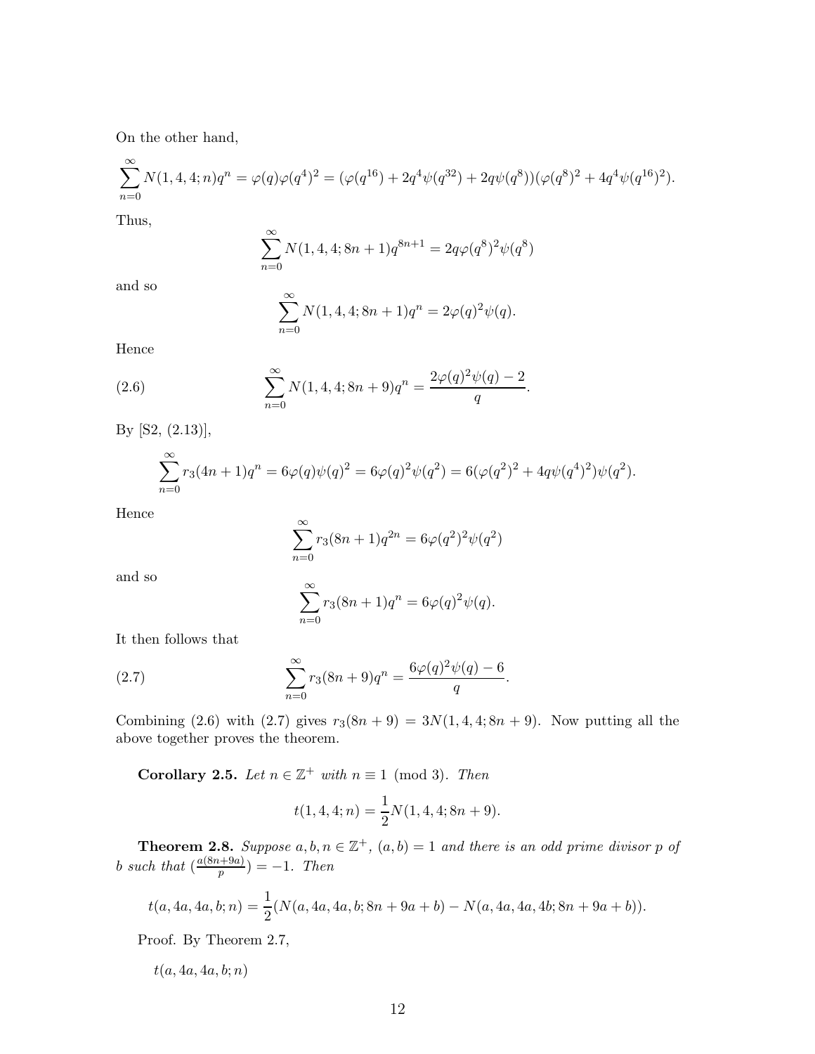On the other hand,

$$\sum_{n=0}^{\infty} N(1,4,4;n)q^n = \varphi(q)\varphi(q^4)^2 = (\varphi(q^{16}) + 2q^4\psi(q^{32}) + 2q\psi(q^8))(\varphi(q^8)^2 + 4q^4\psi(q^{16})^2).$$

Thus,

$$\sum_{n=0}^{\infty} N(1,4,4;8n+1)q^{8n+1} = 2q\varphi(q^8)^2\psi(q^8)$$

and so

$$\sum_{n=0}^{\infty} N(1,4,4;8n+1)q^n = 2\varphi(q)^2\psi(q).$$

Hence

$$\sum_{n=0}^{\infty} N(1,4,4;8n+9)q^n = \frac{2\varphi(q)^2\psi(q) - 2}{q}. \tag{2.6}$$

By [S2, (2.13)],

$$\sum_{n=0}^{\infty} r_3(4n+1)q^n = 6\varphi(q)\psi(q)^2 = 6\varphi(q)^2\psi(q^2) = 6(\varphi(q^2)^2 + 4q\psi(q^4)^2)\psi(q^2).$$

Hence

$$\sum_{n=0}^{\infty} r_3(8n+1)q^{2n} = 6\varphi(q^2)^2\psi(q^2)$$

and so

$$\sum_{n=0}^{\infty} r_3(8n+1)q^n = 6\varphi(q)^2\psi(q).$$

It then follows that

$$\sum_{n=0}^{\infty} r_3(8n+9)q^n = \frac{6\varphi(q)^2\psi(q) - 6}{q}. \tag{2.7}$$

Combining (2.6) with (2.7) gives $r_3(8n+9) = 3N(1,4,4;8n+9)$. Now putting all the above together proves the theorem.

**Corollary 2.5.** *Let $n \in \mathbb{Z}^+$ with $n \equiv 1 \pmod 3$. Then*

$$t(1,4,4;n) = \frac{1}{2}N(1,4,4;8n+9).$$

**Theorem 2.8.** *Suppose $a, b, n \in \mathbb{Z}^+$, $(a,b) = 1$ and there is an odd prime divisor $p$ of $b$ such that $(\frac{a(8n+9a)}{p}) = -1$. Then*

$$t(a,4a,4a,b;n) = \frac{1}{2}(N(a,4a,4a,b;8n+9a+b) - N(a,4a,4a,4b;8n+9a+b)).$$

Proof. By Theorem 2.7,

$t(a,4a,4a,b;n)$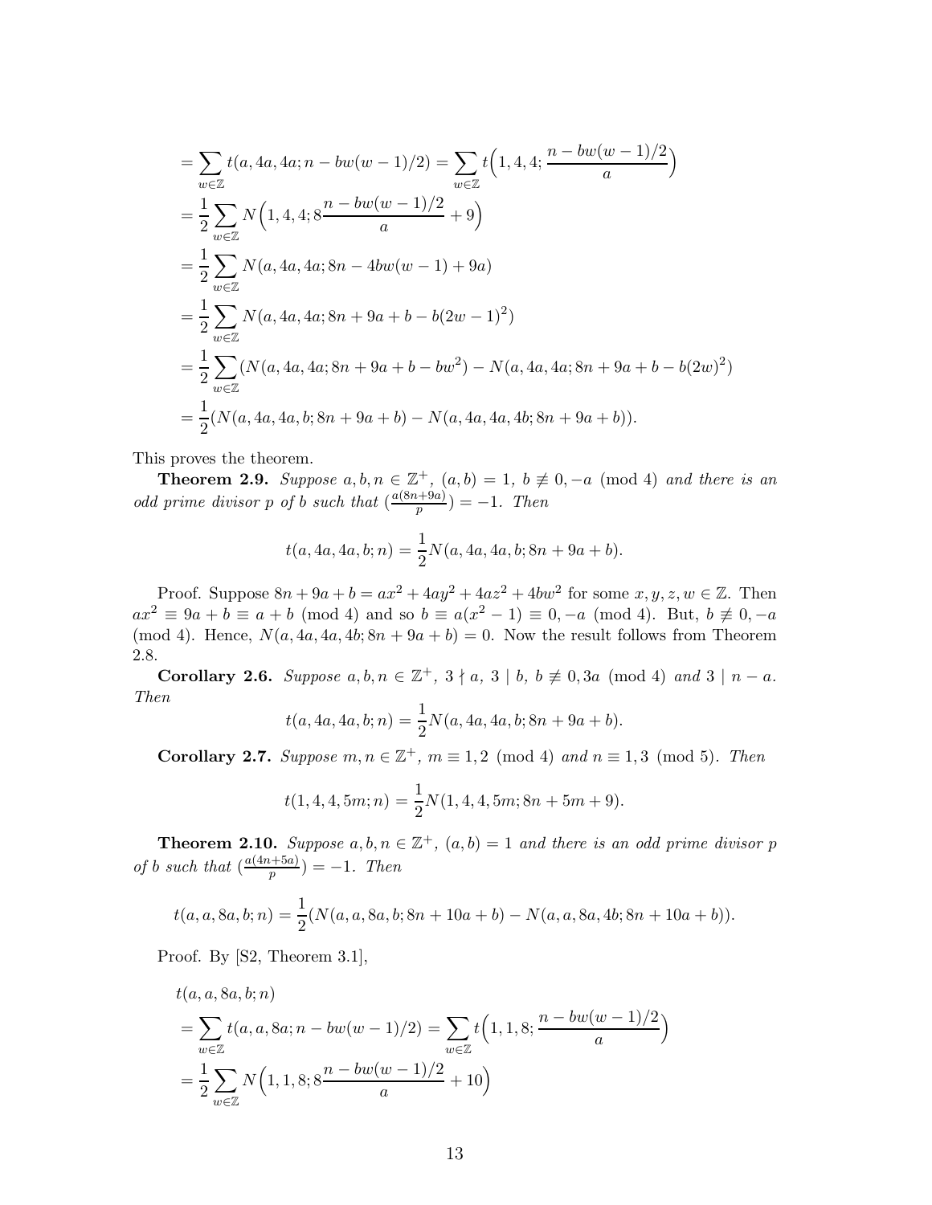$$
\begin{aligned}
&= \sum_{w\in\mathbb{Z}} t(a,4a,4a;n-bw(w-1)/2) = \sum_{w\in\mathbb{Z}} t\Big(1,4,4;\frac{n-bw(w-1)/2}{a}\Big)\\
&= \frac12\sum_{w\in\mathbb{Z}} N\Big(1,4,4;8\frac{n-bw(w-1)/2}{a}+9\Big)\\
&= \frac12\sum_{w\in\mathbb{Z}} N(a,4a,4a;8n-4bw(w-1)+9a)\\
&= \frac12\sum_{w\in\mathbb{Z}} N(a,4a,4a;8n+9a+b-b(2w-1)^2)\\
&= \frac12\sum_{w\in\mathbb{Z}} (N(a,4a,4a;8n+9a+b-bw^2)-N(a,4a,4a;8n+9a+b-b(2w)^2)\\
&= \frac12(N(a,4a,4a,b;8n+9a+b)-N(a,4a,4a,4b;8n+9a+b)).
\end{aligned}
$$

This proves the theorem.

**Theorem 2.9.** *Suppose $a,b,n\in\mathbb{Z}^+$, $(a,b)=1$, $b\not\equiv 0,-a \pmod 4$ and there is an odd prime divisor $p$ of $b$ such that $(\frac{a(8n+9a)}{p})=-1$. Then*

$$t(a,4a,4a,b;n)=\frac12 N(a,4a,4a,b;8n+9a+b).$$

Proof. Suppose $8n+9a+b=ax^2+4ay^2+4az^2+4bw^2$ for some $x,y,z,w\in\mathbb{Z}$. Then $ax^2\equiv 9a+b\equiv a+b \pmod 4$ and so $b\equiv a(x^2-1)\equiv 0,-a \pmod 4$. But, $b\not\equiv 0,-a \pmod 4$. Hence, $N(a,4a,4a,4b;8n+9a+b)=0$. Now the result follows from Theorem 2.8.

**Corollary 2.6.** *Suppose $a,b,n\in\mathbb{Z}^+$, $3\nmid a$, $3\mid b$, $b\not\equiv 0,3a \pmod 4$ and $3\mid n-a$. Then*

$$t(a,4a,4a,b;n)=\frac12 N(a,4a,4a,b;8n+9a+b).$$

**Corollary 2.7.** *Suppose $m,n\in\mathbb{Z}^+$, $m\equiv 1,2 \pmod 4$ and $n\equiv 1,3 \pmod 5$. Then*

$$t(1,4,4,5m;n)=\frac12 N(1,4,4,5m;8n+5m+9).$$

**Theorem 2.10.** *Suppose $a,b,n\in\mathbb{Z}^+$, $(a,b)=1$ and there is an odd prime divisor $p$ of $b$ such that $(\frac{a(4n+5a)}{p})=-1$. Then*

$$t(a,a,8a,b;n)=\frac12(N(a,a,8a,b;8n+10a+b)-N(a,a,8a,4b;8n+10a+b)).$$

Proof. By [S2, Theorem 3.1],

$$
\begin{aligned}
&t(a,a,8a,b;n)\\
&= \sum_{w\in\mathbb{Z}} t(a,a,8a;n-bw(w-1)/2) = \sum_{w\in\mathbb{Z}} t\Big(1,1,8;\frac{n-bw(w-1)/2}{a}\Big)\\
&= \frac12\sum_{w\in\mathbb{Z}} N\Big(1,1,8;8\frac{n-bw(w-1)/2}{a}+10\Big)
\end{aligned}
$$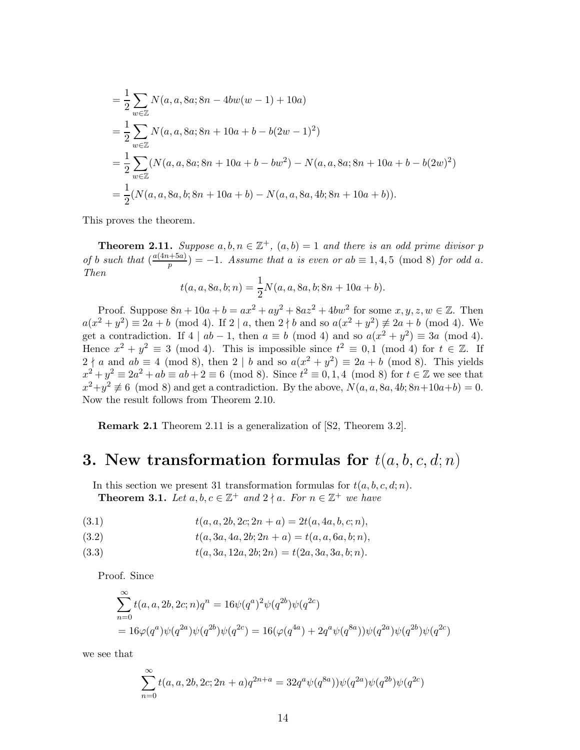$$= \frac{1}{2}\sum_{w\in\mathbb{Z}} N(a,a,8a;8n-4bw(w-1)+10a)$$
$$= \frac{1}{2}\sum_{w\in\mathbb{Z}} N(a,a,8a;8n+10a+b-b(2w-1)^2)$$
$$= \frac{1}{2}\sum_{w\in\mathbb{Z}} (N(a,a,8a;8n+10a+b-bw^2)-N(a,a,8a;8n+10a+b-b(2w)^2)$$
$$= \frac{1}{2}(N(a,a,8a,b;8n+10a+b)-N(a,a,8a,4b;8n+10a+b)).$$

This proves the theorem.

**Theorem 2.11.** *Suppose $a,b,n\in\mathbb{Z}^+$, $(a,b)=1$ and there is an odd prime divisor $p$ of $b$ such that $(\frac{a(4n+5a)}{p})=-1$. Assume that $a$ is even or $ab\equiv 1,4,5 \pmod 8$ for odd $a$. Then*

$$t(a,a,8a,b;n)=\frac{1}{2}N(a,a,8a,b;8n+10a+b).$$

Proof. Suppose $8n+10a+b=ax^2+ay^2+8az^2+4bw^2$ for some $x,y,z,w\in\mathbb{Z}$. Then $a(x^2+y^2)\equiv 2a+b \pmod 4$. If $2\mid a$, then $2\nmid b$ and so $a(x^2+y^2)\not\equiv 2a+b \pmod 4$. We get a contradiction. If $4\mid ab-1$, then $a\equiv b \pmod 4$ and so $a(x^2+y^2)\equiv 3a \pmod 4$. Hence $x^2+y^2\equiv 3 \pmod 4$. This is impossible since $t^2\equiv 0,1 \pmod 4$ for $t\in\mathbb{Z}$. If $2\nmid a$ and $ab\equiv 4 \pmod 8$, then $2\mid b$ and so $a(x^2+y^2)\equiv 2a+b \pmod 8$. This yields $x^2+y^2\equiv 2a^2+ab\equiv ab+2\equiv 6 \pmod 8$. Since $t^2\equiv 0,1,4 \pmod 8$ for $t\in\mathbb{Z}$ we see that $x^2+y^2\not\equiv 6 \pmod 8$ and get a contradiction. By the above, $N(a,a,8a,4b;8n+10a+b)=0$. Now the result follows from Theorem 2.10.

**Remark 2.1** Theorem 2.11 is a generalization of [S2, Theorem 3.2].

# 3. New transformation formulas for $t(a,b,c,d;n)$

In this section we present 31 transformation formulas for $t(a,b,c,d;n)$.

**Theorem 3.1.** *Let $a,b,c\in\mathbb{Z}^+$ and $2\nmid a$. For $n\in\mathbb{Z}^+$ we have*

$$t(a,a,2b,2c;2n+a)=2t(a,4a,b,c;n), \tag{3.1}$$
$$t(a,3a,4a,2b;2n+a)=t(a,a,6a,b;n), \tag{3.2}$$
$$t(a,3a,12a,2b;2n)=t(2a,3a,3a,b;n). \tag{3.3}$$

Proof. Since

$$\sum_{n=0}^{\infty} t(a,a,2b,2c;n)q^n=16\psi(q^a)^2\psi(q^{2b})\psi(q^{2c})$$
$$=16\varphi(q^a)\psi(q^{2a})\psi(q^{2b})\psi(q^{2c})=16(\varphi(q^{4a})+2q^a\psi(q^{8a}))\psi(q^{2a})\psi(q^{2b})\psi(q^{2c})$$

we see that

$$\sum_{n=0}^{\infty} t(a,a,2b,2c;2n+a)q^{2n+a}=32q^a\psi(q^{8a}))\psi(q^{2a})\psi(q^{2b})\psi(q^{2c})$$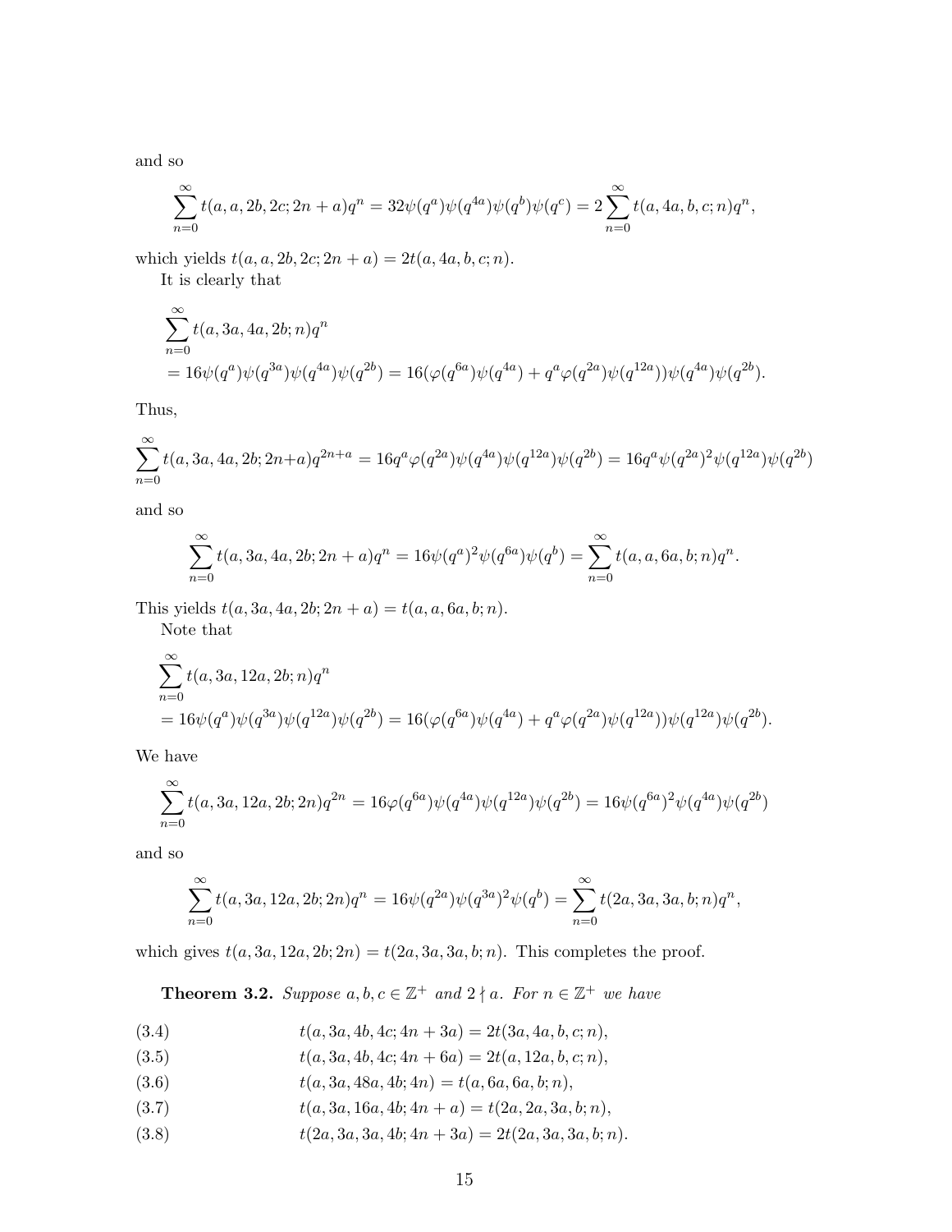and so

$$\sum_{n=0}^{\infty} t(a,a,2b,2c;2n+a)q^n = 32\psi(q^a)\psi(q^{4a})\psi(q^b)\psi(q^c) = 2\sum_{n=0}^{\infty} t(a,4a,b,c;n)q^n,$$

which yields $t(a,a,2b,2c;2n+a) = 2t(a,4a,b,c;n)$.

It is clearly that

$$\begin{aligned}
&\sum_{n=0}^{\infty} t(a,3a,4a,2b;n)q^n \\
&= 16\psi(q^a)\psi(q^{3a})\psi(q^{4a})\psi(q^{2b}) = 16(\varphi(q^{6a})\psi(q^{4a}) + q^a\varphi(q^{2a})\psi(q^{12a}))\psi(q^{4a})\psi(q^{2b}).
\end{aligned}$$

Thus,

$$\sum_{n=0}^{\infty} t(a,3a,4a,2b;2n+a)q^{2n+a} = 16q^a\varphi(q^{2a})\psi(q^{4a})\psi(q^{12a})\psi(q^{2b}) = 16q^a\psi(q^{2a})^2\psi(q^{12a})\psi(q^{2b})$$

and so

$$\sum_{n=0}^{\infty} t(a,3a,4a,2b;2n+a)q^n = 16\psi(q^a)^2\psi(q^{6a})\psi(q^b) = \sum_{n=0}^{\infty} t(a,a,6a,b;n)q^n.$$

This yields $t(a,3a,4a,2b;2n+a) = t(a,a,6a,b;n)$.

Note that

$$\begin{aligned}
&\sum_{n=0}^{\infty} t(a,3a,12a,2b;n)q^n \\
&= 16\psi(q^a)\psi(q^{3a})\psi(q^{12a})\psi(q^{2b}) = 16(\varphi(q^{6a})\psi(q^{4a}) + q^a\varphi(q^{2a})\psi(q^{12a}))\psi(q^{12a})\psi(q^{2b}).
\end{aligned}$$

We have

$$\sum_{n=0}^{\infty} t(a,3a,12a,2b;2n)q^{2n} = 16\varphi(q^{6a})\psi(q^{4a})\psi(q^{12a})\psi(q^{2b}) = 16\psi(q^{6a})^2\psi(q^{4a})\psi(q^{2b})$$

and so

$$\sum_{n=0}^{\infty} t(a,3a,12a,2b;2n)q^n = 16\psi(q^{2a})\psi(q^{3a})^2\psi(q^b) = \sum_{n=0}^{\infty} t(2a,3a,3a,b;n)q^n,$$

which gives $t(a,3a,12a,2b;2n) = t(2a,3a,3a,b;n)$. This completes the proof.

**Theorem 3.2.** *Suppose $a,b,c \in \mathbb{Z}^+$ and $2 \nmid a$. For $n \in \mathbb{Z}^+$ we have*

$$t(a,3a,4b,4c;4n+3a) = 2t(3a,4a,b,c;n), \tag{3.4}$$

$$t(a,3a,4b,4c;4n+6a) = 2t(a,12a,b,c;n), \tag{3.5}$$

$$t(a,3a,48a,4b;4n) = t(a,6a,6a,b;n), \tag{3.6}$$

$$t(a,3a,16a,4b;4n+a) = t(2a,2a,3a,b;n), \tag{3.7}$$

$$t(2a,3a,3a,4b;4n+3a) = 2t(2a,3a,3a,b;n). \tag{3.8}$$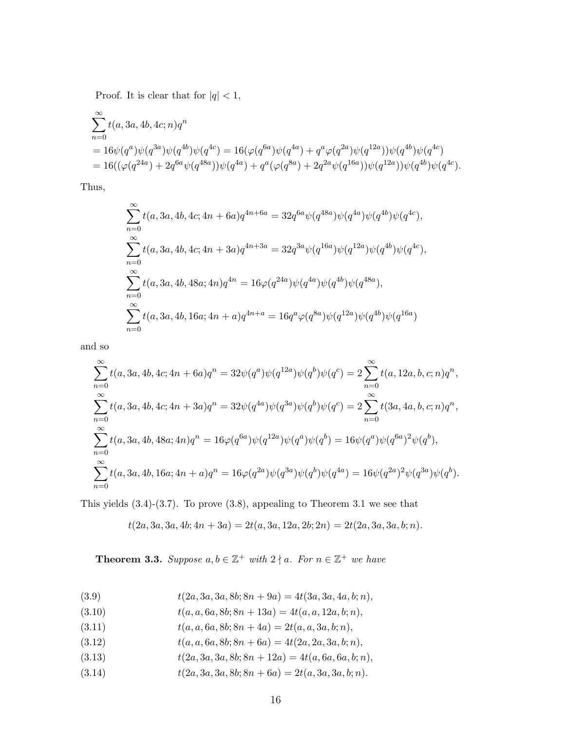Proof. It is clear that for $|q| < 1$,

$$
\begin{aligned}
&\sum_{n=0}^{\infty} t(a, 3a, 4b, 4c; n) q^n \\
&= 16\psi(q^a)\psi(q^{3a})\psi(q^{4b})\psi(q^{4c}) = 16(\varphi(q^{6a})\psi(q^{4a}) + q^a\varphi(q^{2a})\psi(q^{12a}))\psi(q^{4b})\psi(q^{4c}) \\
&= 16((\varphi(q^{24a}) + 2q^{6a}\psi(q^{48a}))\psi(q^{4a}) + q^a(\varphi(q^{8a}) + 2q^{2a}\psi(q^{16a}))\psi(q^{12a}))\psi(q^{4b})\psi(q^{4c}).
\end{aligned}
$$

Thus,

$$
\begin{aligned}
\sum_{n=0}^{\infty} t(a, 3a, 4b, 4c; 4n + 6a) q^{4n+6a} &= 32q^{6a}\psi(q^{48a})\psi(q^{4a})\psi(q^{4b})\psi(q^{4c}), \\
\sum_{n=0}^{\infty} t(a, 3a, 4b, 4c; 4n + 3a) q^{4n+3a} &= 32q^{3a}\psi(q^{16a})\psi(q^{12a})\psi(q^{4b})\psi(q^{4c}), \\
\sum_{n=0}^{\infty} t(a, 3a, 4b, 48a; 4n) q^{4n} &= 16\varphi(q^{24a})\psi(q^{4a})\psi(q^{4b})\psi(q^{48a}), \\
\sum_{n=0}^{\infty} t(a, 3a, 4b, 16a; 4n + a) q^{4n+a} &= 16q^a\varphi(q^{8a})\psi(q^{12a})\psi(q^{4b})\psi(q^{16a})
\end{aligned}
$$

and so

$$
\begin{aligned}
\sum_{n=0}^{\infty} t(a, 3a, 4b, 4c; 4n + 6a) q^n &= 32\psi(q^a)\psi(q^{12a})\psi(q^b)\psi(q^c) = 2\sum_{n=0}^{\infty} t(a, 12a, b, c; n) q^n, \\
\sum_{n=0}^{\infty} t(a, 3a, 4b, 4c; 4n + 3a) q^n &= 32\psi(q^{4a})\psi(q^{3a})\psi(q^b)\psi(q^c) = 2\sum_{n=0}^{\infty} t(3a, 4a, b, c; n) q^n, \\
\sum_{n=0}^{\infty} t(a, 3a, 4b, 48a; 4n) q^n &= 16\varphi(q^{6a})\psi(q^{12a})\psi(q^a)\psi(q^b) = 16\psi(q^a)\psi(q^{6a})^2\psi(q^b), \\
\sum_{n=0}^{\infty} t(a, 3a, 4b, 16a; 4n + a) q^n &= 16\varphi(q^{2a})\psi(q^{3a})\psi(q^b)\psi(q^{4a}) = 16\psi(q^{2a})^2\psi(q^{3a})\psi(q^b).
\end{aligned}
$$

This yields (3.4)-(3.7). To prove (3.8), appealing to Theorem 3.1 we see that

$$t(2a, 3a, 3a, 4b; 4n + 3a) = 2t(a, 3a, 12a, 2b; 2n) = 2t(2a, 3a, 3a, b; n).$$

**Theorem 3.3.** *Suppose $a, b \in \mathbb{Z}^+$ with $2 \nmid a$. For $n \in \mathbb{Z}^+$ we have*

$$t(2a, 3a, 3a, 8b; 8n + 9a) = 4t(3a, 3a, 4a, b; n), \tag{3.9}$$

$$t(a, a, 6a, 8b; 8n + 13a) = 4t(a, a, 12a, b; n), \tag{3.10}$$

$$t(a, a, 6a, 8b; 8n + 4a) = 2t(a, a, 3a, b; n), \tag{3.11}$$

$$t(a, a, 6a, 8b; 8n + 6a) = 4t(2a, 2a, 3a, b; n), \tag{3.12}$$

$$t(2a, 3a, 3a, 8b; 8n + 12a) = 4t(a, 6a, 6a, b; n), \tag{3.13}$$

$$t(2a, 3a, 3a, 8b; 8n + 6a) = 2t(a, 3a, 3a, b; n). \tag{3.14}$$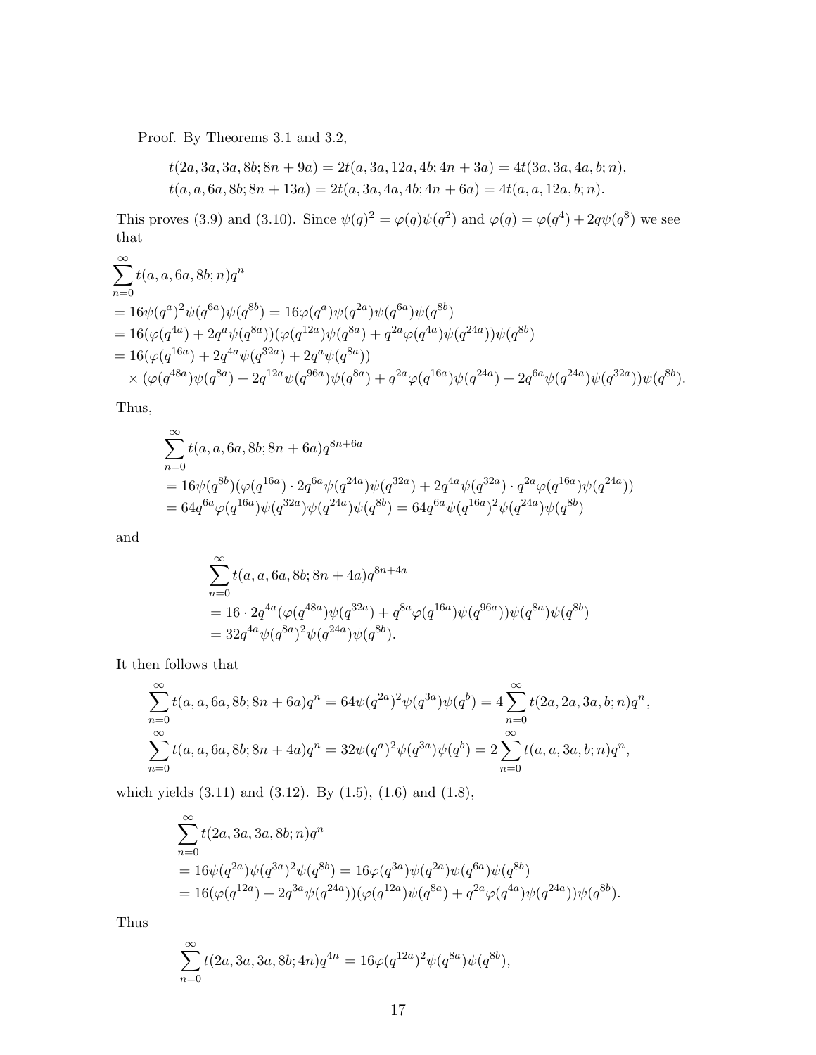Proof. By Theorems 3.1 and 3.2,

$$t(2a,3a,3a,8b;8n+9a) = 2t(a,3a,12a,4b;4n+3a) = 4t(3a,3a,4a,b;n),$$
$$t(a,a,6a,8b;8n+13a) = 2t(a,3a,4a,4b;4n+6a) = 4t(a,a,12a,b;n).$$

This proves (3.9) and (3.10). Since $\psi(q)^2 = \varphi(q)\psi(q^2)$ and $\varphi(q) = \varphi(q^4) + 2q\psi(q^8)$ we see that

$$\begin{aligned}
&\sum_{n=0}^{\infty} t(a,a,6a,8b;n)q^n \\
&= 16\psi(q^a)^2\psi(q^{6a})\psi(q^{8b}) = 16\varphi(q^a)\psi(q^{2a})\psi(q^{6a})\psi(q^{8b}) \\
&= 16(\varphi(q^{4a}) + 2q^a\psi(q^{8a}))(\varphi(q^{12a})\psi(q^{8a}) + q^{2a}\varphi(q^{4a})\psi(q^{24a}))\psi(q^{8b}) \\
&= 16(\varphi(q^{16a}) + 2q^{4a}\psi(q^{32a}) + 2q^a\psi(q^{8a})) \\
&\quad \times (\varphi(q^{48a})\psi(q^{8a}) + 2q^{12a}\psi(q^{96a})\psi(q^{8a}) + q^{2a}\varphi(q^{16a})\psi(q^{24a}) + 2q^{6a}\psi(q^{24a})\psi(q^{32a}))\psi(q^{8b}).
\end{aligned}$$

Thus,

$$\begin{aligned}
&\sum_{n=0}^{\infty} t(a,a,6a,8b;8n+6a)q^{8n+6a} \\
&= 16\psi(q^{8b})(\varphi(q^{16a})\cdot 2q^{6a}\psi(q^{24a})\psi(q^{32a}) + 2q^{4a}\psi(q^{32a})\cdot q^{2a}\varphi(q^{16a})\psi(q^{24a})) \\
&= 64q^{6a}\varphi(q^{16a})\psi(q^{32a})\psi(q^{24a})\psi(q^{8b}) = 64q^{6a}\psi(q^{16a})^2\psi(q^{24a})\psi(q^{8b})
\end{aligned}$$

and

$$\begin{aligned}
&\sum_{n=0}^{\infty} t(a,a,6a,8b;8n+4a)q^{8n+4a} \\
&= 16\cdot 2q^{4a}(\varphi(q^{48a})\psi(q^{32a}) + q^{8a}\varphi(q^{16a})\psi(q^{96a}))\psi(q^{8a})\psi(q^{8b}) \\
&= 32q^{4a}\psi(q^{8a})^2\psi(q^{24a})\psi(q^{8b}).
\end{aligned}$$

It then follows that

$$\sum_{n=0}^{\infty} t(a,a,6a,8b;8n+6a)q^n = 64\psi(q^{2a})^2\psi(q^{3a})\psi(q^b) = 4\sum_{n=0}^{\infty} t(2a,2a,3a,b;n)q^n,$$
$$\sum_{n=0}^{\infty} t(a,a,6a,8b;8n+4a)q^n = 32\psi(q^a)^2\psi(q^{3a})\psi(q^b) = 2\sum_{n=0}^{\infty} t(a,a,3a,b;n)q^n,$$

which yields (3.11) and (3.12). By (1.5), (1.6) and (1.8),

$$\begin{aligned}
&\sum_{n=0}^{\infty} t(2a,3a,3a,8b;n)q^n \\
&= 16\psi(q^{2a})\psi(q^{3a})^2\psi(q^{8b}) = 16\varphi(q^{3a})\psi(q^{2a})\psi(q^{6a})\psi(q^{8b}) \\
&= 16(\varphi(q^{12a}) + 2q^{3a}\psi(q^{24a}))(\varphi(q^{12a})\psi(q^{8a}) + q^{2a}\varphi(q^{4a})\psi(q^{24a}))\psi(q^{8b}).
\end{aligned}$$

Thus

$$\sum_{n=0}^{\infty} t(2a,3a,3a,8b;4n)q^{4n} = 16\varphi(q^{12a})^2\psi(q^{8a})\psi(q^{8b}),$$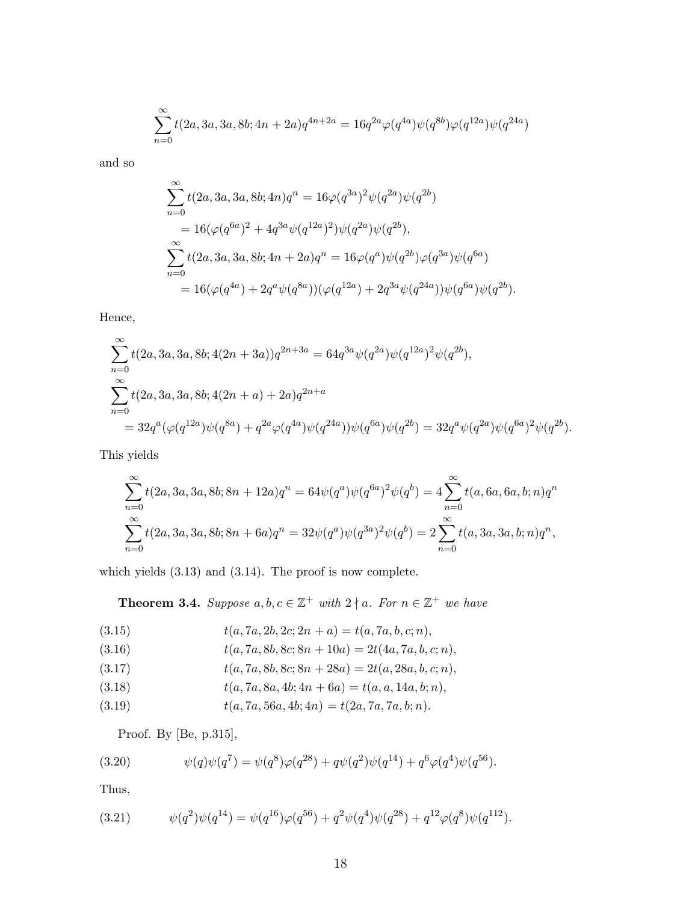$$\sum_{n=0}^{\infty} t(2a,3a,3a,8b;4n+2a)q^{4n+2a} = 16q^{2a}\varphi(q^{4a})\psi(q^{8b})\varphi(q^{12a})\psi(q^{24a})$$

and so

$$\begin{aligned}
&\sum_{n=0}^{\infty} t(2a,3a,3a,8b;4n)q^n = 16\varphi(q^{3a})^2\psi(q^{2a})\psi(q^{2b}) \\
&\quad = 16(\varphi(q^{6a})^2 + 4q^{3a}\psi(q^{12a})^2)\psi(q^{2a})\psi(q^{2b}), \\
&\sum_{n=0}^{\infty} t(2a,3a,3a,8b;4n+2a)q^n = 16\varphi(q^a)\psi(q^{2b})\varphi(q^{3a})\psi(q^{6a}) \\
&\quad = 16(\varphi(q^{4a}) + 2q^a\psi(q^{8a}))(\varphi(q^{12a}) + 2q^{3a}\psi(q^{24a}))\psi(q^{6a})\psi(q^{2b}).
\end{aligned}$$

Hence,

$$\begin{aligned}
&\sum_{n=0}^{\infty} t(2a,3a,3a,8b;4(2n+3a))q^{2n+3a} = 64q^{3a}\psi(q^{2a})\psi(q^{12a})^2\psi(q^{2b}), \\
&\sum_{n=0}^{\infty} t(2a,3a,3a,8b;4(2n+a)+2a)q^{2n+a} \\
&\quad = 32q^a(\varphi(q^{12a})\psi(q^{8a}) + q^{2a}\varphi(q^{4a})\psi(q^{24a}))\psi(q^{6a})\psi(q^{2b}) = 32q^a\psi(q^{2a})\psi(q^{6a})^2\psi(q^{2b}).
\end{aligned}$$

This yields

$$\begin{aligned}
&\sum_{n=0}^{\infty} t(2a,3a,3a,8b;8n+12a)q^n = 64\psi(q^a)\psi(q^{6a})^2\psi(q^b) = 4\sum_{n=0}^{\infty} t(a,6a,6a,b;n)q^n \\
&\sum_{n=0}^{\infty} t(2a,3a,3a,8b;8n+6a)q^n = 32\psi(q^a)\psi(q^{3a})^2\psi(q^b) = 2\sum_{n=0}^{\infty} t(a,3a,3a,b;n)q^n,
\end{aligned}$$

which yields (3.13) and (3.14). The proof is now complete.

**Theorem 3.4.** *Suppose $a,b,c \in \mathbb{Z}^+$ with $2 \nmid a$. For $n \in \mathbb{Z}^+$ we have*

$$t(a,7a,2b,2c;2n+a) = t(a,7a,b,c;n), \tag{3.15}$$

$$t(a,7a,8b,8c;8n+10a) = 2t(4a,7a,b,c;n), \tag{3.16}$$

$$t(a,7a,8b,8c;8n+28a) = 2t(a,28a,b,c;n), \tag{3.17}$$

$$t(a,7a,8a,4b;4n+6a) = t(a,a,14a,b;n), \tag{3.18}$$

$$t(a,7a,56a,4b;4n) = t(2a,7a,7a,b;n). \tag{3.19}$$

Proof. By [Be, p.315],

$$\psi(q)\psi(q^7) = \psi(q^8)\varphi(q^{28}) + q\psi(q^2)\psi(q^{14}) + q^6\varphi(q^4)\psi(q^{56}). \tag{3.20}$$

Thus,

$$\psi(q^2)\psi(q^{14}) = \psi(q^{16})\varphi(q^{56}) + q^2\psi(q^4)\psi(q^{28}) + q^{12}\varphi(q^8)\psi(q^{112}). \tag{3.21}$$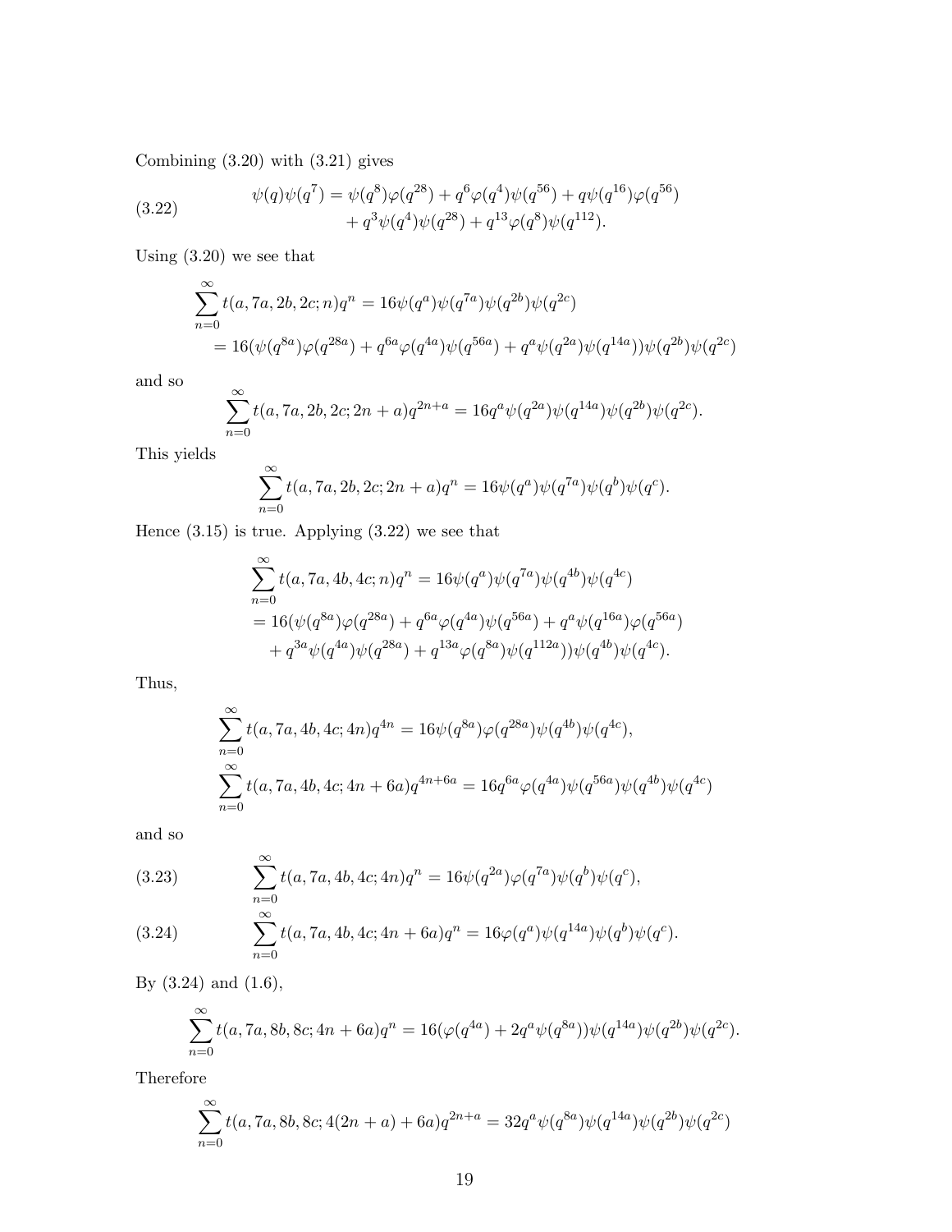Combining (3.20) with (3.21) gives

$$
\begin{aligned}
\psi(q)\psi(q^7) = \psi(q^8)\varphi(q^{28}) + q^6\varphi(q^4)\psi(q^{56}) + q\psi(q^{16})\varphi(q^{56}) \\
+ q^3\psi(q^4)\psi(q^{28}) + q^{13}\varphi(q^8)\psi(q^{112}).
\end{aligned}
\tag{3.22}
$$

Using (3.20) we see that

$$
\begin{aligned}
&\sum_{n=0}^{\infty} t(a, 7a, 2b, 2c; n)q^n = 16\psi(q^a)\psi(q^{7a})\psi(q^{2b})\psi(q^{2c}) \\
&\quad = 16(\psi(q^{8a})\varphi(q^{28a}) + q^{6a}\varphi(q^{4a})\psi(q^{56a}) + q^a\psi(q^{2a})\psi(q^{14a}))\psi(q^{2b})\psi(q^{2c})
\end{aligned}
$$

and so

$$
\sum_{n=0}^{\infty} t(a, 7a, 2b, 2c; 2n + a)q^{2n+a} = 16q^a\psi(q^{2a})\psi(q^{14a})\psi(q^{2b})\psi(q^{2c}).
$$

This yields

$$
\sum_{n=0}^{\infty} t(a, 7a, 2b, 2c; 2n + a)q^n = 16\psi(q^a)\psi(q^{7a})\psi(q^b)\psi(q^c).
$$

Hence (3.15) is true. Applying (3.22) we see that

$$
\begin{aligned}
&\sum_{n=0}^{\infty} t(a, 7a, 4b, 4c; n)q^n = 16\psi(q^a)\psi(q^{7a})\psi(q^{4b})\psi(q^{4c}) \\
&= 16(\psi(q^{8a})\varphi(q^{28a}) + q^{6a}\varphi(q^{4a})\psi(q^{56a}) + q^a\psi(q^{16a})\varphi(q^{56a}) \\
&\quad + q^{3a}\psi(q^{4a})\psi(q^{28a}) + q^{13a}\varphi(q^{8a})\psi(q^{112a}))\psi(q^{4b})\psi(q^{4c}).
\end{aligned}
$$

Thus,

$$
\begin{aligned}
&\sum_{n=0}^{\infty} t(a, 7a, 4b, 4c; 4n)q^{4n} = 16\psi(q^{8a})\varphi(q^{28a})\psi(q^{4b})\psi(q^{4c}), \\
&\sum_{n=0}^{\infty} t(a, 7a, 4b, 4c; 4n + 6a)q^{4n+6a} = 16q^{6a}\varphi(q^{4a})\psi(q^{56a})\psi(q^{4b})\psi(q^{4c})
\end{aligned}
$$

and so

$$
\sum_{n=0}^{\infty} t(a, 7a, 4b, 4c; 4n)q^n = 16\psi(q^{2a})\varphi(q^{7a})\psi(q^b)\psi(q^c),
\tag{3.23}
$$

$$
\sum_{n=0}^{\infty} t(a, 7a, 4b, 4c; 4n + 6a)q^n = 16\varphi(q^a)\psi(q^{14a})\psi(q^b)\psi(q^c).
\tag{3.24}
$$

By (3.24) and (1.6),

$$
\sum_{n=0}^{\infty} t(a, 7a, 8b, 8c; 4n + 6a)q^n = 16(\varphi(q^{4a}) + 2q^a\psi(q^{8a}))\psi(q^{14a})\psi(q^{2b})\psi(q^{2c}).
$$

Therefore

$$
\sum_{n=0}^{\infty} t(a, 7a, 8b, 8c; 4(2n + a) + 6a)q^{2n+a} = 32q^a\psi(q^{8a})\psi(q^{14a})\psi(q^{2b})\psi(q^{2c})
$$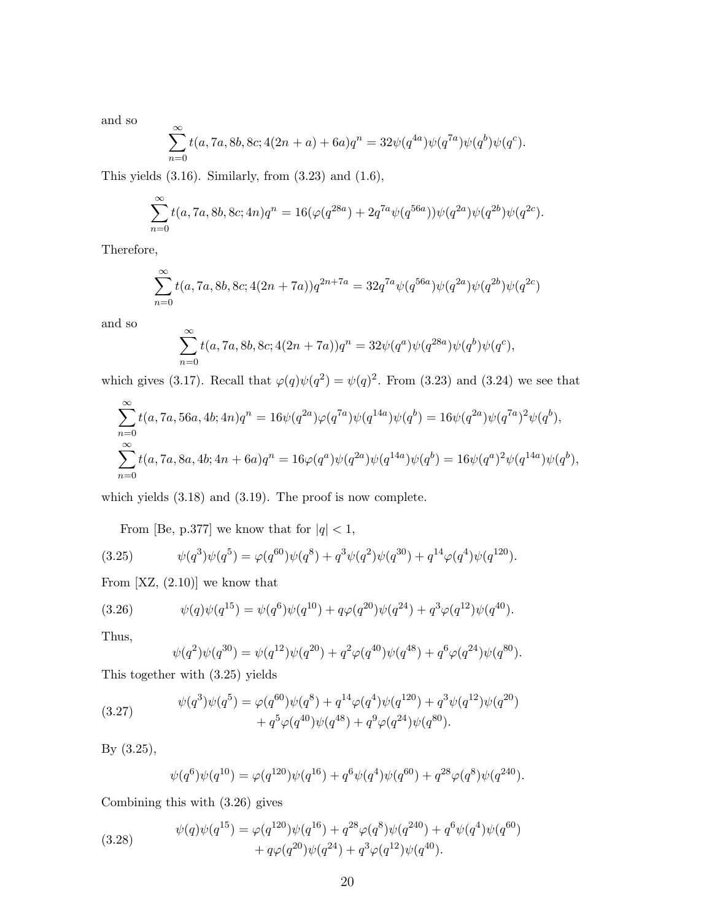and so

$$\sum_{n=0}^{\infty} t(a,7a,8b,8c;4(2n+a)+6a)q^n = 32\psi(q^{4a})\psi(q^{7a})\psi(q^b)\psi(q^c).$$

This yields (3.16). Similarly, from (3.23) and (1.6),

$$\sum_{n=0}^{\infty} t(a,7a,8b,8c;4n)q^n = 16(\varphi(q^{28a}) + 2q^{7a}\psi(q^{56a}))\psi(q^{2a})\psi(q^{2b})\psi(q^{2c}).$$

Therefore,

$$\sum_{n=0}^{\infty} t(a,7a,8b,8c;4(2n+7a))q^{2n+7a} = 32q^{7a}\psi(q^{56a})\psi(q^{2a})\psi(q^{2b})\psi(q^{2c})$$

and so

$$\sum_{n=0}^{\infty} t(a,7a,8b,8c;4(2n+7a))q^n = 32\psi(q^a)\psi(q^{28a})\psi(q^b)\psi(q^c),$$

which gives (3.17). Recall that $\varphi(q)\psi(q^2) = \psi(q)^2$. From (3.23) and (3.24) we see that

$$\sum_{n=0}^{\infty} t(a,7a,56a,4b;4n)q^n = 16\psi(q^{2a})\varphi(q^{7a})\psi(q^{14a})\psi(q^b) = 16\psi(q^{2a})\psi(q^{7a})^2\psi(q^b),$$

$$\sum_{n=0}^{\infty} t(a,7a,8a,4b;4n+6a)q^n = 16\varphi(q^a)\psi(q^{2a})\psi(q^{14a})\psi(q^b) = 16\psi(q^a)^2\psi(q^{14a})\psi(q^b),$$

which yields (3.18) and (3.19). The proof is now complete.

From [Be, p.377] we know that for $|q| < 1$,

$$\psi(q^3)\psi(q^5) = \varphi(q^{60})\psi(q^8) + q^3\psi(q^2)\psi(q^{30}) + q^{14}\varphi(q^4)\psi(q^{120}). \tag{3.25}$$

From [XZ, (2.10)] we know that

$$\psi(q)\psi(q^{15}) = \psi(q^6)\psi(q^{10}) + q\varphi(q^{20})\psi(q^{24}) + q^3\varphi(q^{12})\psi(q^{40}). \tag{3.26}$$

Thus,

$$\psi(q^2)\psi(q^{30}) = \psi(q^{12})\psi(q^{20}) + q^2\varphi(q^{40})\psi(q^{48}) + q^6\varphi(q^{24})\psi(q^{80}).$$

This together with (3.25) yields

$$\begin{aligned}\psi(q^3)\psi(q^5) = \varphi(q^{60})\psi(q^8) &+ q^{14}\varphi(q^4)\psi(q^{120}) + q^3\psi(q^{12})\psi(q^{20}) \\ &+ q^5\varphi(q^{40})\psi(q^{48}) + q^9\varphi(q^{24})\psi(q^{80}).\end{aligned} \tag{3.27}$$

By (3.25),

$$\psi(q^6)\psi(q^{10}) = \varphi(q^{120})\psi(q^{16}) + q^6\psi(q^4)\psi(q^{60}) + q^{28}\varphi(q^8)\psi(q^{240}).$$

Combining this with (3.26) gives

$$\begin{aligned}\psi(q)\psi(q^{15}) = \varphi(q^{120})\psi(q^{16}) &+ q^{28}\varphi(q^8)\psi(q^{240}) + q^6\psi(q^4)\psi(q^{60}) \\ &+ q\varphi(q^{20})\psi(q^{24}) + q^3\varphi(q^{12})\psi(q^{40}).\end{aligned} \tag{3.28}$$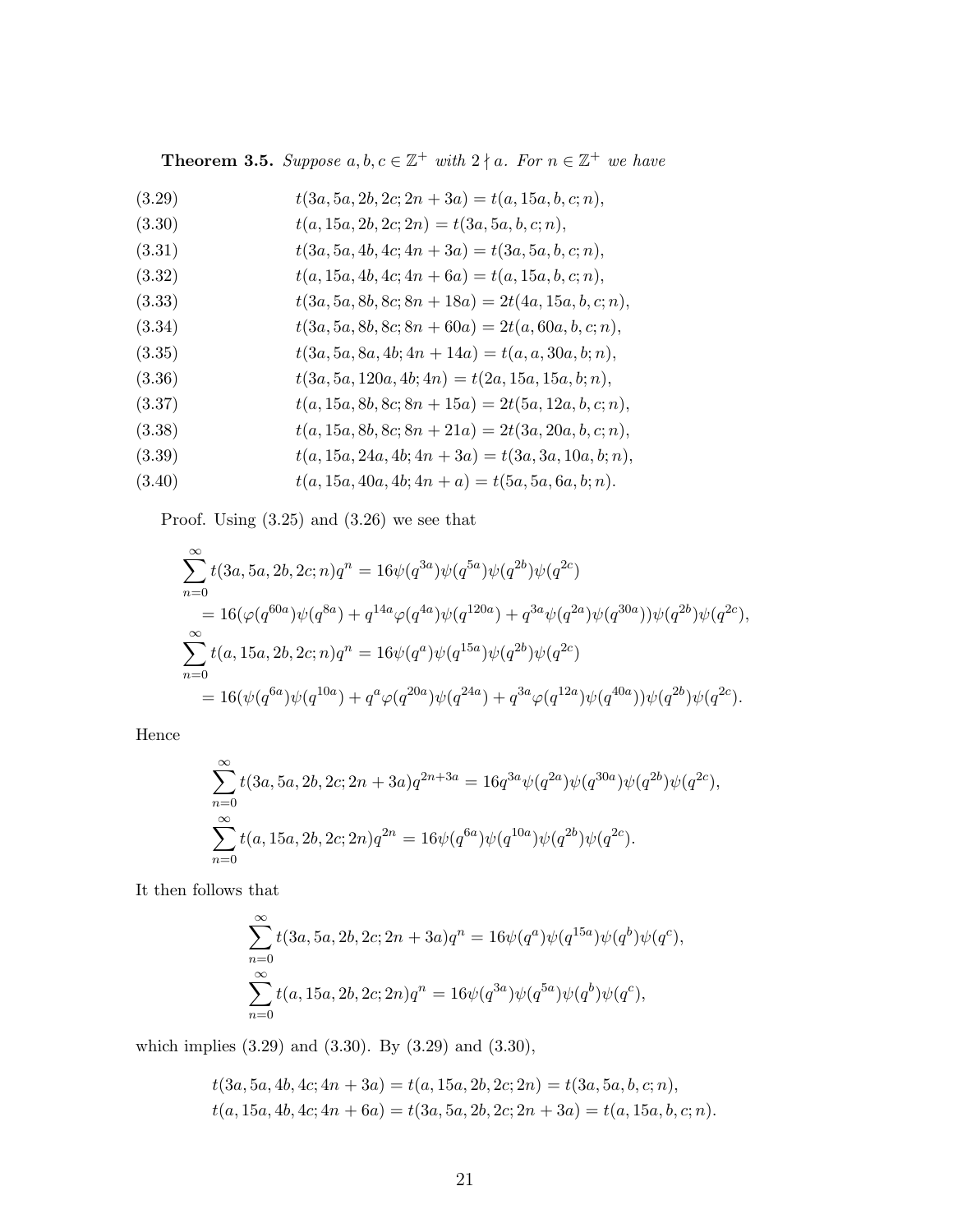**Theorem 3.5.** *Suppose $a, b, c \in \mathbb{Z}^+$ with $2 \nmid a$. For $n \in \mathbb{Z}^+$ we have*

$$t(3a, 5a, 2b, 2c; 2n + 3a) = t(a, 15a, b, c; n), \tag{3.29}$$

$$t(a, 15a, 2b, 2c; 2n) = t(3a, 5a, b, c; n), \tag{3.30}$$

$$t(3a, 5a, 4b, 4c; 4n + 3a) = t(3a, 5a, b, c; n), \tag{3.31}$$

$$t(a, 15a, 4b, 4c; 4n + 6a) = t(a, 15a, b, c; n), \tag{3.32}$$

$$t(3a, 5a, 8b, 8c; 8n + 18a) = 2t(4a, 15a, b, c; n), \tag{3.33}$$

$$t(3a, 5a, 8b, 8c; 8n + 60a) = 2t(a, 60a, b, c; n), \tag{3.34}$$

$$t(3a, 5a, 8a, 4b; 4n + 14a) = t(a, a, 30a, b; n), \tag{3.35}$$

$$t(3a, 5a, 120a, 4b; 4n) = t(2a, 15a, 15a, b; n), \tag{3.36}$$

$$t(a, 15a, 8b, 8c; 8n + 15a) = 2t(5a, 12a, b, c; n), \tag{3.37}$$

$$t(a, 15a, 8b, 8c; 8n + 21a) = 2t(3a, 20a, b, c; n), \tag{3.38}$$

$$t(a, 15a, 24a, 4b; 4n + 3a) = t(3a, 3a, 10a, b; n), \tag{3.39}$$

$$t(a, 15a, 40a, 4b; 4n + a) = t(5a, 5a, 6a, b; n). \tag{3.40}$$

Proof. Using (3.25) and (3.26) we see that

$$\begin{aligned}
\sum_{n=0}^{\infty} t(3a, 5a, 2b, 2c; n)q^n &= 16\psi(q^{3a})\psi(q^{5a})\psi(q^{2b})\psi(q^{2c}) \\
&= 16(\varphi(q^{60a})\psi(q^{8a}) + q^{14a}\varphi(q^{4a})\psi(q^{120a}) + q^{3a}\psi(q^{2a})\psi(q^{30a}))\psi(q^{2b})\psi(q^{2c}), \\
\sum_{n=0}^{\infty} t(a, 15a, 2b, 2c; n)q^n &= 16\psi(q^{a})\psi(q^{15a})\psi(q^{2b})\psi(q^{2c}) \\
&= 16(\psi(q^{6a})\psi(q^{10a}) + q^{a}\varphi(q^{20a})\psi(q^{24a}) + q^{3a}\varphi(q^{12a})\psi(q^{40a}))\psi(q^{2b})\psi(q^{2c}).
\end{aligned}$$

Hence

$$\begin{aligned}
\sum_{n=0}^{\infty} t(3a, 5a, 2b, 2c; 2n + 3a)q^{2n+3a} &= 16q^{3a}\psi(q^{2a})\psi(q^{30a})\psi(q^{2b})\psi(q^{2c}), \\
\sum_{n=0}^{\infty} t(a, 15a, 2b, 2c; 2n)q^{2n} &= 16\psi(q^{6a})\psi(q^{10a})\psi(q^{2b})\psi(q^{2c}).
\end{aligned}$$

It then follows that

$$\begin{aligned}
\sum_{n=0}^{\infty} t(3a, 5a, 2b, 2c; 2n + 3a)q^{n} &= 16\psi(q^{a})\psi(q^{15a})\psi(q^{b})\psi(q^{c}), \\
\sum_{n=0}^{\infty} t(a, 15a, 2b, 2c; 2n)q^{n} &= 16\psi(q^{3a})\psi(q^{5a})\psi(q^{b})\psi(q^{c}),
\end{aligned}$$

which implies (3.29) and (3.30). By (3.29) and (3.30),

$$\begin{aligned}
t(3a, 5a, 4b, 4c; 4n + 3a) &= t(a, 15a, 2b, 2c; 2n) = t(3a, 5a, b, c; n), \\
t(a, 15a, 4b, 4c; 4n + 6a) &= t(3a, 5a, 2b, 2c; 2n + 3a) = t(a, 15a, b, c; n).
\end{aligned}$$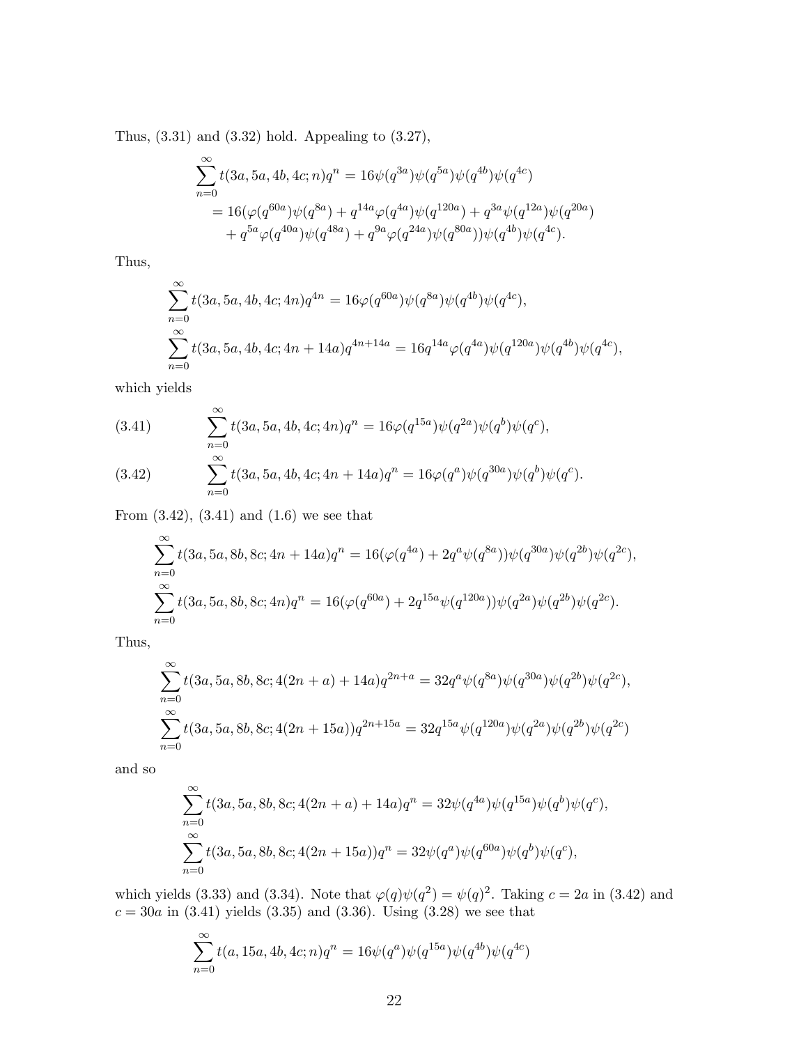Thus, (3.31) and (3.32) hold. Appealing to (3.27),

$$\begin{aligned}\sum_{n=0}^{\infty} t(3a,5a,4b,4c;n)q^n &= 16\psi(q^{3a})\psi(q^{5a})\psi(q^{4b})\psi(q^{4c})\\ &= 16(\varphi(q^{60a})\psi(q^{8a}) + q^{14a}\varphi(q^{4a})\psi(q^{120a}) + q^{3a}\psi(q^{12a})\psi(q^{20a})\\ &\quad + q^{5a}\varphi(q^{40a})\psi(q^{48a}) + q^{9a}\varphi(q^{24a})\psi(q^{80a}))\psi(q^{4b})\psi(q^{4c}).\end{aligned}$$

Thus,

$$\sum_{n=0}^{\infty} t(3a,5a,4b,4c;4n)q^{4n} = 16\varphi(q^{60a})\psi(q^{8a})\psi(q^{4b})\psi(q^{4c}),$$

$$\sum_{n=0}^{\infty} t(3a,5a,4b,4c;4n+14a)q^{4n+14a} = 16q^{14a}\varphi(q^{4a})\psi(q^{120a})\psi(q^{4b})\psi(q^{4c}),$$

which yields

$$\sum_{n=0}^{\infty} t(3a,5a,4b,4c;4n)q^n = 16\varphi(q^{15a})\psi(q^{2a})\psi(q^b)\psi(q^c), \tag{3.41}$$

$$\sum_{n=0}^{\infty} t(3a,5a,4b,4c;4n+14a)q^n = 16\varphi(q^a)\psi(q^{30a})\psi(q^b)\psi(q^c). \tag{3.42}$$

From (3.42), (3.41) and (1.6) we see that

$$\sum_{n=0}^{\infty} t(3a,5a,8b,8c;4n+14a)q^n = 16(\varphi(q^{4a}) + 2q^a\psi(q^{8a}))\psi(q^{30a})\psi(q^{2b})\psi(q^{2c}),$$

$$\sum_{n=0}^{\infty} t(3a,5a,8b,8c;4n)q^n = 16(\varphi(q^{60a}) + 2q^{15a}\psi(q^{120a}))\psi(q^{2a})\psi(q^{2b})\psi(q^{2c}).$$

Thus,

$$\sum_{n=0}^{\infty} t(3a,5a,8b,8c;4(2n+a)+14a)q^{2n+a} = 32q^a\psi(q^{8a})\psi(q^{30a})\psi(q^{2b})\psi(q^{2c}),$$

$$\sum_{n=0}^{\infty} t(3a,5a,8b,8c;4(2n+15a))q^{2n+15a} = 32q^{15a}\psi(q^{120a})\psi(q^{2a})\psi(q^{2b})\psi(q^{2c})$$

and so

$$\sum_{n=0}^{\infty} t(3a,5a,8b,8c;4(2n+a)+14a)q^n = 32\psi(q^{4a})\psi(q^{15a})\psi(q^b)\psi(q^c),$$

$$\sum_{n=0}^{\infty} t(3a,5a,8b,8c;4(2n+15a))q^n = 32\psi(q^a)\psi(q^{60a})\psi(q^b)\psi(q^c),$$

which yields (3.33) and (3.34). Note that $\varphi(q)\psi(q^2) = \psi(q)^2$. Taking $c = 2a$ in (3.42) and $c = 30a$ in (3.41) yields (3.35) and (3.36). Using (3.28) we see that

$$\sum_{n=0}^{\infty} t(a,15a,4b,4c;n)q^n = 16\psi(q^a)\psi(q^{15a})\psi(q^{4b})\psi(q^{4c})$$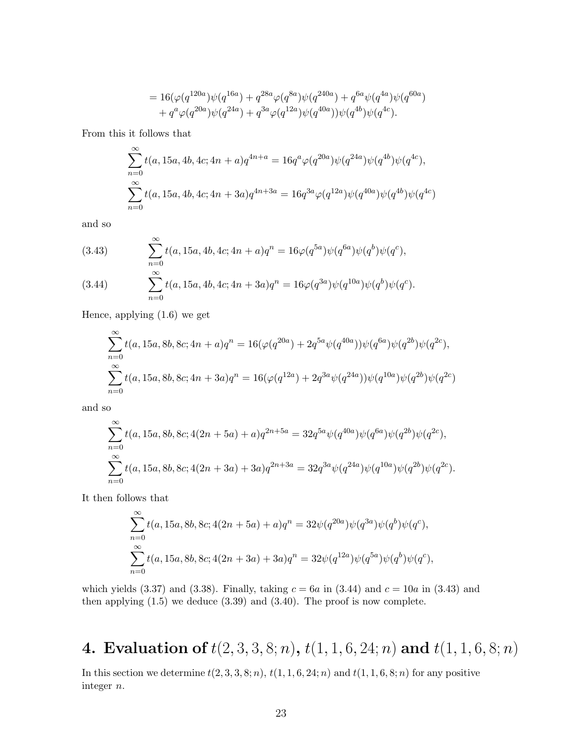$$
\begin{aligned}
&= 16(\varphi(q^{120a})\psi(q^{16a}) + q^{28a}\varphi(q^{8a})\psi(q^{240a}) + q^{6a}\psi(q^{4a})\psi(q^{60a}) \\
&\quad + q^{a}\varphi(q^{20a})\psi(q^{24a}) + q^{3a}\varphi(q^{12a})\psi(q^{40a}))\psi(q^{4b})\psi(q^{4c}).
\end{aligned}
$$

From this it follows that

$$
\sum_{n=0}^{\infty} t(a, 15a, 4b, 4c; 4n + a)q^{4n+a} = 16q^{a}\varphi(q^{20a})\psi(q^{24a})\psi(q^{4b})\psi(q^{4c}),
$$

$$
\sum_{n=0}^{\infty} t(a, 15a, 4b, 4c; 4n + 3a)q^{4n+3a} = 16q^{3a}\varphi(q^{12a})\psi(q^{40a})\psi(q^{4b})\psi(q^{4c})
$$

and so

$$
\sum_{n=0}^{\infty} t(a, 15a, 4b, 4c; 4n + a)q^{n} = 16\varphi(q^{5a})\psi(q^{6a})\psi(q^{b})\psi(q^{c}), \tag{3.43}
$$

$$
\sum_{n=0}^{\infty} t(a, 15a, 4b, 4c; 4n + 3a)q^{n} = 16\varphi(q^{3a})\psi(q^{10a})\psi(q^{b})\psi(q^{c}). \tag{3.44}
$$

Hence, applying (1.6) we get

$$
\sum_{n=0}^{\infty} t(a, 15a, 8b, 8c; 4n + a)q^{n} = 16(\varphi(q^{20a}) + 2q^{5a}\psi(q^{40a}))\psi(q^{6a})\psi(q^{2b})\psi(q^{2c}),
$$

$$
\sum_{n=0}^{\infty} t(a, 15a, 8b, 8c; 4n + 3a)q^{n} = 16(\varphi(q^{12a}) + 2q^{3a}\psi(q^{24a}))\psi(q^{10a})\psi(q^{2b})\psi(q^{2c})
$$

and so

$$
\sum_{n=0}^{\infty} t(a, 15a, 8b, 8c; 4(2n + 5a) + a)q^{2n+5a} = 32q^{5a}\psi(q^{40a})\psi(q^{6a})\psi(q^{2b})\psi(q^{2c}),
$$

$$
\sum_{n=0}^{\infty} t(a, 15a, 8b, 8c; 4(2n + 3a) + 3a)q^{2n+3a} = 32q^{3a}\psi(q^{24a})\psi(q^{10a})\psi(q^{2b})\psi(q^{2c}).
$$

It then follows that

$$
\sum_{n=0}^{\infty} t(a, 15a, 8b, 8c; 4(2n + 5a) + a)q^{n} = 32\psi(q^{20a})\psi(q^{3a})\psi(q^{b})\psi(q^{c}),
$$

$$
\sum_{n=0}^{\infty} t(a, 15a, 8b, 8c; 4(2n + 3a) + 3a)q^{n} = 32\psi(q^{12a})\psi(q^{5a})\psi(q^{b})\psi(q^{c}),
$$

which yields (3.37) and (3.38). Finally, taking $c = 6a$ in (3.44) and $c = 10a$ in (3.43) and then applying (1.5) we deduce (3.39) and (3.40). The proof is now complete.

# 4. Evaluation of $t(2, 3, 3, 8; n)$, $t(1, 1, 6, 24; n)$ and $t(1, 1, 6, 8; n)$

In this section we determine $t(2, 3, 3, 8; n)$, $t(1, 1, 6, 24; n)$ and $t(1, 1, 6, 8; n)$ for any positive integer $n$.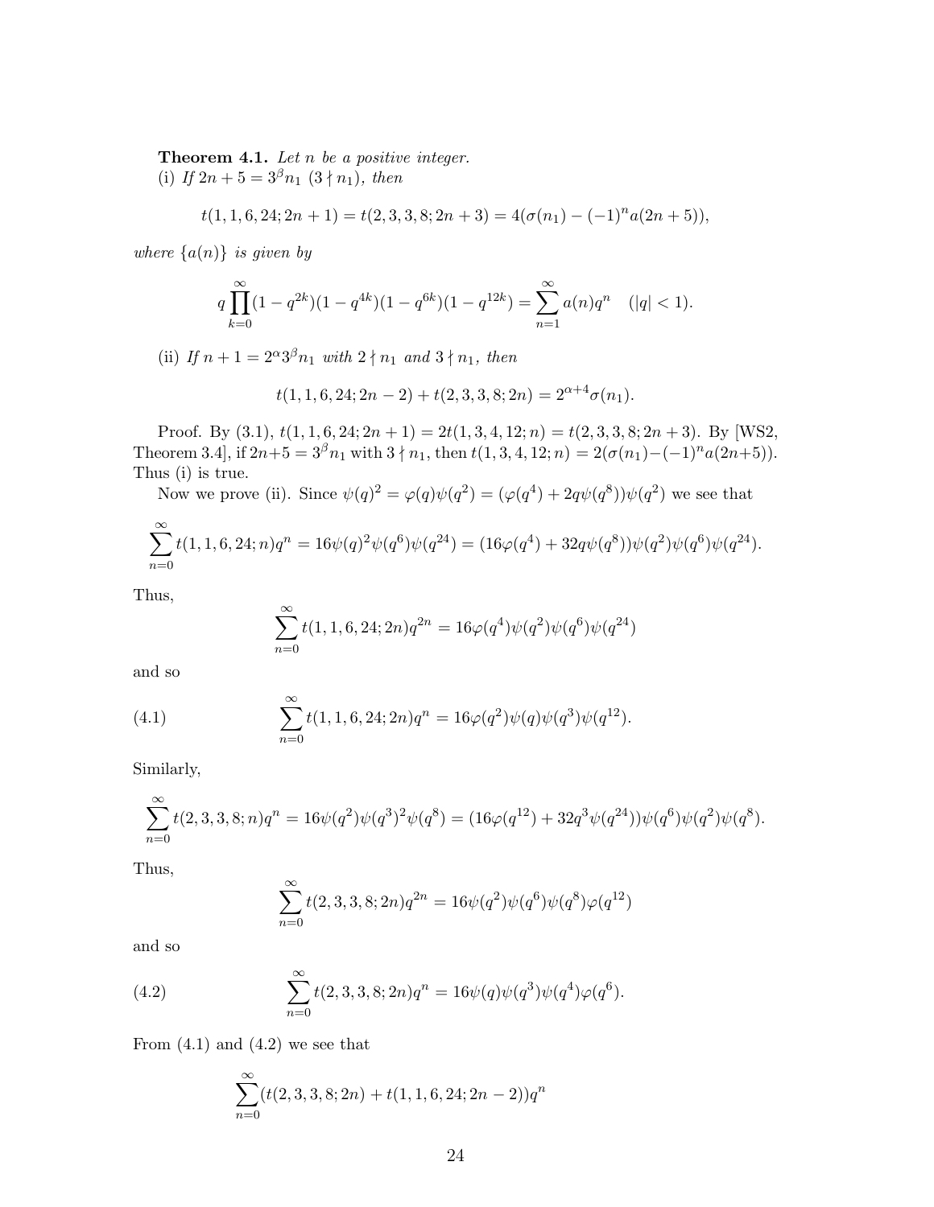**Theorem 4.1.** *Let $n$ be a positive integer.*
(i) *If $2n+5 = 3^\beta n_1$ $(3 \nmid n_1)$, then*

$$t(1,1,6,24;2n+1) = t(2,3,3,8;2n+3) = 4(\sigma(n_1) - (-1)^n a(2n+5)),$$

*where $\{a(n)\}$ is given by*

$$q\prod_{k=0}^{\infty}(1-q^{2k})(1-q^{4k})(1-q^{6k})(1-q^{12k}) = \sum_{n=1}^{\infty} a(n)q^n \quad (|q|<1).$$

(ii) *If $n+1 = 2^\alpha 3^\beta n_1$ with $2 \nmid n_1$ and $3 \nmid n_1$, then*

$$t(1,1,6,24;2n-2) + t(2,3,3,8;2n) = 2^{\alpha+4}\sigma(n_1).$$

Proof. By (3.1), $t(1,1,6,24;2n+1) = 2t(1,3,4,12;n) = t(2,3,3,8;2n+3)$. By [WS2, Theorem 3.4], if $2n+5 = 3^\beta n_1$ with $3 \nmid n_1$, then $t(1,3,4,12;n) = 2(\sigma(n_1) - (-1)^n a(2n+5))$. Thus (i) is true.

Now we prove (ii). Since $\psi(q)^2 = \varphi(q)\psi(q^2) = (\varphi(q^4) + 2q\psi(q^8))\psi(q^2)$ we see that

$$\sum_{n=0}^{\infty} t(1,1,6,24;n)q^n = 16\psi(q)^2\psi(q^6)\psi(q^{24}) = (16\varphi(q^4) + 32q\psi(q^8))\psi(q^2)\psi(q^6)\psi(q^{24}).$$

Thus,

$$\sum_{n=0}^{\infty} t(1,1,6,24;2n)q^{2n} = 16\varphi(q^4)\psi(q^2)\psi(q^6)\psi(q^{24})$$

and so

$$\sum_{n=0}^{\infty} t(1,1,6,24;2n)q^n = 16\varphi(q^2)\psi(q)\psi(q^3)\psi(q^{12}). \tag{4.1}$$

Similarly,

$$\sum_{n=0}^{\infty} t(2,3,3,8;n)q^n = 16\psi(q^2)\psi(q^3)^2\psi(q^8) = (16\varphi(q^{12}) + 32q^3\psi(q^{24}))\psi(q^6)\psi(q^2)\psi(q^8).$$

Thus,

$$\sum_{n=0}^{\infty} t(2,3,3,8;2n)q^{2n} = 16\psi(q^2)\psi(q^6)\psi(q^8)\varphi(q^{12})$$

and so

$$\sum_{n=0}^{\infty} t(2,3,3,8;2n)q^n = 16\psi(q)\psi(q^3)\psi(q^4)\varphi(q^6). \tag{4.2}$$

From (4.1) and (4.2) we see that

$$\sum_{n=0}^{\infty}(t(2,3,3,8;2n) + t(1,1,6,24;2n-2))q^n$$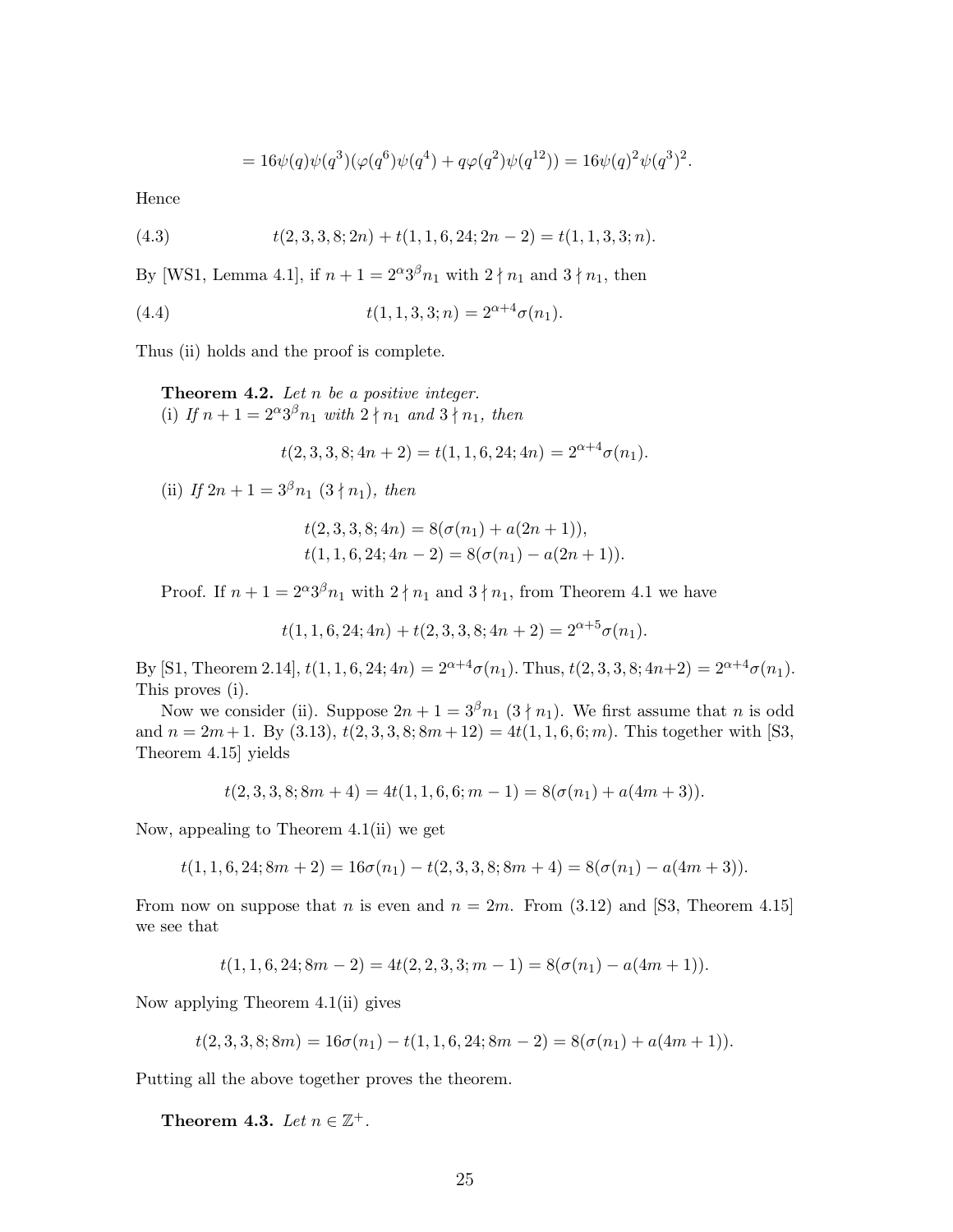$$= 16\psi(q)\psi(q^3)(\varphi(q^6)\psi(q^4) + q\varphi(q^2)\psi(q^{12})) = 16\psi(q)^2\psi(q^3)^2.$$

Hence

$$t(2,3,3,8;2n) + t(1,1,6,24;2n-2) = t(1,1,3,3;n). \tag{4.3}$$

By [WS1, Lemma 4.1], if $n+1 = 2^\alpha 3^\beta n_1$ with $2 \nmid n_1$ and $3 \nmid n_1$, then

$$t(1,1,3,3;n) = 2^{\alpha+4}\sigma(n_1). \tag{4.4}$$

Thus (ii) holds and the proof is complete.

**Theorem 4.2.** *Let $n$ be a positive integer.*
(i) *If $n+1 = 2^\alpha 3^\beta n_1$ with $2 \nmid n_1$ and $3 \nmid n_1$, then*

$$t(2,3,3,8;4n+2) = t(1,1,6,24;4n) = 2^{\alpha+4}\sigma(n_1).$$

(ii) *If $2n+1 = 3^\beta n_1$ $(3 \nmid n_1)$, then*

$$t(2,3,3,8;4n) = 8(\sigma(n_1) + a(2n+1)),$$
$$t(1,1,6,24;4n-2) = 8(\sigma(n_1) - a(2n+1)).$$

Proof. If $n+1 = 2^\alpha 3^\beta n_1$ with $2 \nmid n_1$ and $3 \nmid n_1$, from Theorem 4.1 we have

$$t(1,1,6,24;4n) + t(2,3,3,8;4n+2) = 2^{\alpha+5}\sigma(n_1).$$

By [S1, Theorem 2.14], $t(1,1,6,24;4n) = 2^{\alpha+4}\sigma(n_1)$. Thus, $t(2,3,3,8;4n+2) = 2^{\alpha+4}\sigma(n_1)$. This proves (i).

Now we consider (ii). Suppose $2n+1 = 3^\beta n_1$ $(3 \nmid n_1)$. We first assume that $n$ is odd and $n = 2m+1$. By (3.13), $t(2,3,3,8;8m+12) = 4t(1,1,6,6;m)$. This together with [S3, Theorem 4.15] yields

$$t(2,3,3,8;8m+4) = 4t(1,1,6,6;m-1) = 8(\sigma(n_1) + a(4m+3)).$$

Now, appealing to Theorem 4.1(ii) we get

$$t(1,1,6,24;8m+2) = 16\sigma(n_1) - t(2,3,3,8;8m+4) = 8(\sigma(n_1) - a(4m+3)).$$

From now on suppose that $n$ is even and $n = 2m$. From (3.12) and [S3, Theorem 4.15] we see that

$$t(1,1,6,24;8m-2) = 4t(2,2,3,3;m-1) = 8(\sigma(n_1) - a(4m+1)).$$

Now applying Theorem 4.1(ii) gives

$$t(2,3,3,8;8m) = 16\sigma(n_1) - t(1,1,6,24;8m-2) = 8(\sigma(n_1) + a(4m+1)).$$

Putting all the above together proves the theorem.

**Theorem 4.3.** *Let $n \in \mathbb{Z}^+$.*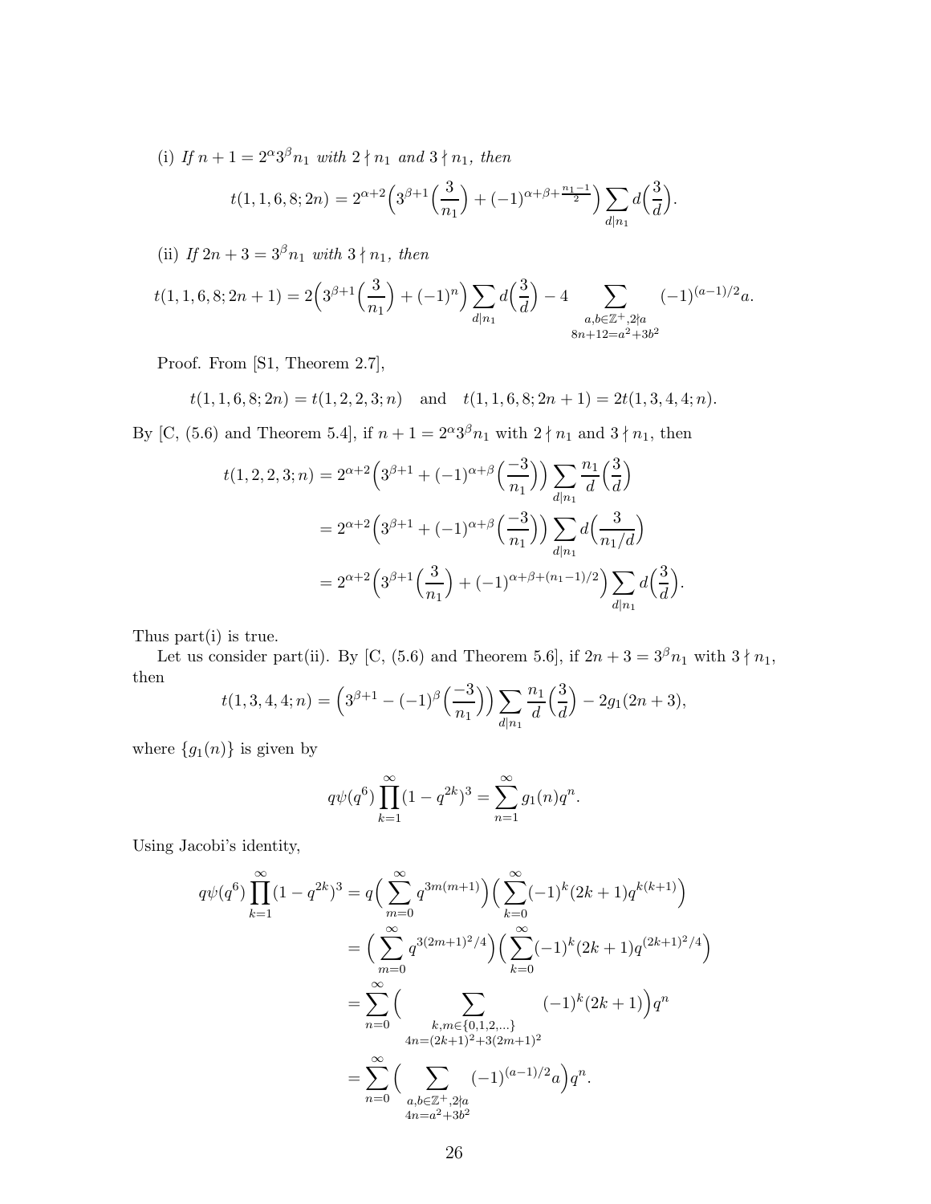(i) *If* $n+1=2^{\alpha}3^{\beta}n_1$ *with* $2\nmid n_1$ *and* $3\nmid n_1$, *then*

$$t(1,1,6,8;2n)=2^{\alpha+2}\Big(3^{\beta+1}\Big(\frac{3}{n_1}\Big)+(-1)^{\alpha+\beta+\frac{n_1-1}{2}}\Big)\sum_{d\mid n_1}d\Big(\frac{3}{d}\Big).$$

(ii) *If* $2n+3=3^{\beta}n_1$ *with* $3\nmid n_1$, *then*

$$t(1,1,6,8;2n+1)=2\Big(3^{\beta+1}\Big(\frac{3}{n_1}\Big)+(-1)^{n}\Big)\sum_{d\mid n_1}d\Big(\frac{3}{d}\Big)-4\sum_{\substack{a,b\in\mathbb{Z}^+,2\nmid a\\ 8n+12=a^2+3b^2}}(-1)^{(a-1)/2}a.$$

Proof. From [S1, Theorem 2.7],

$$t(1,1,6,8;2n)=t(1,2,2,3;n)\quad\text{and}\quad t(1,1,6,8;2n+1)=2t(1,3,4,4;n).$$

By [C, (5.6) and Theorem 5.4], if $n+1=2^{\alpha}3^{\beta}n_1$ with $2\nmid n_1$ and $3\nmid n_1$, then

$$\begin{aligned}t(1,2,2,3;n)&=2^{\alpha+2}\Big(3^{\beta+1}+(-1)^{\alpha+\beta}\Big(\frac{-3}{n_1}\Big)\Big)\sum_{d\mid n_1}\frac{n_1}{d}\Big(\frac{3}{d}\Big)\\&=2^{\alpha+2}\Big(3^{\beta+1}+(-1)^{\alpha+\beta}\Big(\frac{-3}{n_1}\Big)\Big)\sum_{d\mid n_1}d\Big(\frac{3}{n_1/d}\Big)\\&=2^{\alpha+2}\Big(3^{\beta+1}\Big(\frac{3}{n_1}\Big)+(-1)^{\alpha+\beta+(n_1-1)/2}\Big)\sum_{d\mid n_1}d\Big(\frac{3}{d}\Big).\end{aligned}$$

Thus part(i) is true.

Let us consider part(ii). By [C, (5.6) and Theorem 5.6], if $2n+3=3^{\beta}n_1$ with $3\nmid n_1$, then

$$t(1,3,4,4;n)=\Big(3^{\beta+1}-(-1)^{\beta}\Big(\frac{-3}{n_1}\Big)\Big)\sum_{d\mid n_1}\frac{n_1}{d}\Big(\frac{3}{d}\Big)-2g_1(2n+3),$$

where $\{g_1(n)\}$ is given by

$$q\psi(q^6)\prod_{k=1}^{\infty}(1-q^{2k})^3=\sum_{n=1}^{\infty}g_1(n)q^n.$$

Using Jacobi's identity,

$$\begin{aligned}q\psi(q^6)\prod_{k=1}^{\infty}(1-q^{2k})^3&=q\Big(\sum_{m=0}^{\infty}q^{3m(m+1)}\Big)\Big(\sum_{k=0}^{\infty}(-1)^k(2k+1)q^{k(k+1)}\Big)\\&=\Big(\sum_{m=0}^{\infty}q^{3(2m+1)^2/4}\Big)\Big(\sum_{k=0}^{\infty}(-1)^k(2k+1)q^{(2k+1)^2/4}\Big)\\&=\sum_{n=0}^{\infty}\Big(\sum_{\substack{k,m\in\{0,1,2,\ldots\}\\ 4n=(2k+1)^2+3(2m+1)^2}}(-1)^k(2k+1)\Big)q^n\\&=\sum_{n=0}^{\infty}\Big(\sum_{\substack{a,b\in\mathbb{Z}^+,2\nmid a\\ 4n=a^2+3b^2}}(-1)^{(a-1)/2}a\Big)q^n.\end{aligned}$$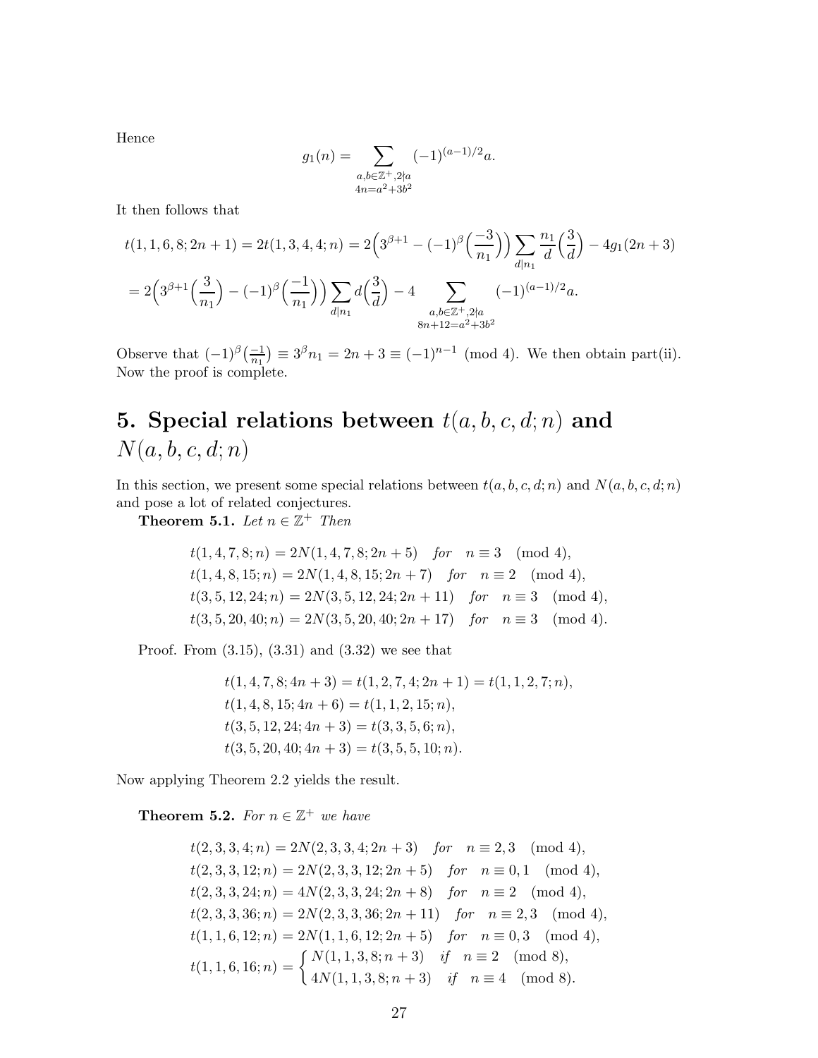Hence

$$g_1(n) = \sum_{\substack{a,b\in\mathbb{Z}^+,2\nmid a\\ 4n=a^2+3b^2}} (-1)^{(a-1)/2}a.$$

It then follows that

$$\begin{aligned} t(1,1,6,8;2n+1) &= 2t(1,3,4,4;n) = 2\Big(3^{\beta+1}-(-1)^{\beta}\Big(\frac{-3}{n_1}\Big)\Big)\sum_{d\mid n_1}\frac{n_1}{d}\Big(\frac{3}{d}\Big) - 4g_1(2n+3) \\ &= 2\Big(3^{\beta+1}\Big(\frac{3}{n_1}\Big)-(-1)^{\beta}\Big(\frac{-1}{n_1}\Big)\Big)\sum_{d\mid n_1} d\Big(\frac{3}{d}\Big) - 4\sum_{\substack{a,b\in\mathbb{Z}^+,2\nmid a\\ 8n+12=a^2+3b^2}} (-1)^{(a-1)/2}a. \end{aligned}$$

Observe that $(-1)^{\beta}\big(\frac{-1}{n_1}\big) \equiv 3^{\beta}n_1 = 2n+3 \equiv (-1)^{n-1} \pmod 4$. We then obtain part(ii). Now the proof is complete.

# 5. Special relations between $t(a,b,c,d;n)$ and $N(a,b,c,d;n)$

In this section, we present some special relations between $t(a,b,c,d;n)$ and $N(a,b,c,d;n)$ and pose a lot of related conjectures.

**Theorem 5.1.** *Let $n \in \mathbb{Z}^+$ Then*

$$\begin{aligned} t(1,4,7,8;n) &= 2N(1,4,7,8;2n+5) \quad \text{for} \quad n\equiv 3 \pmod 4, \\ t(1,4,8,15;n) &= 2N(1,4,8,15;2n+7) \quad \text{for} \quad n\equiv 2 \pmod 4, \\ t(3,5,12,24;n) &= 2N(3,5,12,24;2n+11) \quad \text{for} \quad n\equiv 3 \pmod 4, \\ t(3,5,20,40;n) &= 2N(3,5,20,40;2n+17) \quad \text{for} \quad n\equiv 3 \pmod 4. \end{aligned}$$

Proof. From (3.15), (3.31) and (3.32) we see that

$$\begin{aligned} &t(1,4,7,8;4n+3) = t(1,2,7,4;2n+1) = t(1,1,2,7;n), \\ &t(1,4,8,15;4n+6) = t(1,1,2,15;n), \\ &t(3,5,12,24;4n+3) = t(3,3,5,6;n), \\ &t(3,5,20,40;4n+3) = t(3,5,5,10;n). \end{aligned}$$

Now applying Theorem 2.2 yields the result.

**Theorem 5.2.** *For $n \in \mathbb{Z}^+$ we have*

$$\begin{aligned} t(2,3,3,4;n) &= 2N(2,3,3,4;2n+3) \quad \text{for} \quad n\equiv 2,3 \pmod 4, \\ t(2,3,3,12;n) &= 2N(2,3,3,12;2n+5) \quad \text{for} \quad n\equiv 0,1 \pmod 4, \\ t(2,3,3,24;n) &= 4N(2,3,3,24;2n+8) \quad \text{for} \quad n\equiv 2 \pmod 4, \\ t(2,3,3,36;n) &= 2N(2,3,3,36;2n+11) \quad \text{for} \quad n\equiv 2,3 \pmod 4, \\ t(1,1,6,12;n) &= 2N(1,1,6,12;2n+5) \quad \text{for} \quad n\equiv 0,3 \pmod 4, \\ t(1,1,6,16;n) &= \begin{cases} N(1,1,3,8;n+3) & \text{if} \quad n\equiv 2 \pmod 8, \\ 4N(1,1,3,8;n+3) & \text{if} \quad n\equiv 4 \pmod 8. \end{cases} \end{aligned}$$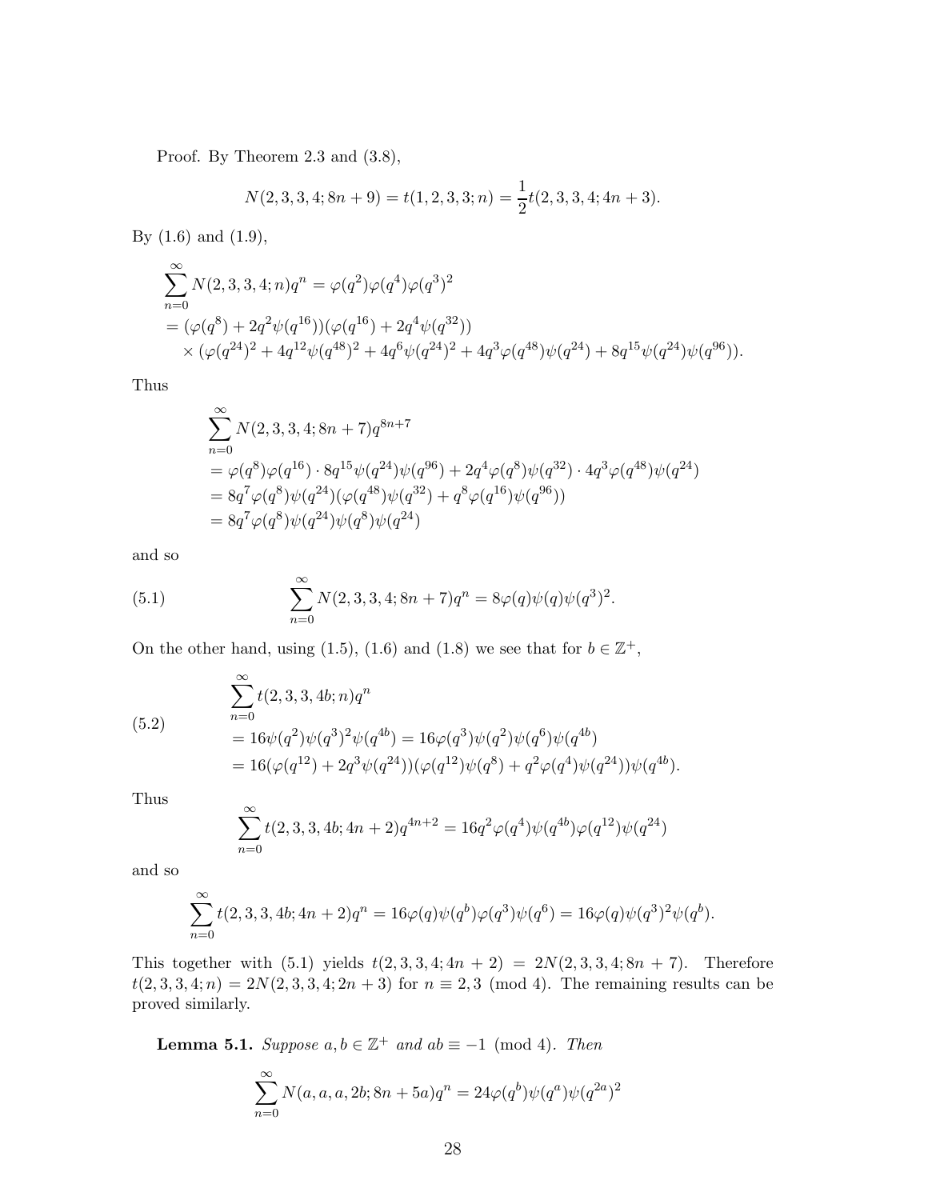Proof. By Theorem 2.3 and (3.8),

$$N(2,3,3,4;8n+9) = t(1,2,3,3;n) = \frac{1}{2}t(2,3,3,4;4n+3).$$

By (1.6) and (1.9),

$$\begin{aligned}
&\sum_{n=0}^{\infty} N(2,3,3,4;n)q^n = \varphi(q^2)\varphi(q^4)\varphi(q^3)^2 \\
&= (\varphi(q^8) + 2q^2\psi(q^{16}))(\varphi(q^{16}) + 2q^4\psi(q^{32})) \\
&\quad \times (\varphi(q^{24})^2 + 4q^{12}\psi(q^{48})^2 + 4q^6\psi(q^{24})^2 + 4q^3\varphi(q^{48})\psi(q^{24}) + 8q^{15}\psi(q^{24})\psi(q^{96})).
\end{aligned}$$

Thus

$$\begin{aligned}
&\sum_{n=0}^{\infty} N(2,3,3,4;8n+7)q^{8n+7} \\
&= \varphi(q^8)\varphi(q^{16}) \cdot 8q^{15}\psi(q^{24})\psi(q^{96}) + 2q^4\varphi(q^8)\psi(q^{32}) \cdot 4q^3\varphi(q^{48})\psi(q^{24}) \\
&= 8q^7\varphi(q^8)\psi(q^{24})(\varphi(q^{48})\psi(q^{32}) + q^8\varphi(q^{16})\psi(q^{96})) \\
&= 8q^7\varphi(q^8)\psi(q^{24})\psi(q^8)\psi(q^{24})
\end{aligned}$$

and so

$$\sum_{n=0}^{\infty} N(2,3,3,4;8n+7)q^n = 8\varphi(q)\psi(q)\psi(q^3)^2. \tag{5.1}$$

On the other hand, using (1.5), (1.6) and (1.8) we see that for $b \in \mathbb{Z}^+$,

$$\begin{aligned}
&\sum_{n=0}^{\infty} t(2,3,3,4b;n)q^n \\
&= 16\psi(q^2)\psi(q^3)^2\psi(q^{4b}) = 16\varphi(q^3)\psi(q^2)\psi(q^6)\psi(q^{4b}) \\
&= 16(\varphi(q^{12}) + 2q^3\psi(q^{24}))(\varphi(q^{12})\psi(q^8) + q^2\varphi(q^4)\psi(q^{24}))\psi(q^{4b}).
\end{aligned} \tag{5.2}$$

Thus

$$\sum_{n=0}^{\infty} t(2,3,3,4b;4n+2)q^{4n+2} = 16q^2\varphi(q^4)\psi(q^{4b})\varphi(q^{12})\psi(q^{24})$$

and so

$$\sum_{n=0}^{\infty} t(2,3,3,4b;4n+2)q^n = 16\varphi(q)\psi(q^b)\varphi(q^3)\psi(q^6) = 16\varphi(q)\psi(q^3)^2\psi(q^b).$$

This together with (5.1) yields $t(2,3,3,4;4n+2) = 2N(2,3,3,4;8n+7)$. Therefore $t(2,3,3,4;n) = 2N(2,3,3,4;2n+3)$ for $n \equiv 2,3 \pmod 4$. The remaining results can be proved similarly.

**Lemma 5.1.** *Suppose $a, b \in \mathbb{Z}^+$ and $ab \equiv -1 \pmod 4$. Then*

$$\sum_{n=0}^{\infty} N(a,a,a,2b;8n+5a)q^n = 24\varphi(q^b)\psi(q^a)\psi(q^{2a})^2$$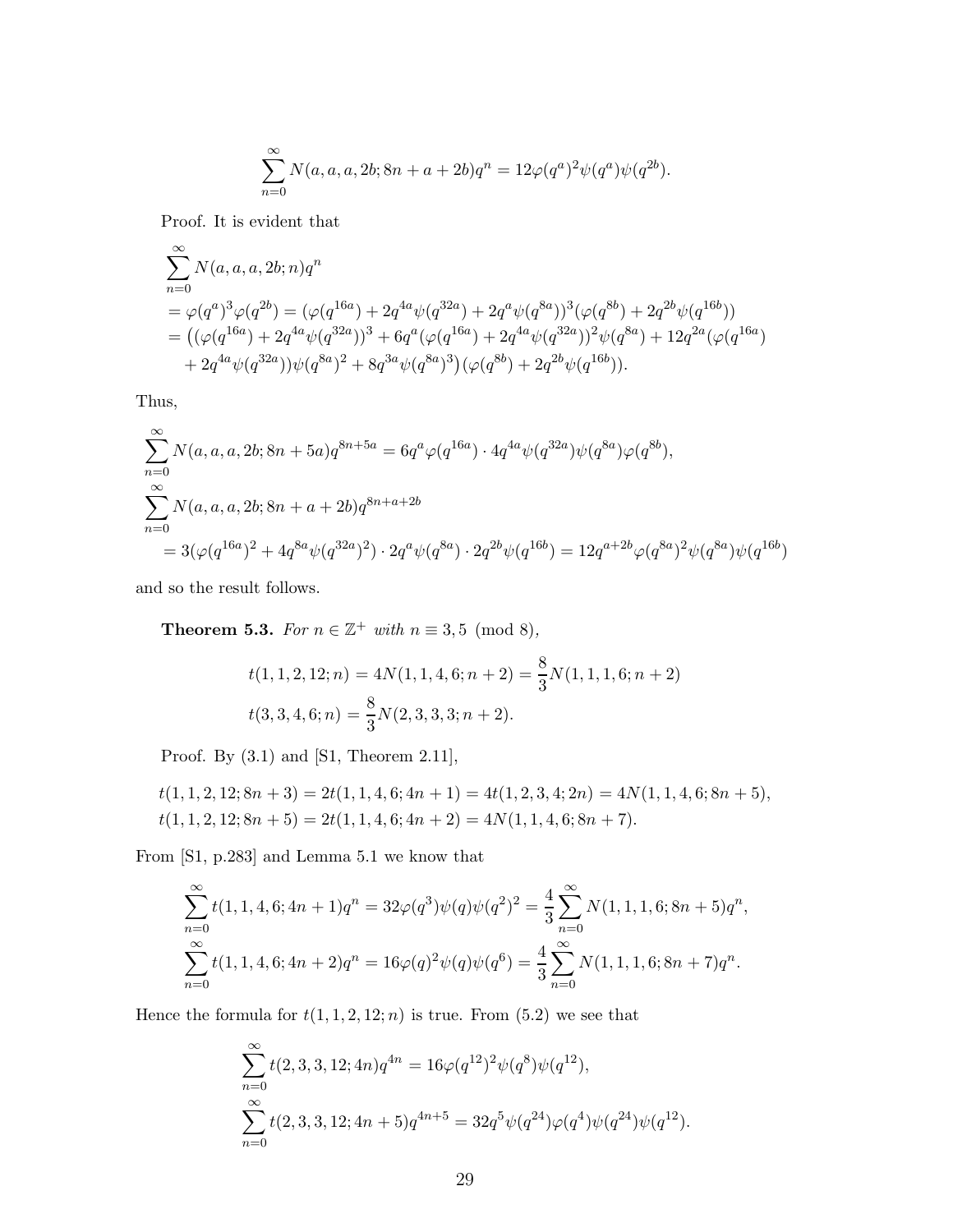$$\sum_{n=0}^{\infty} N(a,a,a,2b;8n+a+2b)q^n = 12\varphi(q^a)^2\psi(q^a)\psi(q^{2b}).$$

Proof. It is evident that

$$\begin{aligned}
&\sum_{n=0}^{\infty} N(a,a,a,2b;n)q^n \\
&= \varphi(q^a)^3\varphi(q^{2b}) = (\varphi(q^{16a}) + 2q^{4a}\psi(q^{32a}) + 2q^a\psi(q^{8a}))^3(\varphi(q^{8b}) + 2q^{2b}\psi(q^{16b})) \\
&= \big((\varphi(q^{16a}) + 2q^{4a}\psi(q^{32a}))^3 + 6q^a(\varphi(q^{16a}) + 2q^{4a}\psi(q^{32a}))^2\psi(q^{8a}) + 12q^{2a}(\varphi(q^{16a}) \\
&\quad + 2q^{4a}\psi(q^{32a}))\psi(q^{8a})^2 + 8q^{3a}\psi(q^{8a})^3\big)(\varphi(q^{8b}) + 2q^{2b}\psi(q^{16b})).
\end{aligned}$$

Thus,

$$\begin{aligned}
&\sum_{n=0}^{\infty} N(a,a,a,2b;8n+5a)q^{8n+5a} = 6q^a\varphi(q^{16a})\cdot 4q^{4a}\psi(q^{32a})\psi(q^{8a})\varphi(q^{8b}), \\
&\sum_{n=0}^{\infty} N(a,a,a,2b;8n+a+2b)q^{8n+a+2b} \\
&\quad = 3(\varphi(q^{16a})^2 + 4q^{8a}\psi(q^{32a})^2)\cdot 2q^a\psi(q^{8a})\cdot 2q^{2b}\psi(q^{16b}) = 12q^{a+2b}\varphi(q^{8a})^2\psi(q^{8a})\psi(q^{16b})
\end{aligned}$$

and so the result follows.

**Theorem 5.3.** *For $n \in \mathbb{Z}^+$ with $n \equiv 3, 5 \pmod 8$,*

$$\begin{aligned}
t(1,1,2,12;n) &= 4N(1,1,4,6;n+2) = \frac{8}{3}N(1,1,1,6;n+2) \\
t(3,3,4,6;n) &= \frac{8}{3}N(2,3,3,3;n+2).
\end{aligned}$$

Proof. By (3.1) and [S1, Theorem 2.11],

$$\begin{aligned}
&t(1,1,2,12;8n+3) = 2t(1,1,4,6;4n+1) = 4t(1,2,3,4;2n) = 4N(1,1,4,6;8n+5), \\
&t(1,1,2,12;8n+5) = 2t(1,1,4,6;4n+2) = 4N(1,1,4,6;8n+7).
\end{aligned}$$

From [S1, p.283] and Lemma 5.1 we know that

$$\begin{aligned}
&\sum_{n=0}^{\infty} t(1,1,4,6;4n+1)q^n = 32\varphi(q^3)\psi(q)\psi(q^2)^2 = \frac{4}{3}\sum_{n=0}^{\infty} N(1,1,1,6;8n+5)q^n, \\
&\sum_{n=0}^{\infty} t(1,1,4,6;4n+2)q^n = 16\varphi(q)^2\psi(q)\psi(q^6) = \frac{4}{3}\sum_{n=0}^{\infty} N(1,1,1,6;8n+7)q^n.
\end{aligned}$$

Hence the formula for $t(1,1,2,12;n)$ is true. From (5.2) we see that

$$\begin{aligned}
&\sum_{n=0}^{\infty} t(2,3,3,12;4n)q^{4n} = 16\varphi(q^{12})^2\psi(q^8)\psi(q^{12}), \\
&\sum_{n=0}^{\infty} t(2,3,3,12;4n+5)q^{4n+5} = 32q^5\psi(q^{24})\varphi(q^4)\psi(q^{24})\psi(q^{12}).
\end{aligned}$$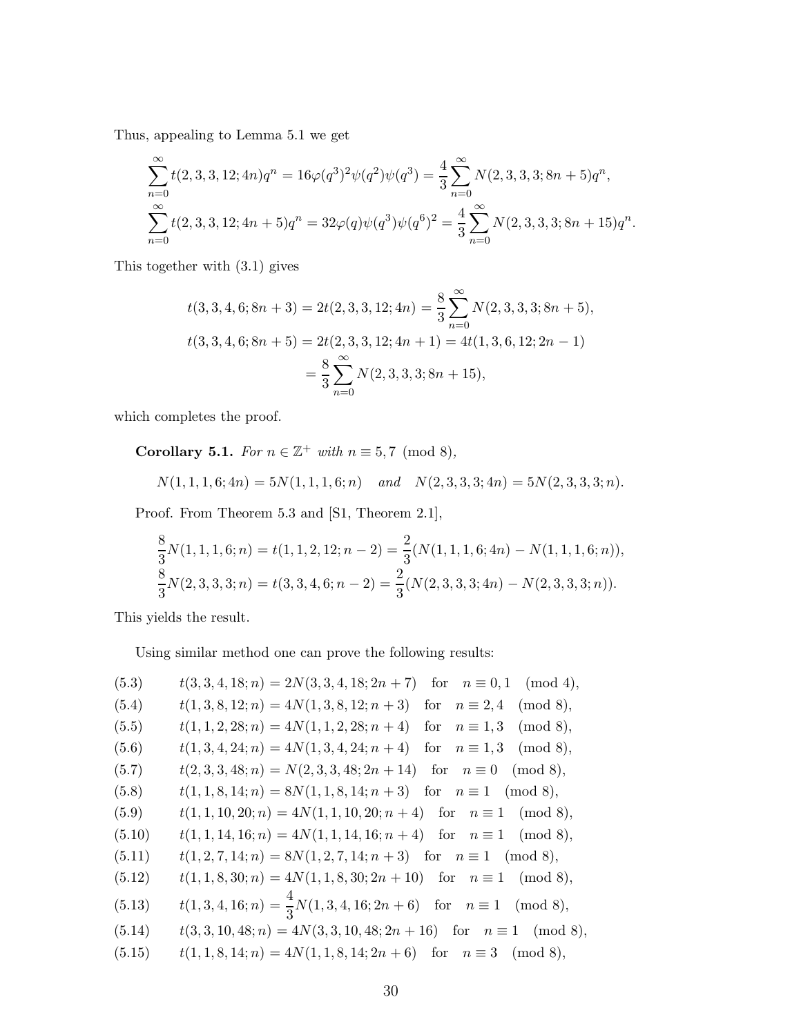Thus, appealing to Lemma 5.1 we get

$$\sum_{n=0}^{\infty} t(2,3,3,12;4n)q^n = 16\varphi(q^3)^2\psi(q^2)\psi(q^3) = \frac{4}{3}\sum_{n=0}^{\infty} N(2,3,3,3;8n+5)q^n,$$
$$\sum_{n=0}^{\infty} t(2,3,3,12;4n+5)q^n = 32\varphi(q)\psi(q^3)\psi(q^6)^2 = \frac{4}{3}\sum_{n=0}^{\infty} N(2,3,3,3;8n+15)q^n.$$

This together with (3.1) gives

$$t(3,3,4,6;8n+3) = 2t(2,3,3,12;4n) = \frac{8}{3}\sum_{n=0}^{\infty} N(2,3,3,3;8n+5),$$
$$t(3,3,4,6;8n+5) = 2t(2,3,3,12;4n+1) = 4t(1,3,6,12;2n-1)$$
$$= \frac{8}{3}\sum_{n=0}^{\infty} N(2,3,3,3;8n+15),$$

which completes the proof.

**Corollary 5.1.** *For $n \in \mathbb{Z}^+$ with $n \equiv 5,7 \pmod 8$,*

$$N(1,1,1,6;4n) = 5N(1,1,1,6;n) \quad \text{and} \quad N(2,3,3,3;4n) = 5N(2,3,3,3;n).$$

Proof. From Theorem 5.3 and [S1, Theorem 2.1],

$$\frac{8}{3}N(1,1,1,6;n) = t(1,1,2,12;n-2) = \frac{2}{3}(N(1,1,1,6;4n) - N(1,1,1,6;n)),$$
$$\frac{8}{3}N(2,3,3,3;n) = t(3,3,4,6;n-2) = \frac{2}{3}(N(2,3,3,3;4n) - N(2,3,3,3;n)).$$

This yields the result.

Using similar method one can prove the following results:

$$t(3,3,4,18;n) = 2N(3,3,4,18;2n+7) \quad \text{for} \quad n \equiv 0,1 \pmod 4, \tag{5.3}$$
$$t(1,3,8,12;n) = 4N(1,3,8,12;n+3) \quad \text{for} \quad n \equiv 2,4 \pmod 8, \tag{5.4}$$
$$t(1,1,2,28;n) = 4N(1,1,2,28;n+4) \quad \text{for} \quad n \equiv 1,3 \pmod 8, \tag{5.5}$$
$$t(1,3,4,24;n) = 4N(1,3,4,24;n+4) \quad \text{for} \quad n \equiv 1,3 \pmod 8, \tag{5.6}$$
$$t(2,3,3,48;n) = N(2,3,3,48;2n+14) \quad \text{for} \quad n \equiv 0 \pmod 8, \tag{5.7}$$
$$t(1,1,8,14;n) = 8N(1,1,8,14;n+3) \quad \text{for} \quad n \equiv 1 \pmod 8, \tag{5.8}$$
$$t(1,1,10,20;n) = 4N(1,1,10,20;n+4) \quad \text{for} \quad n \equiv 1 \pmod 8, \tag{5.9}$$
$$t(1,1,14,16;n) = 4N(1,1,14,16;n+4) \quad \text{for} \quad n \equiv 1 \pmod 8, \tag{5.10}$$
$$t(1,2,7,14;n) = 8N(1,2,7,14;n+3) \quad \text{for} \quad n \equiv 1 \pmod 8, \tag{5.11}$$
$$t(1,1,8,30;n) = 4N(1,1,8,30;2n+10) \quad \text{for} \quad n \equiv 1 \pmod 8, \tag{5.12}$$
$$t(1,3,4,16;n) = \frac{4}{3}N(1,3,4,16;2n+6) \quad \text{for} \quad n \equiv 1 \pmod 8, \tag{5.13}$$
$$t(3,3,10,48;n) = 4N(3,3,10,48;2n+16) \quad \text{for} \quad n \equiv 1 \pmod 8, \tag{5.14}$$
$$t(1,1,8,14;n) = 4N(1,1,8,14;2n+6) \quad \text{for} \quad n \equiv 3 \pmod 8, \tag{5.15}$$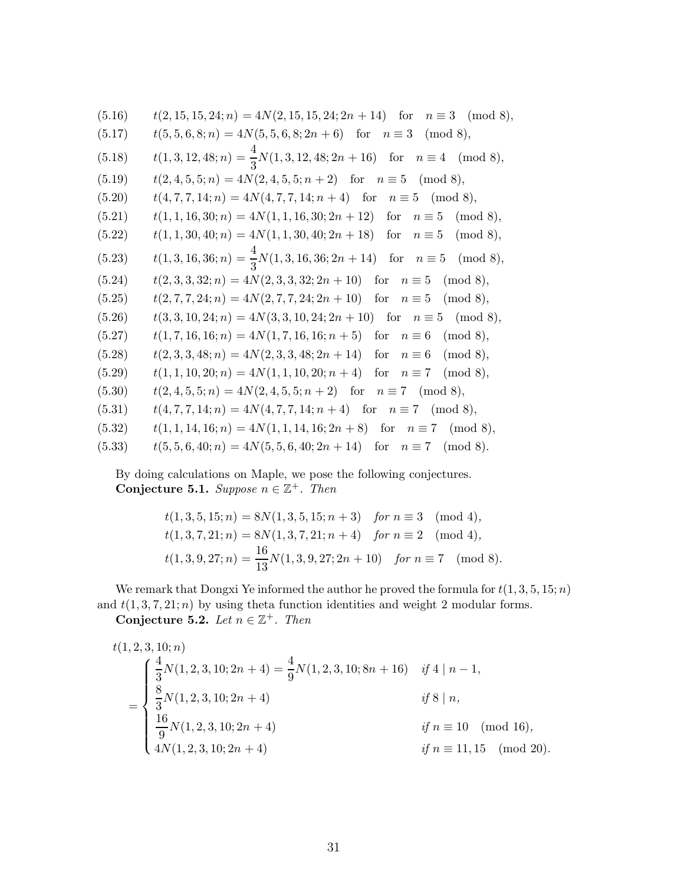$$(5.16)\qquad t(2,15,15,24;n)=4N(2,15,15,24;2n+14)\quad \text{for}\quad n\equiv 3 \pmod 8,$$

$$(5.17)\qquad t(5,5,6,8;n)=4N(5,5,6,8;2n+6)\quad \text{for}\quad n\equiv 3 \pmod 8,$$

$$(5.18)\qquad t(1,3,12,48;n)=\frac{4}{3}N(1,3,12,48;2n+16)\quad \text{for}\quad n\equiv 4 \pmod 8,$$

$$(5.19)\qquad t(2,4,5,5;n)=4N(2,4,5,5;n+2)\quad \text{for}\quad n\equiv 5 \pmod 8,$$

$$(5.20)\qquad t(4,7,7,14;n)=4N(4,7,7,14;n+4)\quad \text{for}\quad n\equiv 5 \pmod 8,$$

$$(5.21)\qquad t(1,1,16,30;n)=4N(1,1,16,30;2n+12)\quad \text{for}\quad n\equiv 5 \pmod 8,$$

$$(5.22)\qquad t(1,1,30,40;n)=4N(1,1,30,40;2n+18)\quad \text{for}\quad n\equiv 5 \pmod 8,$$

$$(5.23)\qquad t(1,3,16,36;n)=\frac{4}{3}N(1,3,16,36;2n+14)\quad \text{for}\quad n\equiv 5 \pmod 8,$$

$$(5.24)\qquad t(2,3,3,32;n)=4N(2,3,3,32;2n+10)\quad \text{for}\quad n\equiv 5 \pmod 8,$$

$$(5.25)\qquad t(2,7,7,24;n)=4N(2,7,7,24;2n+10)\quad \text{for}\quad n\equiv 5 \pmod 8,$$

$$(5.26)\qquad t(3,3,10,24;n)=4N(3,3,10,24;2n+10)\quad \text{for}\quad n\equiv 5 \pmod 8,$$

$$(5.27)\qquad t(1,7,16,16;n)=4N(1,7,16,16;n+5)\quad \text{for}\quad n\equiv 6 \pmod 8,$$

$$(5.28)\qquad t(2,3,3,48;n)=4N(2,3,3,48;2n+14)\quad \text{for}\quad n\equiv 6 \pmod 8,$$

$$(5.29)\qquad t(1,1,10,20;n)=4N(1,1,10,20;n+4)\quad \text{for}\quad n\equiv 7 \pmod 8,$$

$$(5.30)\qquad t(2,4,5,5;n)=4N(2,4,5,5;n+2)\quad \text{for}\quad n\equiv 7 \pmod 8,$$

$$(5.31)\qquad t(4,7,7,14;n)=4N(4,7,7,14;n+4)\quad \text{for}\quad n\equiv 7 \pmod 8,$$

$$(5.32)\qquad t(1,1,14,16;n)=4N(1,1,14,16;2n+8)\quad \text{for}\quad n\equiv 7 \pmod 8,$$

$$(5.33)\qquad t(5,5,6,40;n)=4N(5,5,6,40;2n+14)\quad \text{for}\quad n\equiv 7 \pmod 8.$$

By doing calculations on Maple, we pose the following conjectures.

**Conjecture 5.1.** *Suppose $n\in\mathbb{Z}^+$. Then*

$$t(1,3,5,15;n)=8N(1,3,5,15;n+3)\quad \textit{for } n\equiv 3 \pmod 4,$$
$$t(1,3,7,21;n)=8N(1,3,7,21;n+4)\quad \textit{for } n\equiv 2 \pmod 4,$$
$$t(1,3,9,27;n)=\frac{16}{13}N(1,3,9,27;2n+10)\quad \textit{for } n\equiv 7 \pmod 8.$$

We remark that Dongxi Ye informed the author he proved the formula for $t(1,3,5,15;n)$ and $t(1,3,7,21;n)$ by using theta function identities and weight 2 modular forms.

**Conjecture 5.2.** *Let $n\in\mathbb{Z}^+$. Then*

$$t(1,2,3,10;n)=\begin{cases}\dfrac{4}{3}N(1,2,3,10;2n+4)=\dfrac{4}{9}N(1,2,3,10;8n+16) & \textit{if } 4\mid n-1,\\[2mm] \dfrac{8}{3}N(1,2,3,10;2n+4) & \textit{if } 8\mid n,\\[2mm] \dfrac{16}{9}N(1,2,3,10;2n+4) & \textit{if } n\equiv 10 \pmod{16},\\[2mm] 4N(1,2,3,10;2n+4) & \textit{if } n\equiv 11,15 \pmod{20}.\end{cases}$$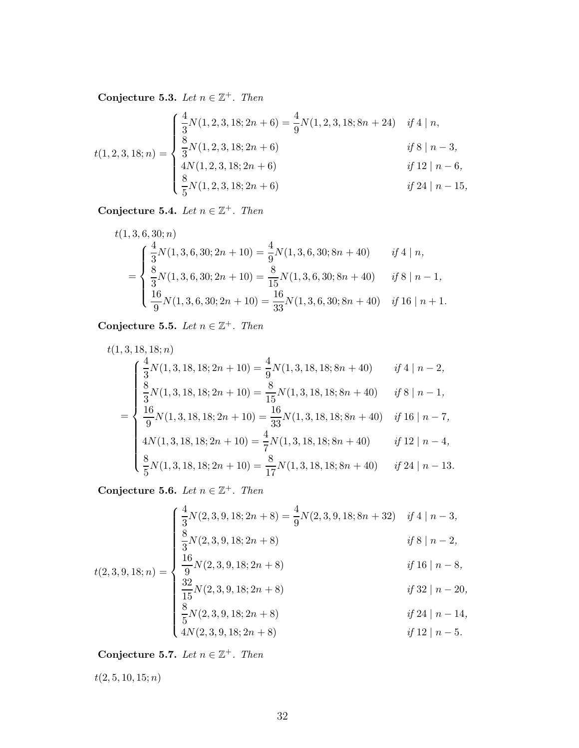**Conjecture 5.3.** *Let $n \in \mathbb{Z}^+$. Then*

$$t(1,2,3,18;n) = \begin{cases} \frac{4}{3}N(1,2,3,18;2n+6) = \frac{4}{9}N(1,2,3,18;8n+24) & \text{if } 4 \mid n, \\ \frac{8}{3}N(1,2,3,18;2n+6) & \text{if } 8 \mid n-3, \\ 4N(1,2,3,18;2n+6) & \text{if } 12 \mid n-6, \\ \frac{8}{5}N(1,2,3,18;2n+6) & \text{if } 24 \mid n-15, \end{cases}$$

**Conjecture 5.4.** *Let $n \in \mathbb{Z}^+$. Then*

$$\begin{aligned} &t(1,3,6,30;n) \\ &= \begin{cases} \frac{4}{3}N(1,3,6,30;2n+10) = \frac{4}{9}N(1,3,6,30;8n+40) & \text{if } 4 \mid n, \\ \frac{8}{3}N(1,3,6,30;2n+10) = \frac{8}{15}N(1,3,6,30;8n+40) & \text{if } 8 \mid n-1, \\ \frac{16}{9}N(1,3,6,30;2n+10) = \frac{16}{33}N(1,3,6,30;8n+40) & \text{if } 16 \mid n+1. \end{cases} \end{aligned}$$

**Conjecture 5.5.** *Let $n \in \mathbb{Z}^+$. Then*

$$\begin{aligned} &t(1,3,18,18;n) \\ &= \begin{cases} \frac{4}{3}N(1,3,18,18;2n+10) = \frac{4}{9}N(1,3,18,18;8n+40) & \text{if } 4 \mid n-2, \\ \frac{8}{3}N(1,3,18,18;2n+10) = \frac{8}{15}N(1,3,18,18;8n+40) & \text{if } 8 \mid n-1, \\ \frac{16}{9}N(1,3,18,18;2n+10) = \frac{16}{33}N(1,3,18,18;8n+40) & \text{if } 16 \mid n-7, \\ 4N(1,3,18,18;2n+10) = \frac{4}{7}N(1,3,18,18;8n+40) & \text{if } 12 \mid n-4, \\ \frac{8}{5}N(1,3,18,18;2n+10) = \frac{8}{17}N(1,3,18,18;8n+40) & \text{if } 24 \mid n-13. \end{cases} \end{aligned}$$

**Conjecture 5.6.** *Let $n \in \mathbb{Z}^+$. Then*

$$t(2,3,9,18;n) = \begin{cases} \frac{4}{3}N(2,3,9,18;2n+8) = \frac{4}{9}N(2,3,9,18;8n+32) & \text{if } 4 \mid n-3, \\ \frac{8}{3}N(2,3,9,18;2n+8) & \text{if } 8 \mid n-2, \\ \frac{16}{9}N(2,3,9,18;2n+8) & \text{if } 16 \mid n-8, \\ \frac{32}{15}N(2,3,9,18;2n+8) & \text{if } 32 \mid n-20, \\ \frac{8}{5}N(2,3,9,18;2n+8) & \text{if } 24 \mid n-14, \\ 4N(2,3,9,18;2n+8) & \text{if } 12 \mid n-5. \end{cases}$$

**Conjecture 5.7.** *Let $n \in \mathbb{Z}^+$. Then*

$t(2,5,10,15;n)$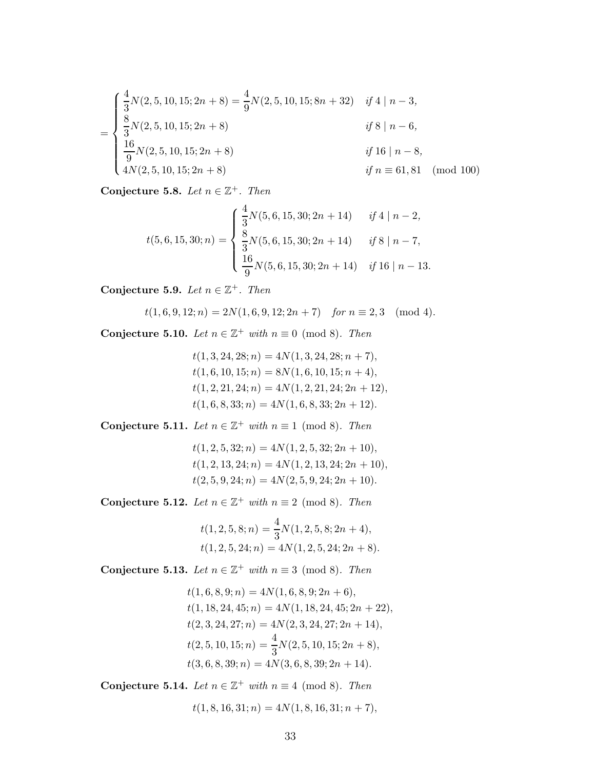$$
= \begin{cases} \dfrac{4}{3}N(2,5,10,15;2n+8) = \dfrac{4}{9}N(2,5,10,15;8n+32) & \text{if } 4 \mid n-3, \\ \dfrac{8}{3}N(2,5,10,15;2n+8) & \text{if } 8 \mid n-6, \\ \dfrac{16}{9}N(2,5,10,15;2n+8) & \text{if } 16 \mid n-8, \\ 4N(2,5,10,15;2n+8) & \text{if } n \equiv 61,81 \pmod{100} \end{cases}
$$

**Conjecture 5.8.** *Let $n \in \mathbb{Z}^+$. Then*

$$
t(5,6,15,30;n) = \begin{cases} \dfrac{4}{3}N(5,6,15,30;2n+14) & \text{if } 4 \mid n-2, \\ \dfrac{8}{3}N(5,6,15,30;2n+14) & \text{if } 8 \mid n-7, \\ \dfrac{16}{9}N(5,6,15,30;2n+14) & \text{if } 16 \mid n-13. \end{cases}
$$

**Conjecture 5.9.** *Let $n \in \mathbb{Z}^+$. Then*

$$
t(1,6,9,12;n) = 2N(1,6,9,12;2n+7) \quad \text{for } n \equiv 2,3 \pmod 4.
$$

**Conjecture 5.10.** *Let $n \in \mathbb{Z}^+$ with $n \equiv 0 \pmod 8$. Then*

$$
\begin{aligned}
t(1,3,24,28;n) &= 4N(1,3,24,28;n+7), \\
t(1,6,10,15;n) &= 8N(1,6,10,15;n+4), \\
t(1,2,21,24;n) &= 4N(1,2,21,24;2n+12), \\
t(1,6,8,33;n) &= 4N(1,6,8,33;2n+12).
\end{aligned}
$$

**Conjecture 5.11.** *Let $n \in \mathbb{Z}^+$ with $n \equiv 1 \pmod 8$. Then*

$$
\begin{aligned}
t(1,2,5,32;n) &= 4N(1,2,5,32;2n+10), \\
t(1,2,13,24;n) &= 4N(1,2,13,24;2n+10), \\
t(2,5,9,24;n) &= 4N(2,5,9,24;2n+10).
\end{aligned}
$$

**Conjecture 5.12.** *Let $n \in \mathbb{Z}^+$ with $n \equiv 2 \pmod 8$. Then*

$$
\begin{aligned}
t(1,2,5,8;n) &= \frac{4}{3}N(1,2,5,8;2n+4), \\
t(1,2,5,24;n) &= 4N(1,2,5,24;2n+8).
\end{aligned}
$$

**Conjecture 5.13.** *Let $n \in \mathbb{Z}^+$ with $n \equiv 3 \pmod 8$. Then*

$$
\begin{aligned}
t(1,6,8,9;n) &= 4N(1,6,8,9;2n+6), \\
t(1,18,24,45;n) &= 4N(1,18,24,45;2n+22), \\
t(2,3,24,27;n) &= 4N(2,3,24,27;2n+14), \\
t(2,5,10,15;n) &= \frac{4}{3}N(2,5,10,15;2n+8), \\
t(3,6,8,39;n) &= 4N(3,6,8,39;2n+14).
\end{aligned}
$$

**Conjecture 5.14.** *Let $n \in \mathbb{Z}^+$ with $n \equiv 4 \pmod 8$. Then*

$$
t(1,8,16,31;n) = 4N(1,8,16,31;n+7),
$$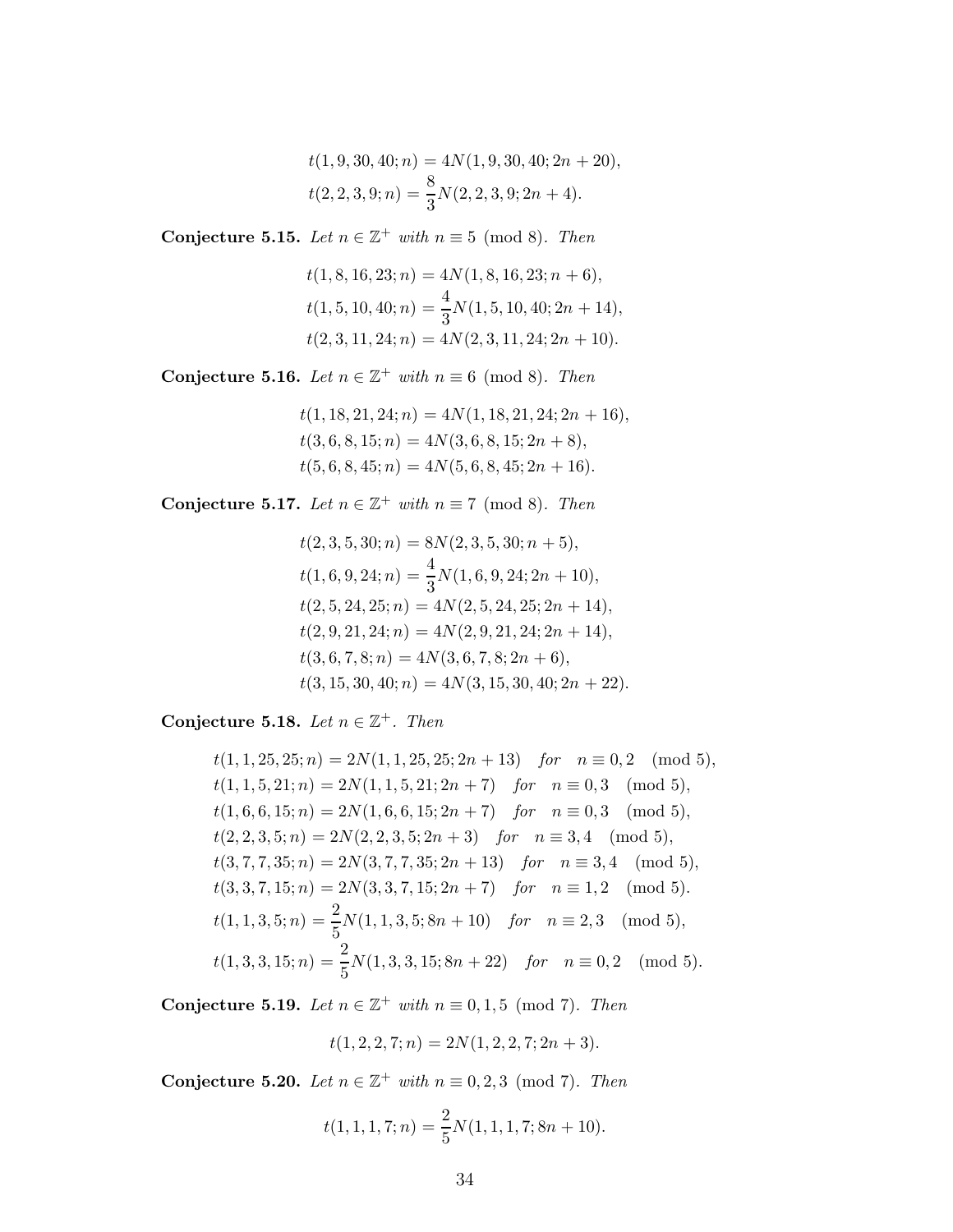$$t(1,9,30,40;n) = 4N(1,9,30,40;2n+20),$$
$$t(2,2,3,9;n) = \frac{8}{3}N(2,2,3,9;2n+4).$$

**Conjecture 5.15.** *Let $n \in \mathbb{Z}^+$ with $n \equiv 5 \pmod 8$. Then*

$$t(1,8,16,23;n) = 4N(1,8,16,23;n+6),$$
$$t(1,5,10,40;n) = \frac{4}{3}N(1,5,10,40;2n+14),$$
$$t(2,3,11,24;n) = 4N(2,3,11,24;2n+10).$$

**Conjecture 5.16.** *Let $n \in \mathbb{Z}^+$ with $n \equiv 6 \pmod 8$. Then*

$$t(1,18,21,24;n) = 4N(1,18,21,24;2n+16),$$
$$t(3,6,8,15;n) = 4N(3,6,8,15;2n+8),$$
$$t(5,6,8,45;n) = 4N(5,6,8,45;2n+16).$$

**Conjecture 5.17.** *Let $n \in \mathbb{Z}^+$ with $n \equiv 7 \pmod 8$. Then*

$$t(2,3,5,30;n) = 8N(2,3,5,30;n+5),$$
$$t(1,6,9,24;n) = \frac{4}{3}N(1,6,9,24;2n+10),$$
$$t(2,5,24,25;n) = 4N(2,5,24,25;2n+14),$$
$$t(2,9,21,24;n) = 4N(2,9,21,24;2n+14),$$
$$t(3,6,7,8;n) = 4N(3,6,7,8;2n+6),$$
$$t(3,15,30,40;n) = 4N(3,15,30,40;2n+22).$$

**Conjecture 5.18.** *Let $n \in \mathbb{Z}^+$. Then*

$$t(1,1,25,25;n) = 2N(1,1,25,25;2n+13) \quad \text{for} \quad n \equiv 0,2 \pmod 5,$$
$$t(1,1,5,21;n) = 2N(1,1,5,21;2n+7) \quad \text{for} \quad n \equiv 0,3 \pmod 5,$$
$$t(1,6,6,15;n) = 2N(1,6,6,15;2n+7) \quad \text{for} \quad n \equiv 0,3 \pmod 5,$$
$$t(2,2,3,5;n) = 2N(2,2,3,5;2n+3) \quad \text{for} \quad n \equiv 3,4 \pmod 5,$$
$$t(3,7,7,35;n) = 2N(3,7,7,35;2n+13) \quad \text{for} \quad n \equiv 3,4 \pmod 5,$$
$$t(3,3,7,15;n) = 2N(3,3,7,15;2n+7) \quad \text{for} \quad n \equiv 1,2 \pmod 5.$$
$$t(1,1,3,5;n) = \frac{2}{5}N(1,1,3,5;8n+10) \quad \text{for} \quad n \equiv 2,3 \pmod 5,$$
$$t(1,3,3,15;n) = \frac{2}{5}N(1,3,3,15;8n+22) \quad \text{for} \quad n \equiv 0,2 \pmod 5.$$

**Conjecture 5.19.** *Let $n \in \mathbb{Z}^+$ with $n \equiv 0,1,5 \pmod 7$. Then*

$$t(1,2,2,7;n) = 2N(1,2,2,7;2n+3).$$

**Conjecture 5.20.** *Let $n \in \mathbb{Z}^+$ with $n \equiv 0,2,3 \pmod 7$. Then*

$$t(1,1,1,7;n) = \frac{2}{5}N(1,1,1,7;8n+10).$$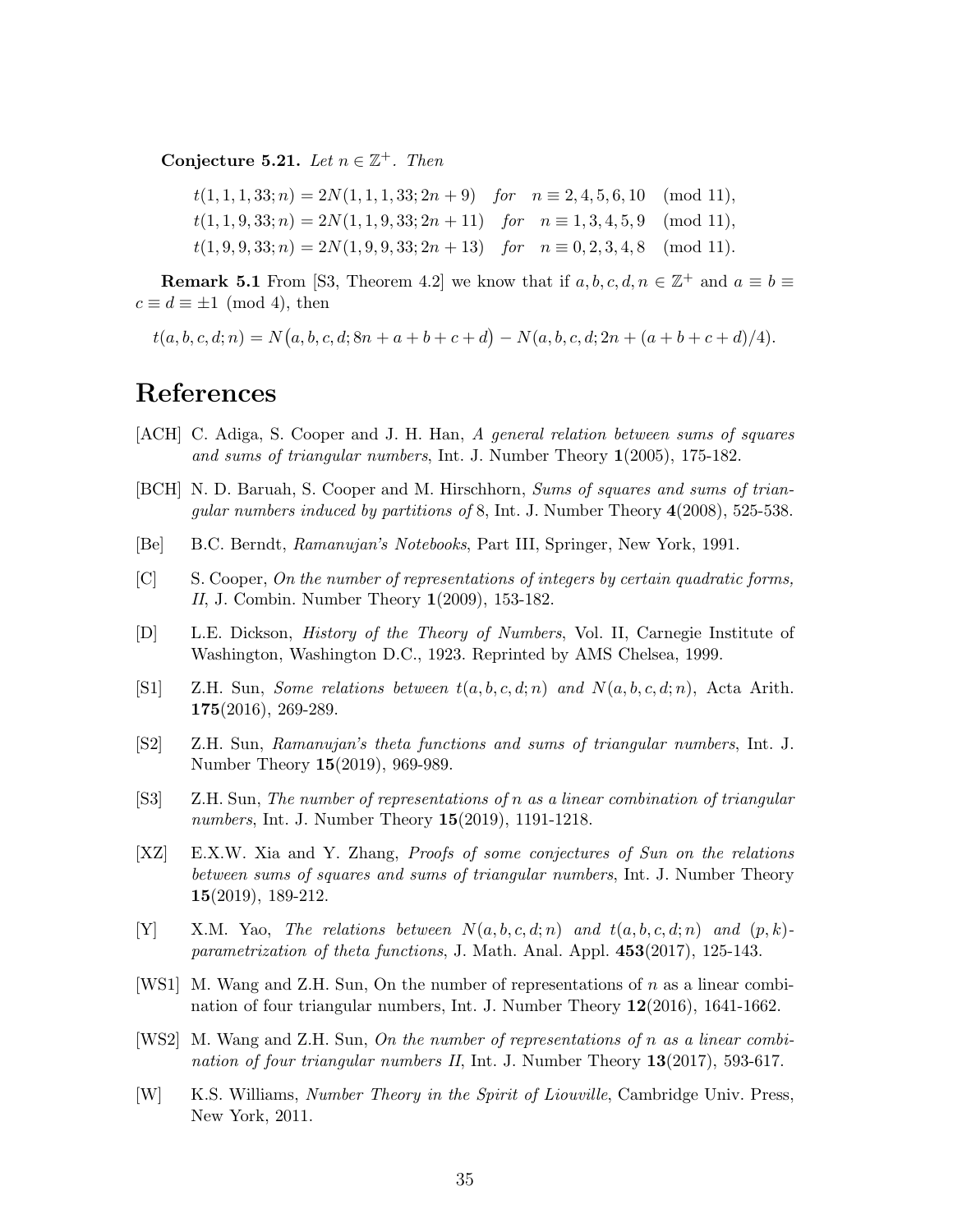**Conjecture 5.21.** *Let $n \in \mathbb{Z}^+$. Then*

$$t(1,1,1,33;n) = 2N(1,1,1,33;2n+9) \quad \text{for} \quad n \equiv 2,4,5,6,10 \pmod{11},$$
$$t(1,1,9,33;n) = 2N(1,1,9,33;2n+11) \quad \text{for} \quad n \equiv 1,3,4,5,9 \pmod{11},$$
$$t(1,9,9,33;n) = 2N(1,9,9,33;2n+13) \quad \text{for} \quad n \equiv 0,2,3,4,8 \pmod{11}.$$

**Remark 5.1** From [S3, Theorem 4.2] we know that if $a,b,c,d,n \in \mathbb{Z}^+$ and $a \equiv b \equiv c \equiv d \equiv \pm 1 \pmod 4$, then

$$t(a,b,c,d;n) = N\big(a,b,c,d;8n+a+b+c+d\big) - N(a,b,c,d;2n+(a+b+c+d)/4).$$

# References

[ACH] C. Adiga, S. Cooper and J. H. Han, *A general relation between sums of squares and sums of triangular numbers*, Int. J. Number Theory **1**(2005), 175-182.

[BCH] N. D. Baruah, S. Cooper and M. Hirschhorn, *Sums of squares and sums of triangular numbers induced by partitions of* 8, Int. J. Number Theory **4**(2008), 525-538.

[Be] B.C. Berndt, *Ramanujan's Notebooks*, Part III, Springer, New York, 1991.

[C] S. Cooper, *On the number of representations of integers by certain quadratic forms, II*, J. Combin. Number Theory **1**(2009), 153-182.

[D] L.E. Dickson, *History of the Theory of Numbers*, Vol. II, Carnegie Institute of Washington, Washington D.C., 1923. Reprinted by AMS Chelsea, 1999.

[S1] Z.H. Sun, *Some relations between $t(a,b,c,d;n)$ and $N(a,b,c,d;n)$*, Acta Arith. **175**(2016), 269-289.

[S2] Z.H. Sun, *Ramanujan's theta functions and sums of triangular numbers*, Int. J. Number Theory **15**(2019), 969-989.

[S3] Z.H. Sun, *The number of representations of n as a linear combination of triangular numbers*, Int. J. Number Theory **15**(2019), 1191-1218.

[XZ] E.X.W. Xia and Y. Zhang, *Proofs of some conjectures of Sun on the relations between sums of squares and sums of triangular numbers*, Int. J. Number Theory **15**(2019), 189-212.

[Y] X.M. Yao, *The relations between $N(a,b,c,d;n)$ and $t(a,b,c,d;n)$ and $(p,k)$-parametrization of theta functions*, J. Math. Anal. Appl. **453**(2017), 125-143.

[WS1] M. Wang and Z.H. Sun, On the number of representations of $n$ as a linear combination of four triangular numbers, Int. J. Number Theory **12**(2016), 1641-1662.

[WS2] M. Wang and Z.H. Sun, *On the number of representations of n as a linear combination of four triangular numbers II*, Int. J. Number Theory **13**(2017), 593-617.

[W] K.S. Williams, *Number Theory in the Spirit of Liouville*, Cambridge Univ. Press, New York, 2011.